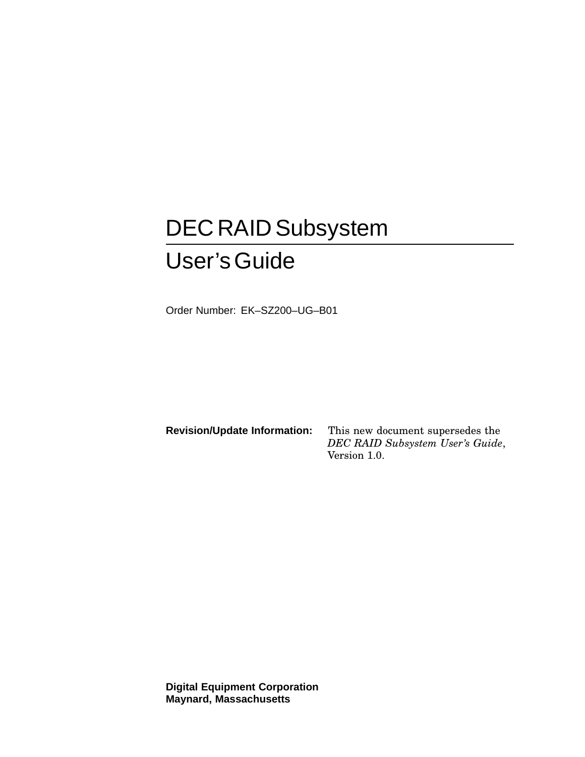# DEC RAID Subsystem

# User's Guide

Order Number: EK–SZ200–UG–B01

**Revision/Update Information:** This new document supersedes the *DEC RAID Subsystem User's Guide*, Version 1.0.

**Digital Equipment Corporation**
**Maynard, Massachusetts**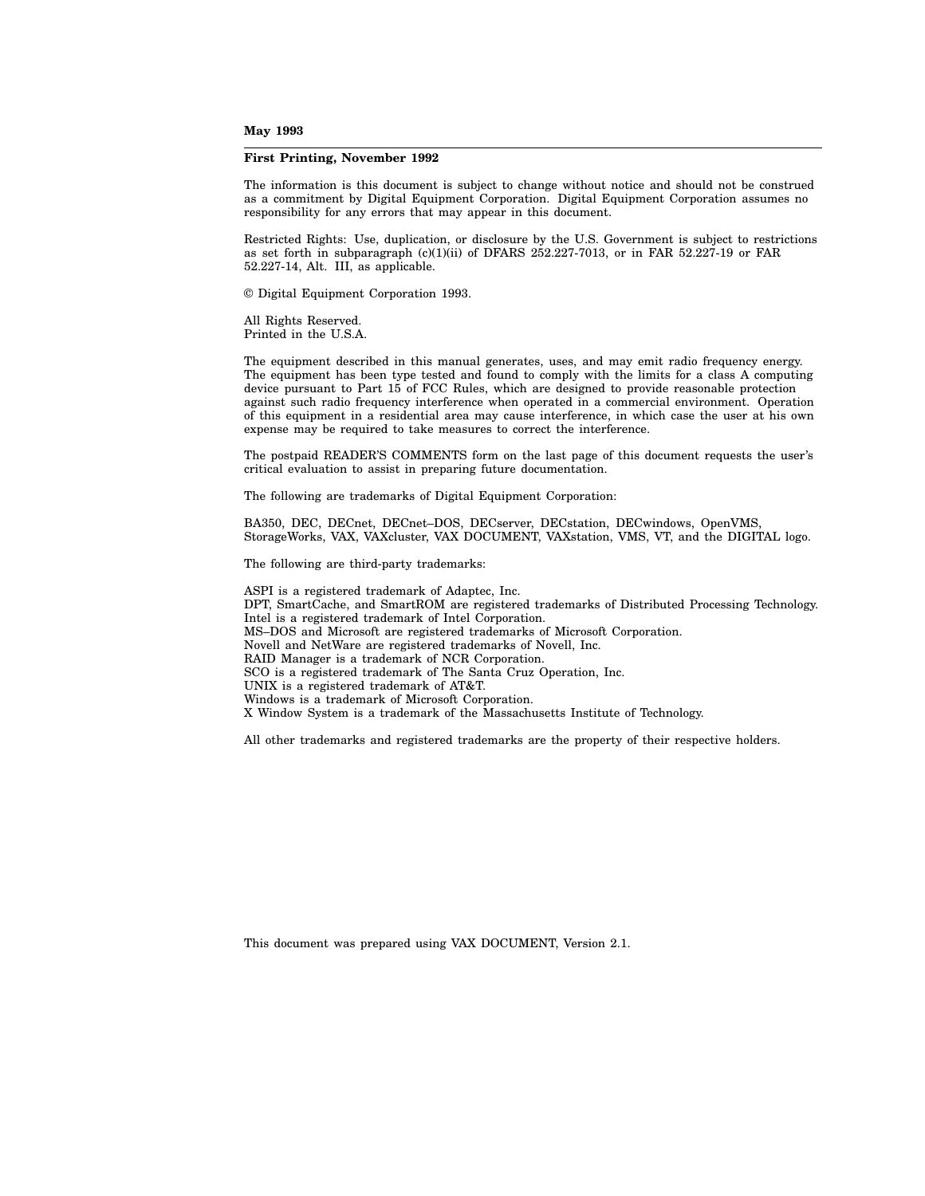**May 1993**

**First Printing, November 1992**

The information is this document is subject to change without notice and should not be construed as a commitment by Digital Equipment Corporation. Digital Equipment Corporation assumes no responsibility for any errors that may appear in this document.

Restricted Rights: Use, duplication, or disclosure by the U.S. Government is subject to restrictions as set forth in subparagraph (c)(1)(ii) of DFARS 252.227-7013, or in FAR 52.227-19 or FAR 52.227-14, Alt. III, as applicable.

© Digital Equipment Corporation 1993.

All Rights Reserved.
Printed in the U.S.A.

The equipment described in this manual generates, uses, and may emit radio frequency energy. The equipment has been type tested and found to comply with the limits for a class A computing device pursuant to Part 15 of FCC Rules, which are designed to provide reasonable protection against such radio frequency interference when operated in a commercial environment. Operation of this equipment in a residential area may cause interference, in which case the user at his own expense may be required to take measures to correct the interference.

The postpaid READER'S COMMENTS form on the last page of this document requests the user's critical evaluation to assist in preparing future documentation.

The following are trademarks of Digital Equipment Corporation:

BA350, DEC, DECnet, DECnet–DOS, DECserver, DECstation, DECwindows, OpenVMS, StorageWorks, VAX, VAXcluster, VAX DOCUMENT, VAXstation, VMS, VT, and the DIGITAL logo.

The following are third-party trademarks:

ASPI is a registered trademark of Adaptec, Inc.
DPT, SmartCache, and SmartROM are registered trademarks of Distributed Processing Technology.
Intel is a registered trademark of Intel Corporation.
MS–DOS and Microsoft are registered trademarks of Microsoft Corporation.
Novell and NetWare are registered trademarks of Novell, Inc.
RAID Manager is a trademark of NCR Corporation.
SCO is a registered trademark of The Santa Cruz Operation, Inc.
UNIX is a registered trademark of AT&T.
Windows is a trademark of Microsoft Corporation.
X Window System is a trademark of the Massachusetts Institute of Technology.

All other trademarks and registered trademarks are the property of their respective holders.

This document was prepared using VAX DOCUMENT, Version 2.1.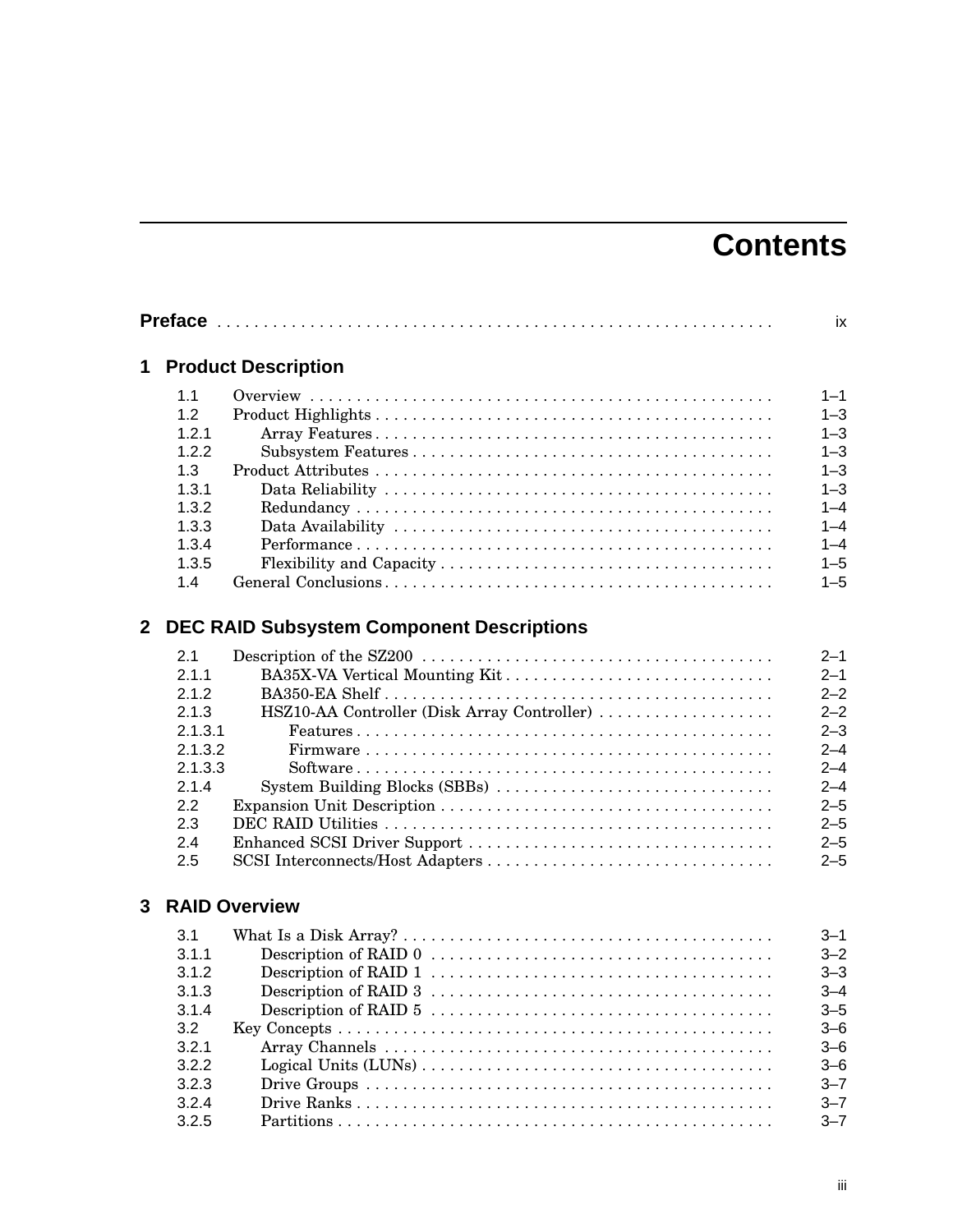# Contents

**Preface** ..... ix

## 1 Product Description

| | | |
|---|---|---|
| 1.1 | Overview | 1–1 |
| 1.2 | Product Highlights | 1–3 |
| 1.2.1 | Array Features | 1–3 |
| 1.2.2 | Subsystem Features | 1–3 |
| 1.3 | Product Attributes | 1–3 |
| 1.3.1 | Data Reliability | 1–3 |
| 1.3.2 | Redundancy | 1–4 |
| 1.3.3 | Data Availability | 1–4 |
| 1.3.4 | Performance | 1–4 |
| 1.3.5 | Flexibility and Capacity | 1–5 |
| 1.4 | General Conclusions | 1–5 |

## 2 DEC RAID Subsystem Component Descriptions

| | | |
|---|---|---|
| 2.1 | Description of the SZ200 | 2–1 |
| 2.1.1 | BA35X-VA Vertical Mounting Kit | 2–1 |
| 2.1.2 | BA350-EA Shelf | 2–2 |
| 2.1.3 | HSZ10-AA Controller (Disk Array Controller) | 2–2 |
| 2.1.3.1 | Features | 2–3 |
| 2.1.3.2 | Firmware | 2–4 |
| 2.1.3.3 | Software | 2–4 |
| 2.1.4 | System Building Blocks (SBBs) | 2–4 |
| 2.2 | Expansion Unit Description | 2–5 |
| 2.3 | DEC RAID Utilities | 2–5 |
| 2.4 | Enhanced SCSI Driver Support | 2–5 |
| 2.5 | SCSI Interconnects/Host Adapters | 2–5 |

## 3 RAID Overview

| | | |
|---|---|---|
| 3.1 | What Is a Disk Array? | 3–1 |
| 3.1.1 | Description of RAID 0 | 3–2 |
| 3.1.2 | Description of RAID 1 | 3–3 |
| 3.1.3 | Description of RAID 3 | 3–4 |
| 3.1.4 | Description of RAID 5 | 3–5 |
| 3.2 | Key Concepts | 3–6 |
| 3.2.1 | Array Channels | 3–6 |
| 3.2.2 | Logical Units (LUNs) | 3–6 |
| 3.2.3 | Drive Groups | 3–7 |
| 3.2.4 | Drive Ranks | 3–7 |
| 3.2.5 | Partitions | 3–7 |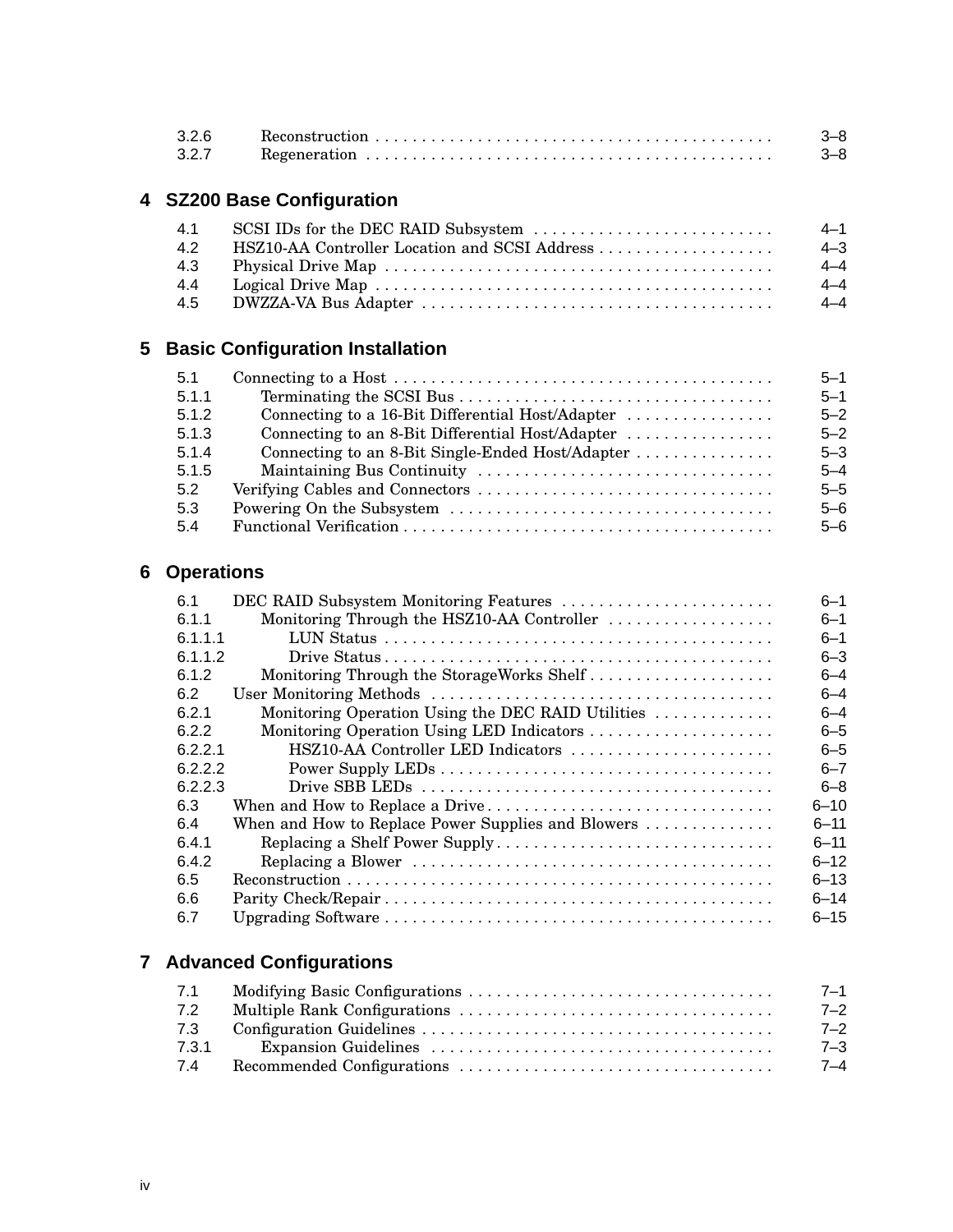| | | |
|---|---|---|
| 3.2.6 | Reconstruction | 3–8 |
| 3.2.7 | Regeneration | 3–8 |

## 4 SZ200 Base Configuration

| | | |
|---|---|---|
| 4.1 | SCSI IDs for the DEC RAID Subsystem | 4–1 |
| 4.2 | HSZ10-AA Controller Location and SCSI Address | 4–3 |
| 4.3 | Physical Drive Map | 4–4 |
| 4.4 | Logical Drive Map | 4–4 |
| 4.5 | DWZZA-VA Bus Adapter | 4–4 |

## 5 Basic Configuration Installation

| | | |
|---|---|---|
| 5.1 | Connecting to a Host | 5–1 |
| 5.1.1 | Terminating the SCSI Bus | 5–1 |
| 5.1.2 | Connecting to a 16-Bit Differential Host/Adapter | 5–2 |
| 5.1.3 | Connecting to an 8-Bit Differential Host/Adapter | 5–2 |
| 5.1.4 | Connecting to an 8-Bit Single-Ended Host/Adapter | 5–3 |
| 5.1.5 | Maintaining Bus Continuity | 5–4 |
| 5.2 | Verifying Cables and Connectors | 5–5 |
| 5.3 | Powering On the Subsystem | 5–6 |
| 5.4 | Functional Verification | 5–6 |

## 6 Operations

| | | |
|---|---|---|
| 6.1 | DEC RAID Subsystem Monitoring Features | 6–1 |
| 6.1.1 | Monitoring Through the HSZ10-AA Controller | 6–1 |
| 6.1.1.1 | LUN Status | 6–1 |
| 6.1.1.2 | Drive Status | 6–3 |
| 6.1.2 | Monitoring Through the StorageWorks Shelf | 6–4 |
| 6.2 | User Monitoring Methods | 6–4 |
| 6.2.1 | Monitoring Operation Using the DEC RAID Utilities | 6–4 |
| 6.2.2 | Monitoring Operation Using LED Indicators | 6–5 |
| 6.2.2.1 | HSZ10-AA Controller LED Indicators | 6–5 |
| 6.2.2.2 | Power Supply LEDs | 6–7 |
| 6.2.2.3 | Drive SBB LEDs | 6–8 |
| 6.3 | When and How to Replace a Drive | 6–10 |
| 6.4 | When and How to Replace Power Supplies and Blowers | 6–11 |
| 6.4.1 | Replacing a Shelf Power Supply | 6–11 |
| 6.4.2 | Replacing a Blower | 6–12 |
| 6.5 | Reconstruction | 6–13 |
| 6.6 | Parity Check/Repair | 6–14 |
| 6.7 | Upgrading Software | 6–15 |

## 7 Advanced Configurations

| | | |
|---|---|---|
| 7.1 | Modifying Basic Configurations | 7–1 |
| 7.2 | Multiple Rank Configurations | 7–2 |
| 7.3 | Configuration Guidelines | 7–2 |
| 7.3.1 | Expansion Guidelines | 7–3 |
| 7.4 | Recommended Configurations | 7–4 |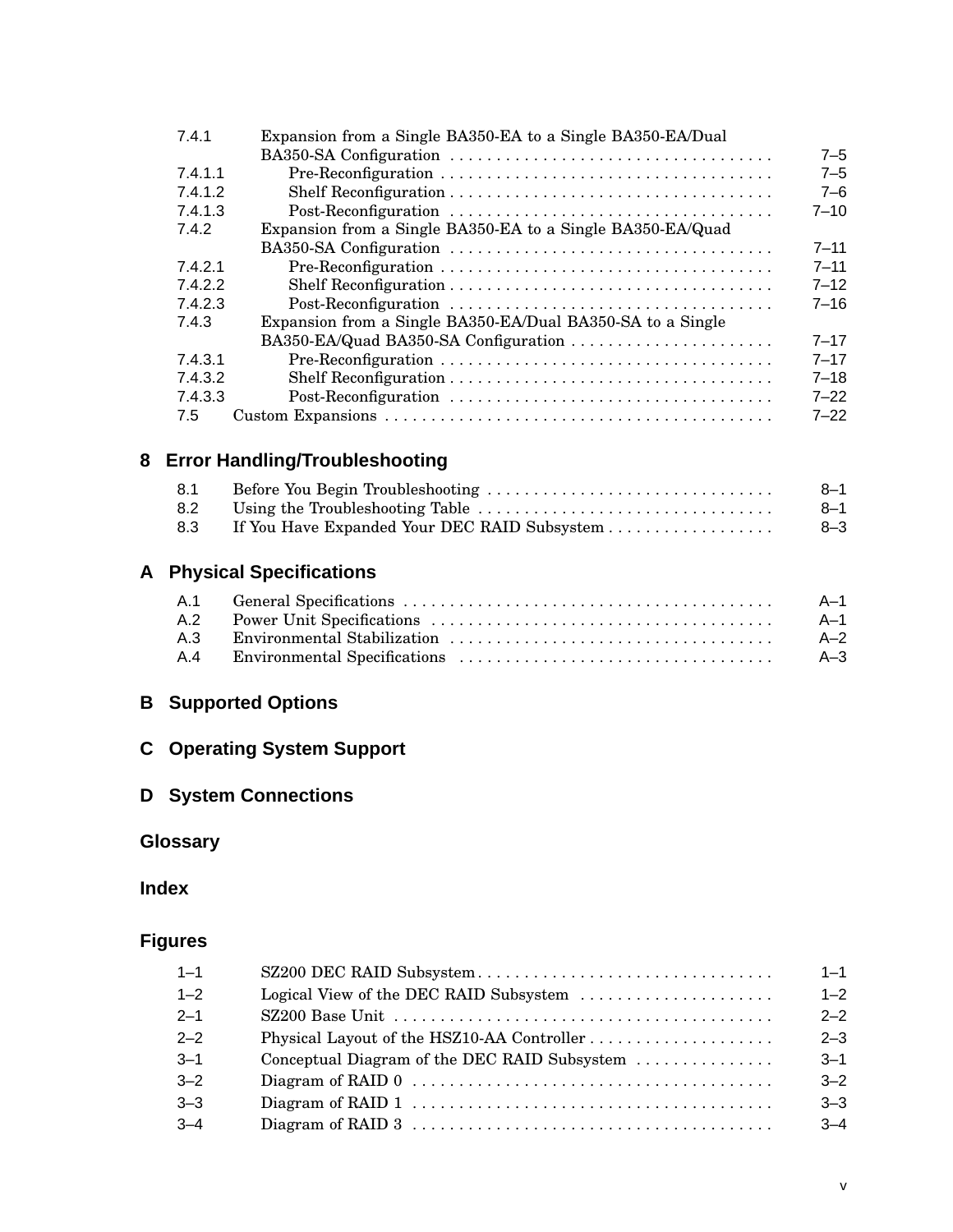| | | |
|---|---|---|
| 7.4.1 | Expansion from a Single BA350-EA to a Single BA350-EA/Dual BA350-SA Configuration | 7–5 |
| 7.4.1.1 | Pre-Reconfiguration | 7–5 |
| 7.4.1.2 | Shelf Reconfiguration | 7–6 |
| 7.4.1.3 | Post-Reconfiguration | 7–10 |
| 7.4.2 | Expansion from a Single BA350-EA to a Single BA350-EA/Quad BA350-SA Configuration | 7–11 |
| 7.4.2.1 | Pre-Reconfiguration | 7–11 |
| 7.4.2.2 | Shelf Reconfiguration | 7–12 |
| 7.4.2.3 | Post-Reconfiguration | 7–16 |
| 7.4.3 | Expansion from a Single BA350-EA/Dual BA350-SA to a Single BA350-EA/Quad BA350-SA Configuration | 7–17 |
| 7.4.3.1 | Pre-Reconfiguration | 7–17 |
| 7.4.3.2 | Shelf Reconfiguration | 7–18 |
| 7.4.3.3 | Post-Reconfiguration | 7–22 |
| 7.5 | Custom Expansions | 7–22 |

## 8 Error Handling/Troubleshooting

| | | |
|---|---|---|
| 8.1 | Before You Begin Troubleshooting | 8–1 |
| 8.2 | Using the Troubleshooting Table | 8–1 |
| 8.3 | If You Have Expanded Your DEC RAID Subsystem | 8–3 |

## A Physical Specifications

| | | |
|---|---|---|
| A.1 | General Specifications | A–1 |
| A.2 | Power Unit Specifications | A–1 |
| A.3 | Environmental Stabilization | A–2 |
| A.4 | Environmental Specifications | A–3 |

## B Supported Options

## C Operating System Support

## D System Connections

## Glossary

## Index

## Figures

| | | |
|---|---|---|
| 1–1 | SZ200 DEC RAID Subsystem | 1–1 |
| 1–2 | Logical View of the DEC RAID Subsystem | 1–2 |
| 2–1 | SZ200 Base Unit | 2–2 |
| 2–2 | Physical Layout of the HSZ10-AA Controller | 2–3 |
| 3–1 | Conceptual Diagram of the DEC RAID Subsystem | 3–1 |
| 3–2 | Diagram of RAID 0 | 3–2 |
| 3–3 | Diagram of RAID 1 | 3–3 |
| 3–4 | Diagram of RAID 3 | 3–4 |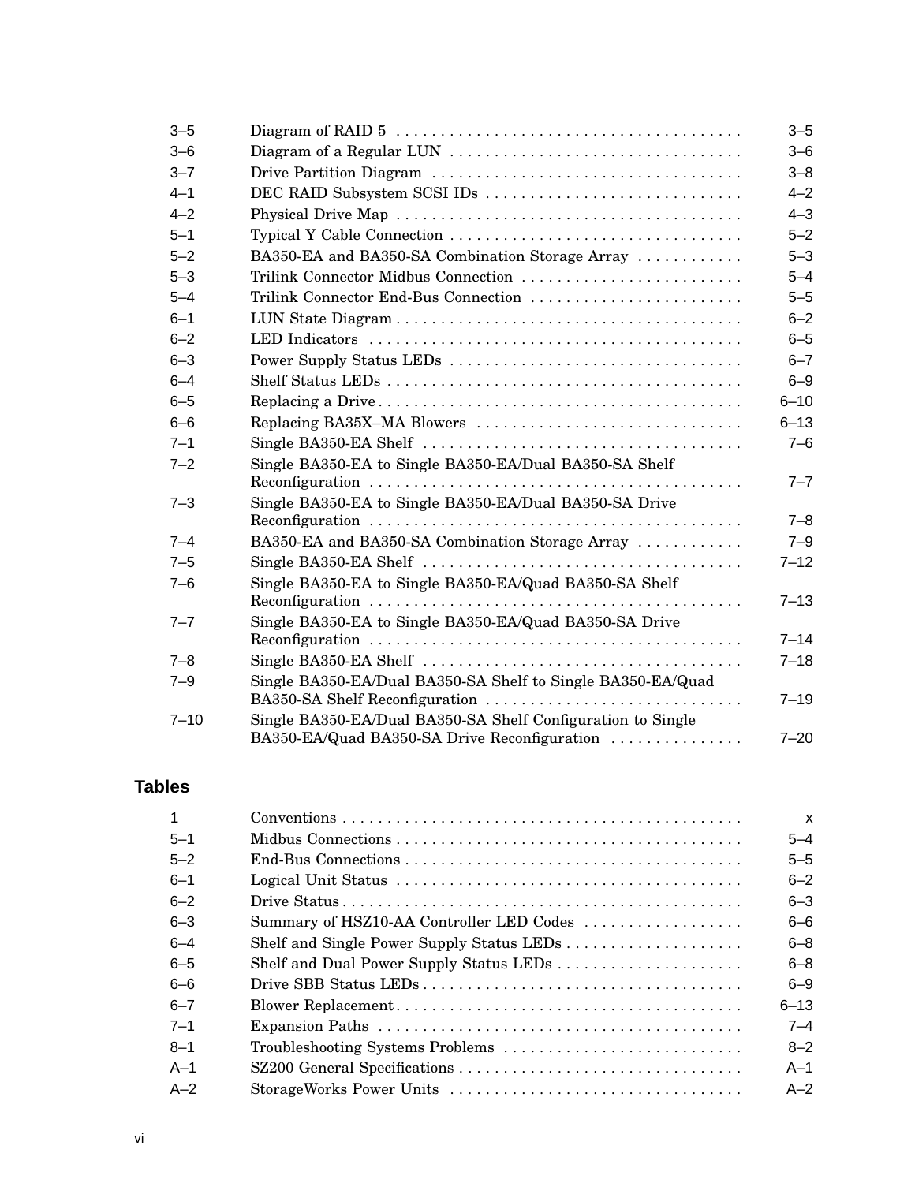| | | |
|---|---|---|
| 3–5 | Diagram of RAID 5 | 3–5 |
| 3–6 | Diagram of a Regular LUN | 3–6 |
| 3–7 | Drive Partition Diagram | 3–8 |
| 4–1 | DEC RAID Subsystem SCSI IDs | 4–2 |
| 4–2 | Physical Drive Map | 4–3 |
| 5–1 | Typical Y Cable Connection | 5–2 |
| 5–2 | BA350-EA and BA350-SA Combination Storage Array | 5–3 |
| 5–3 | Trilink Connector Midbus Connection | 5–4 |
| 5–4 | Trilink Connector End-Bus Connection | 5–5 |
| 6–1 | LUN State Diagram | 6–2 |
| 6–2 | LED Indicators | 6–5 |
| 6–3 | Power Supply Status LEDs | 6–7 |
| 6–4 | Shelf Status LEDs | 6–9 |
| 6–5 | Replacing a Drive | 6–10 |
| 6–6 | Replacing BA35X–MA Blowers | 6–13 |
| 7–1 | Single BA350-EA Shelf | 7–6 |
| 7–2 | Single BA350-EA to Single BA350-EA/Dual BA350-SA Shelf Reconfiguration | 7–7 |
| 7–3 | Single BA350-EA to Single BA350-EA/Dual BA350-SA Drive Reconfiguration | 7–8 |
| 7–4 | BA350-EA and BA350-SA Combination Storage Array | 7–9 |
| 7–5 | Single BA350-EA Shelf | 7–12 |
| 7–6 | Single BA350-EA to Single BA350-EA/Quad BA350-SA Shelf Reconfiguration | 7–13 |
| 7–7 | Single BA350-EA to Single BA350-EA/Quad BA350-SA Drive Reconfiguration | 7–14 |
| 7–8 | Single BA350-EA Shelf | 7–18 |
| 7–9 | Single BA350-EA/Dual BA350-SA Shelf to Single BA350-EA/Quad BA350-SA Shelf Reconfiguration | 7–19 |
| 7–10 | Single BA350-EA/Dual BA350-SA Shelf Configuration to Single BA350-EA/Quad BA350-SA Drive Reconfiguration | 7–20 |

## Tables

| | | |
|---|---|---|
| 1 | Conventions | x |
| 5–1 | Midbus Connections | 5–4 |
| 5–2 | End-Bus Connections | 5–5 |
| 6–1 | Logical Unit Status | 6–2 |
| 6–2 | Drive Status | 6–3 |
| 6–3 | Summary of HSZ10-AA Controller LED Codes | 6–6 |
| 6–4 | Shelf and Single Power Supply Status LEDs | 6–8 |
| 6–5 | Shelf and Dual Power Supply Status LEDs | 6–8 |
| 6–6 | Drive SBB Status LEDs | 6–9 |
| 6–7 | Blower Replacement | 6–13 |
| 7–1 | Expansion Paths | 7–4 |
| 8–1 | Troubleshooting Systems Problems | 8–2 |
| A–1 | SZ200 General Specifications | A–1 |
| A–2 | StorageWorks Power Units | A–2 |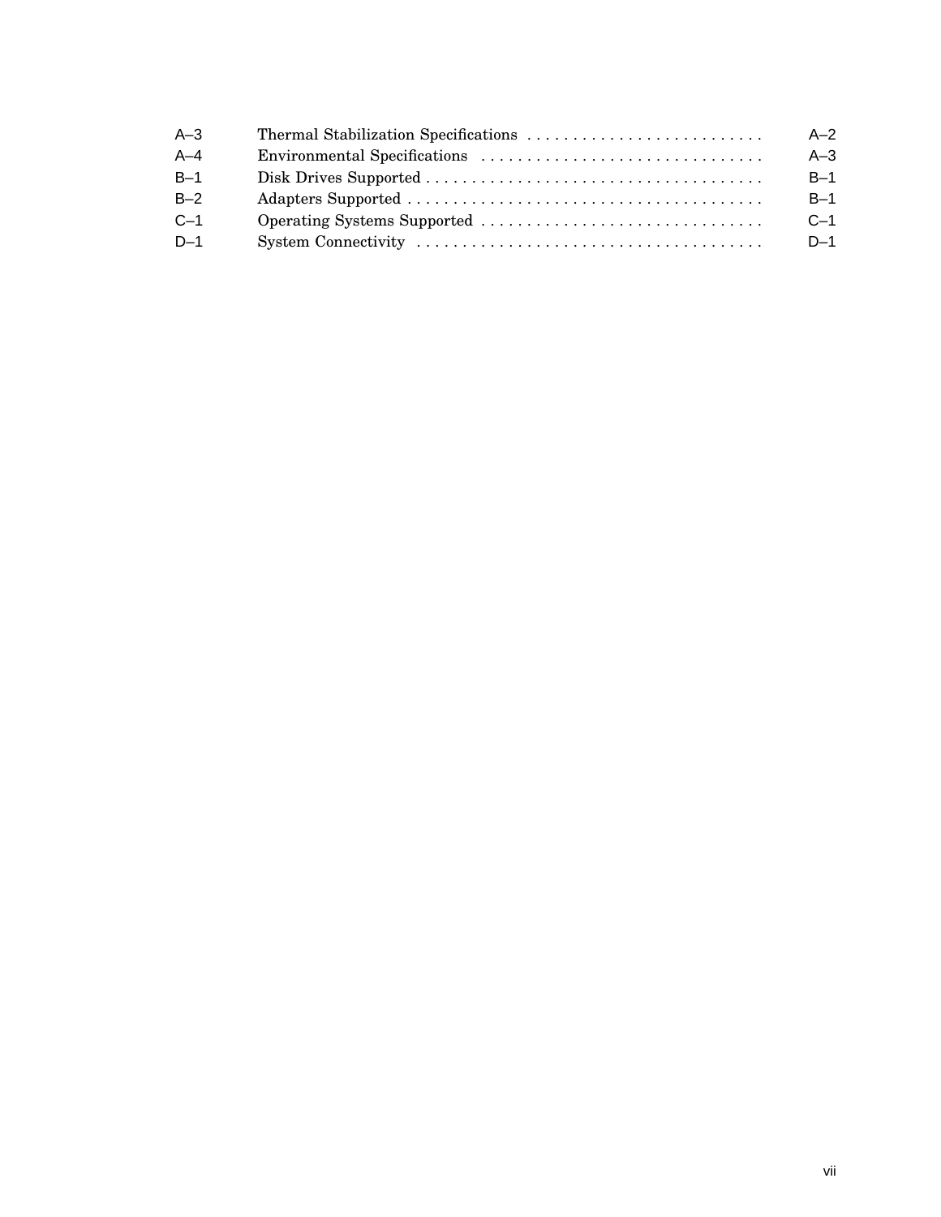| | | |
|---|---|---|
| A–3 | Thermal Stabilization Specifications | A–2 |
| A–4 | Environmental Specifications | A–3 |
| B–1 | Disk Drives Supported | B–1 |
| B–2 | Adapters Supported | B–1 |
| C–1 | Operating Systems Supported | C–1 |
| D–1 | System Connectivity | D–1 |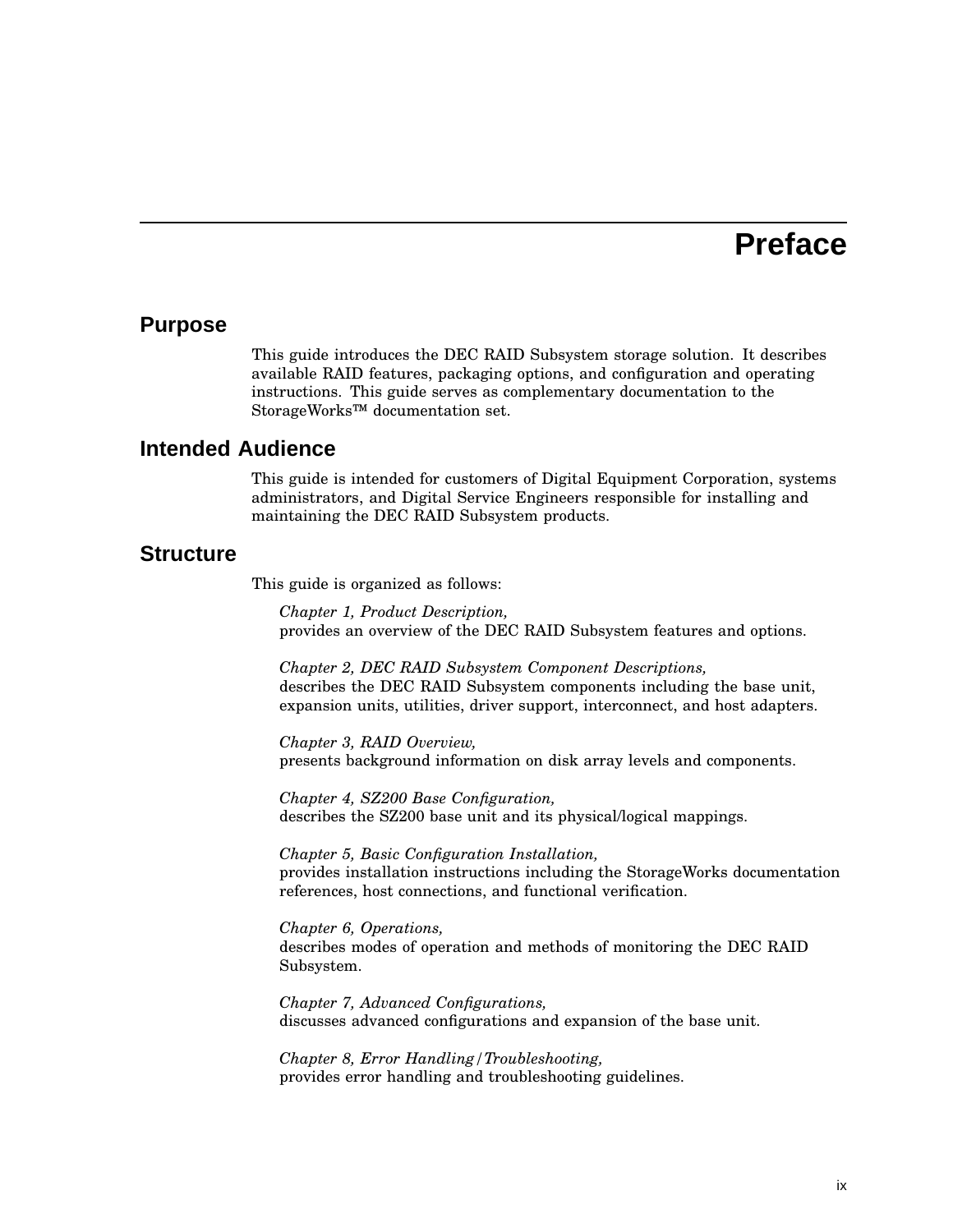# Preface

## Purpose

This guide introduces the DEC RAID Subsystem storage solution. It describes available RAID features, packaging options, and configuration and operating instructions. This guide serves as complementary documentation to the StorageWorks™ documentation set.

## Intended Audience

This guide is intended for customers of Digital Equipment Corporation, systems administrators, and Digital Service Engineers responsible for installing and maintaining the DEC RAID Subsystem products.

## Structure

This guide is organized as follows:

*Chapter 1, Product Description,*
provides an overview of the DEC RAID Subsystem features and options.

*Chapter 2, DEC RAID Subsystem Component Descriptions,*
describes the DEC RAID Subsystem components including the base unit, expansion units, utilities, driver support, interconnect, and host adapters.

*Chapter 3, RAID Overview,*
presents background information on disk array levels and components.

*Chapter 4, SZ200 Base Configuration,*
describes the SZ200 base unit and its physical/logical mappings.

*Chapter 5, Basic Configuration Installation,*
provides installation instructions including the StorageWorks documentation references, host connections, and functional verification.

*Chapter 6, Operations,*
describes modes of operation and methods of monitoring the DEC RAID Subsystem.

*Chapter 7, Advanced Configurations,*
discusses advanced configurations and expansion of the base unit.

*Chapter 8, Error Handling/Troubleshooting,*
provides error handling and troubleshooting guidelines.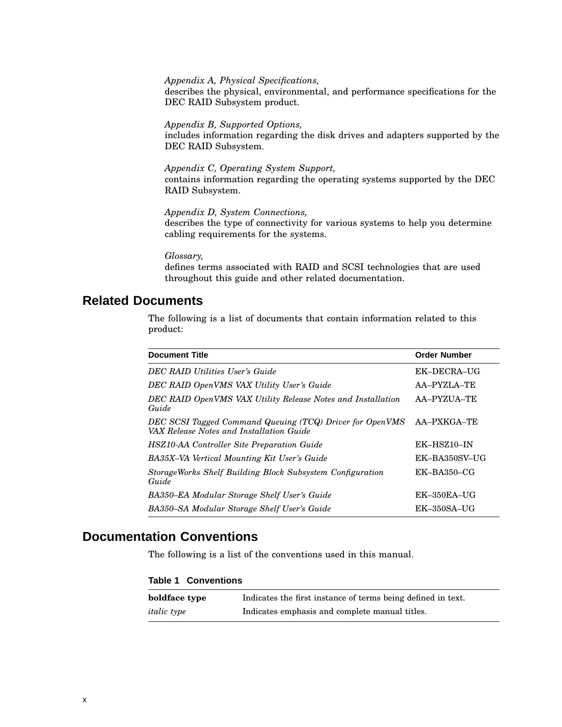*Appendix A, Physical Specifications,*
describes the physical, environmental, and performance specifications for the DEC RAID Subsystem product.

*Appendix B, Supported Options,*
includes information regarding the disk drives and adapters supported by the DEC RAID Subsystem.

*Appendix C, Operating System Support,*
contains information regarding the operating systems supported by the DEC RAID Subsystem.

*Appendix D, System Connections,*
describes the type of connectivity for various systems to help you determine cabling requirements for the systems.

*Glossary,*
defines terms associated with RAID and SCSI technologies that are used throughout this guide and other related documentation.

## Related Documents

The following is a list of documents that contain information related to this product:

| Document Title | Order Number |
|---|---|
| *DEC RAID Utilities User's Guide* | EK–DECRA–UG |
| *DEC RAID OpenVMS VAX Utility User's Guide* | AA–PYZLA–TE |
| *DEC RAID OpenVMS VAX Utility Release Notes and Installation Guide* | AA–PYZUA–TE |
| *DEC SCSI Tagged Command Queuing (TCQ) Driver for OpenVMS VAX Release Notes and Installation Guide* | AA–PXKGA–TE |
| *HSZ10-AA Controller Site Preparation Guide* | EK–HSZ10–IN |
| *BA35X–VA Vertical Mounting Kit User's Guide* | EK–BA350SV–UG |
| *StorageWorks Shelf Building Block Subsystem Configuration Guide* | EK–BA350–CG |
| *BA350–EA Modular Storage Shelf User's Guide* | EK–350EA–UG |
| *BA350–SA Modular Storage Shelf User's Guide* | EK–350SA–UG |

## Documentation Conventions

The following is a list of the conventions used in this manual.

**Table 1 Conventions**

| | |
|---|---|
| **boldface type** | Indicates the first instance of terms being defined in text. |
| *italic type* | Indicates emphasis and complete manual titles. |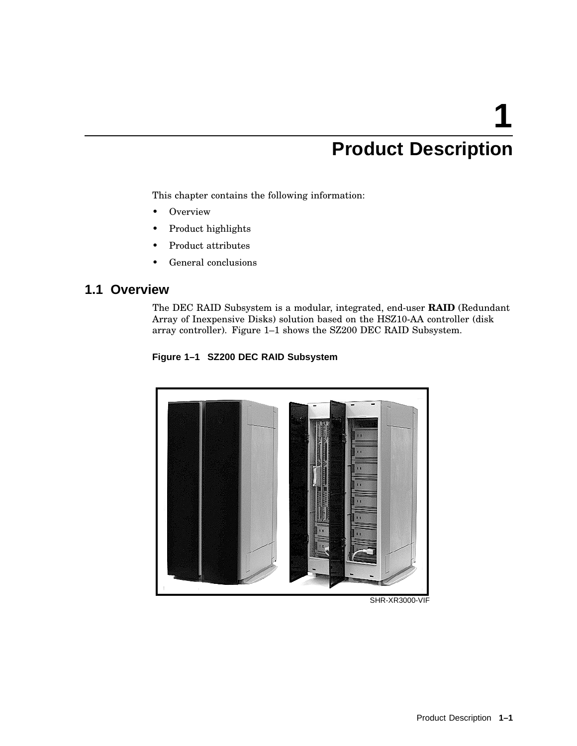# 1 Product Description

This chapter contains the following information:

- Overview
- Product highlights
- Product attributes
- General conclusions

## 1.1 Overview

The DEC RAID Subsystem is a modular, integrated, end-user **RAID** (Redundant Array of Inexpensive Disks) solution based on the HSZ10-AA controller (disk array controller). Figure 1–1 shows the SZ200 DEC RAID Subsystem.

**Figure 1–1 SZ200 DEC RAID Subsystem**

SHR-XR3000-VIF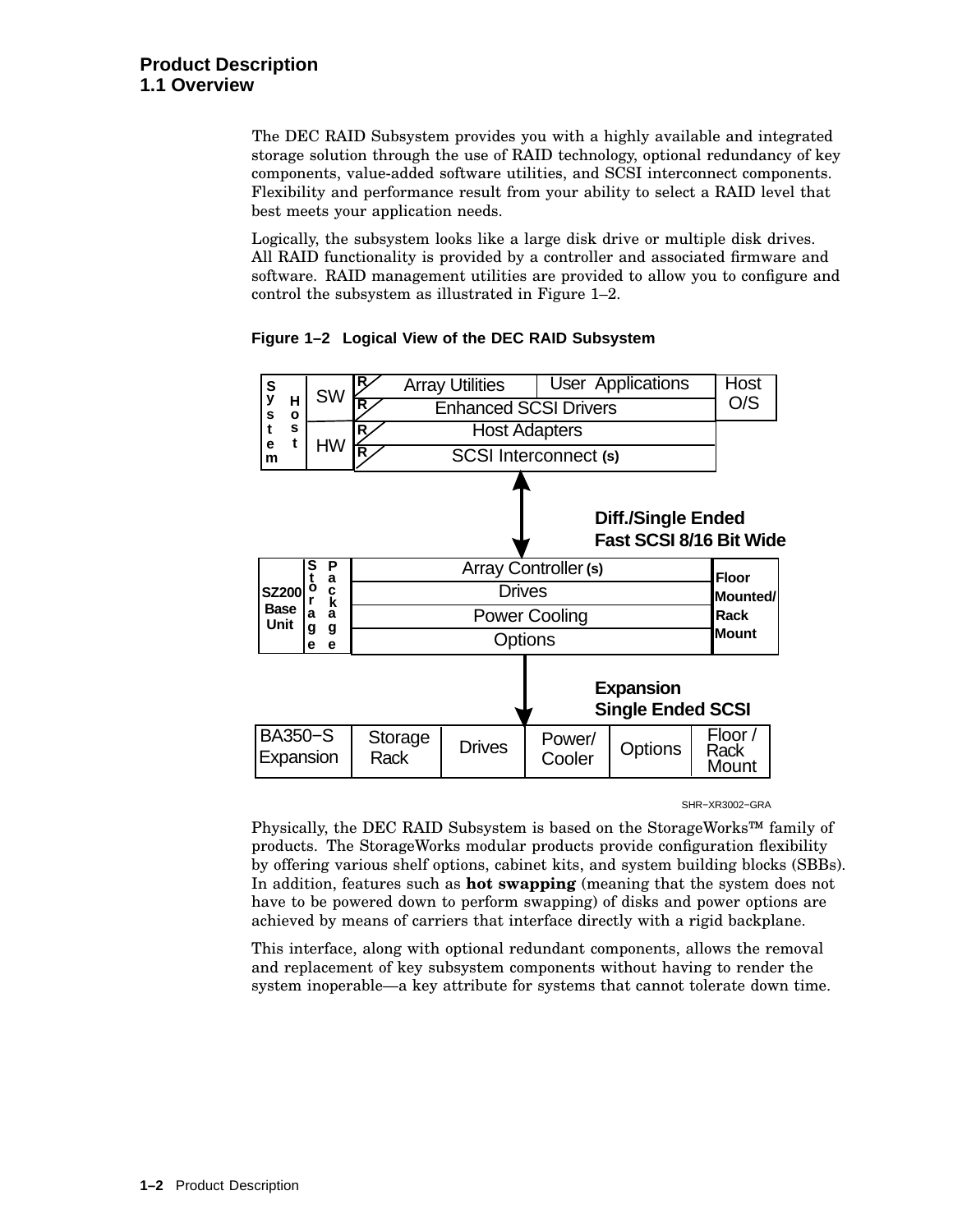## 1.1 Overview

The DEC RAID Subsystem provides you with a highly available and integrated storage solution through the use of RAID technology, optional redundancy of key components, value-added software utilities, and SCSI interconnect components. Flexibility and performance result from your ability to select a RAID level that best meets your application needs.

Logically, the subsystem looks like a large disk drive or multiple disk drives. All RAID functionality is provided by a controller and associated firmware and software. RAID management utilities are provided to allow you to configure and control the subsystem as illustrated in Figure 1–2.

**Figure 1–2 Logical View of the DEC RAID Subsystem**

Physically, the DEC RAID Subsystem is based on the StorageWorks™ family of products. The StorageWorks modular products provide configuration flexibility by offering various shelf options, cabinet kits, and system building blocks (SBBs). In addition, features such as **hot swapping** (meaning that the system does not have to be powered down to perform swapping) of disks and power options are achieved by means of carriers that interface directly with a rigid backplane.

This interface, along with optional redundant components, allows the removal and replacement of key subsystem components without having to render the system inoperable—a key attribute for systems that cannot tolerate down time.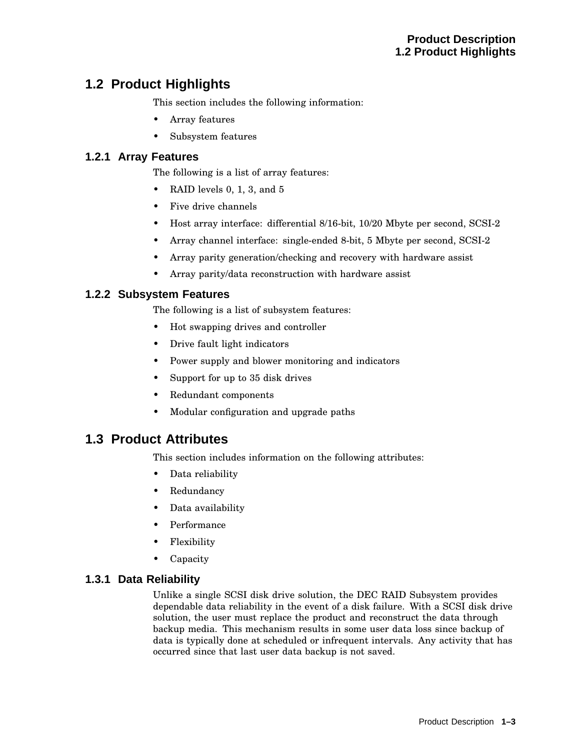## 1.2 Product Highlights

This section includes the following information:

- Array features
- Subsystem features

### 1.2.1 Array Features

The following is a list of array features:

- RAID levels 0, 1, 3, and 5
- Five drive channels
- Host array interface: differential 8/16-bit, 10/20 Mbyte per second, SCSI-2
- Array channel interface: single-ended 8-bit, 5 Mbyte per second, SCSI-2
- Array parity generation/checking and recovery with hardware assist
- Array parity/data reconstruction with hardware assist

### 1.2.2 Subsystem Features

The following is a list of subsystem features:

- Hot swapping drives and controller
- Drive fault light indicators
- Power supply and blower monitoring and indicators
- Support for up to 35 disk drives
- Redundant components
- Modular configuration and upgrade paths

## 1.3 Product Attributes

This section includes information on the following attributes:

- Data reliability
- Redundancy
- Data availability
- Performance
- Flexibility
- Capacity

### 1.3.1 Data Reliability

Unlike a single SCSI disk drive solution, the DEC RAID Subsystem provides dependable data reliability in the event of a disk failure. With a SCSI disk drive solution, the user must replace the product and reconstruct the data through backup media. This mechanism results in some user data loss since backup of data is typically done at scheduled or infrequent intervals. Any activity that has occurred since that last user data backup is not saved.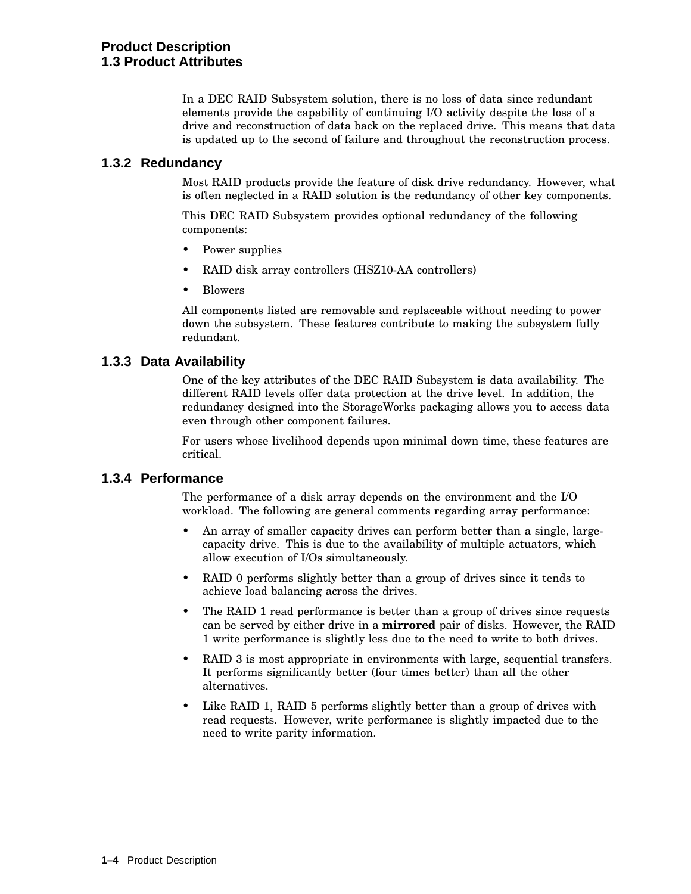In a DEC RAID Subsystem solution, there is no loss of data since redundant elements provide the capability of continuing I/O activity despite the loss of a drive and reconstruction of data back on the replaced drive. This means that data is updated up to the second of failure and throughout the reconstruction process.

### 1.3.2 Redundancy

Most RAID products provide the feature of disk drive redundancy. However, what is often neglected in a RAID solution is the redundancy of other key components.

This DEC RAID Subsystem provides optional redundancy of the following components:

- Power supplies
- RAID disk array controllers (HSZ10-AA controllers)
- Blowers

All components listed are removable and replaceable without needing to power down the subsystem. These features contribute to making the subsystem fully redundant.

### 1.3.3 Data Availability

One of the key attributes of the DEC RAID Subsystem is data availability. The different RAID levels offer data protection at the drive level. In addition, the redundancy designed into the StorageWorks packaging allows you to access data even through other component failures.

For users whose livelihood depends upon minimal down time, these features are critical.

### 1.3.4 Performance

The performance of a disk array depends on the environment and the I/O workload. The following are general comments regarding array performance:

- An array of smaller capacity drives can perform better than a single, large-capacity drive. This is due to the availability of multiple actuators, which allow execution of I/Os simultaneously.
- RAID 0 performs slightly better than a group of drives since it tends to achieve load balancing across the drives.
- The RAID 1 read performance is better than a group of drives since requests can be served by either drive in a **mirrored** pair of disks. However, the RAID 1 write performance is slightly less due to the need to write to both drives.
- RAID 3 is most appropriate in environments with large, sequential transfers. It performs significantly better (four times better) than all the other alternatives.
- Like RAID 1, RAID 5 performs slightly better than a group of drives with read requests. However, write performance is slightly impacted due to the need to write parity information.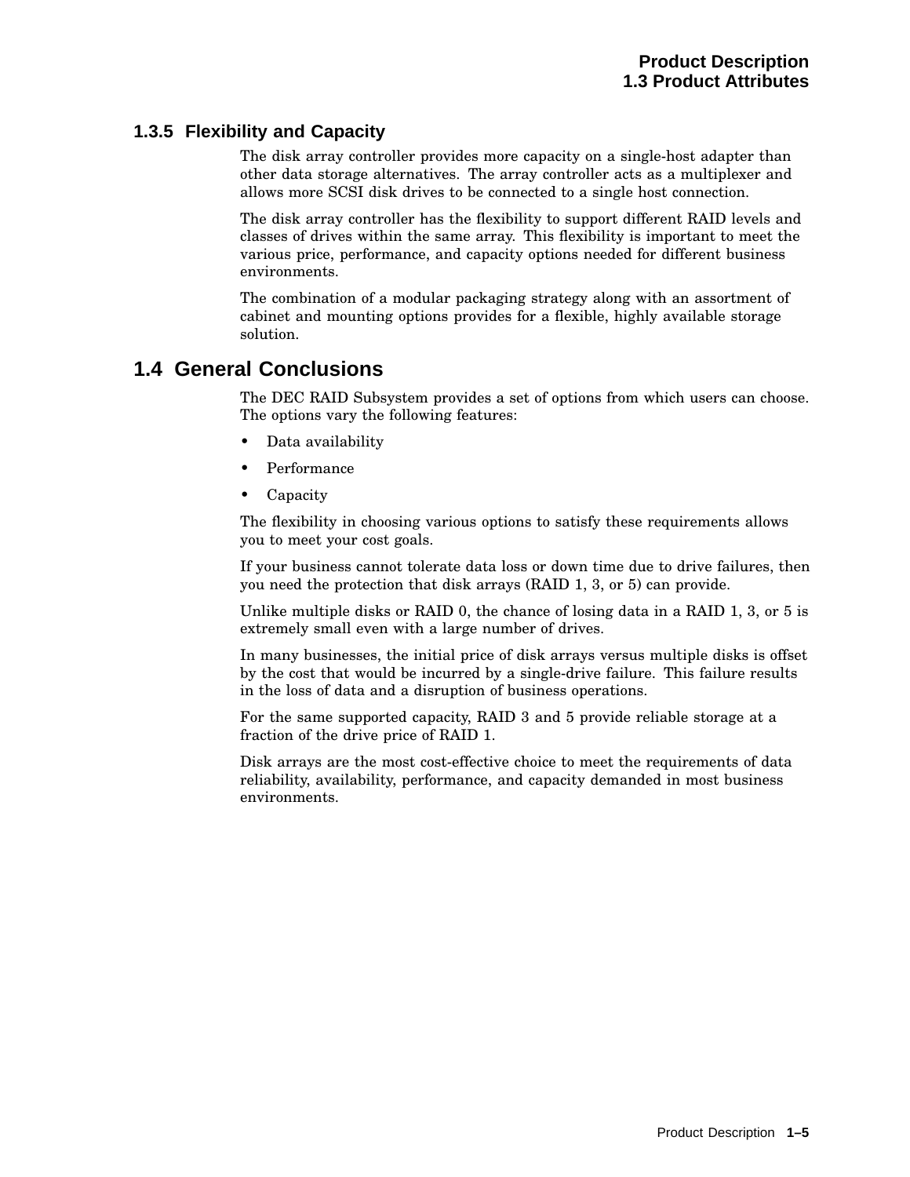### 1.3.5 Flexibility and Capacity

The disk array controller provides more capacity on a single-host adapter than other data storage alternatives. The array controller acts as a multiplexer and allows more SCSI disk drives to be connected to a single host connection.

The disk array controller has the flexibility to support different RAID levels and classes of drives within the same array. This flexibility is important to meet the various price, performance, and capacity options needed for different business environments.

The combination of a modular packaging strategy along with an assortment of cabinet and mounting options provides for a flexible, highly available storage solution.

## 1.4 General Conclusions

The DEC RAID Subsystem provides a set of options from which users can choose. The options vary the following features:

- Data availability
- Performance
- Capacity

The flexibility in choosing various options to satisfy these requirements allows you to meet your cost goals.

If your business cannot tolerate data loss or down time due to drive failures, then you need the protection that disk arrays (RAID 1, 3, or 5) can provide.

Unlike multiple disks or RAID 0, the chance of losing data in a RAID 1, 3, or 5 is extremely small even with a large number of drives.

In many businesses, the initial price of disk arrays versus multiple disks is offset by the cost that would be incurred by a single-drive failure. This failure results in the loss of data and a disruption of business operations.

For the same supported capacity, RAID 3 and 5 provide reliable storage at a fraction of the drive price of RAID 1.

Disk arrays are the most cost-effective choice to meet the requirements of data reliability, availability, performance, and capacity demanded in most business environments.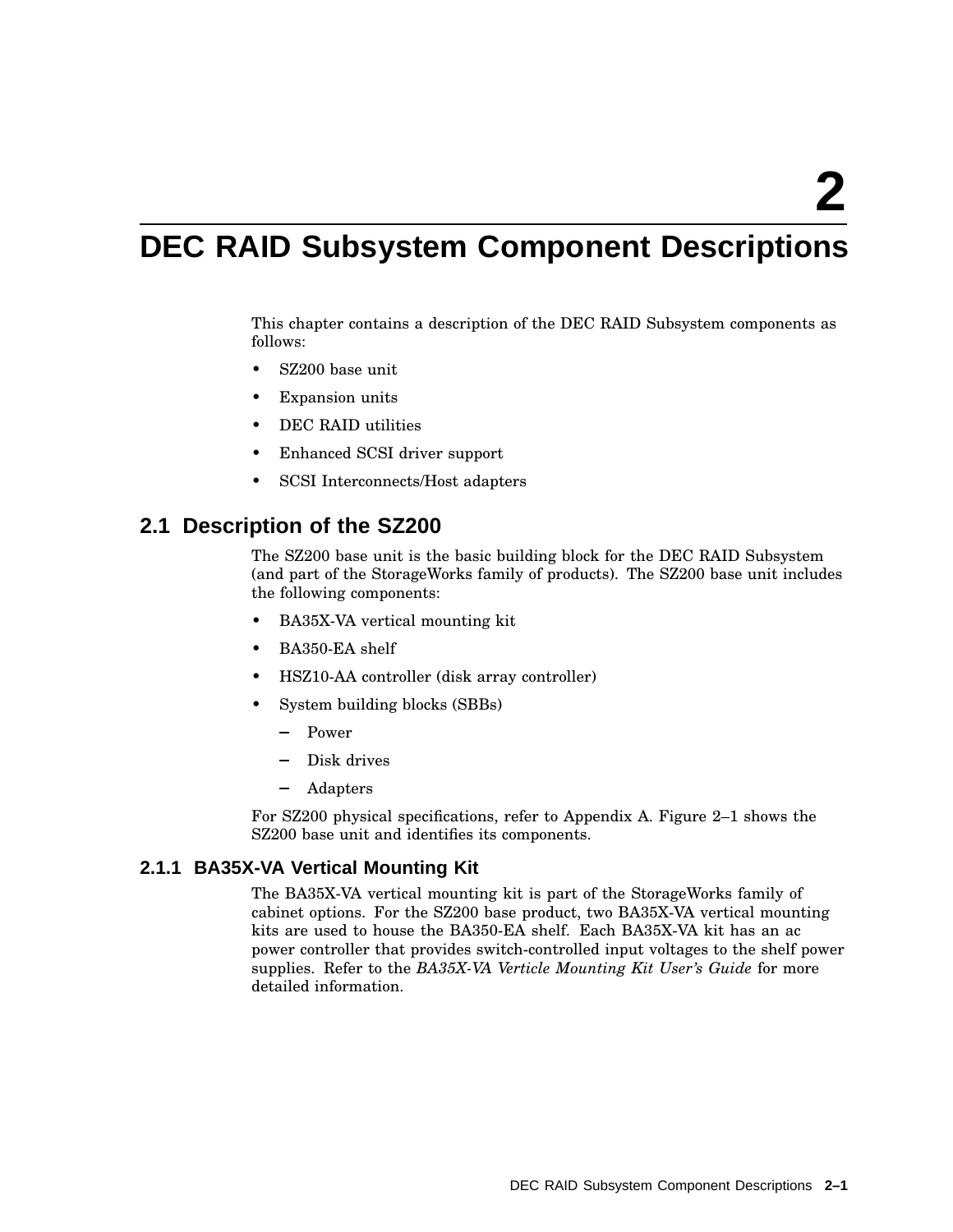# 2 DEC RAID Subsystem Component Descriptions

This chapter contains a description of the DEC RAID Subsystem components as follows:

- SZ200 base unit
- Expansion units
- DEC RAID utilities
- Enhanced SCSI driver support
- SCSI Interconnects/Host adapters

## 2.1 Description of the SZ200

The SZ200 base unit is the basic building block for the DEC RAID Subsystem (and part of the StorageWorks family of products). The SZ200 base unit includes the following components:

- BA35X-VA vertical mounting kit
- BA350-EA shelf
- HSZ10-AA controller (disk array controller)
- System building blocks (SBBs)
  - Power
  - Disk drives
  - Adapters

For SZ200 physical specifications, refer to Appendix A. Figure 2–1 shows the SZ200 base unit and identifies its components.

### 2.1.1 BA35X-VA Vertical Mounting Kit

The BA35X-VA vertical mounting kit is part of the StorageWorks family of cabinet options. For the SZ200 base product, two BA35X-VA vertical mounting kits are used to house the BA350-EA shelf. Each BA35X-VA kit has an ac power controller that provides switch-controlled input voltages to the shelf power supplies. Refer to the *BA35X-VA Verticle Mounting Kit User's Guide* for more detailed information.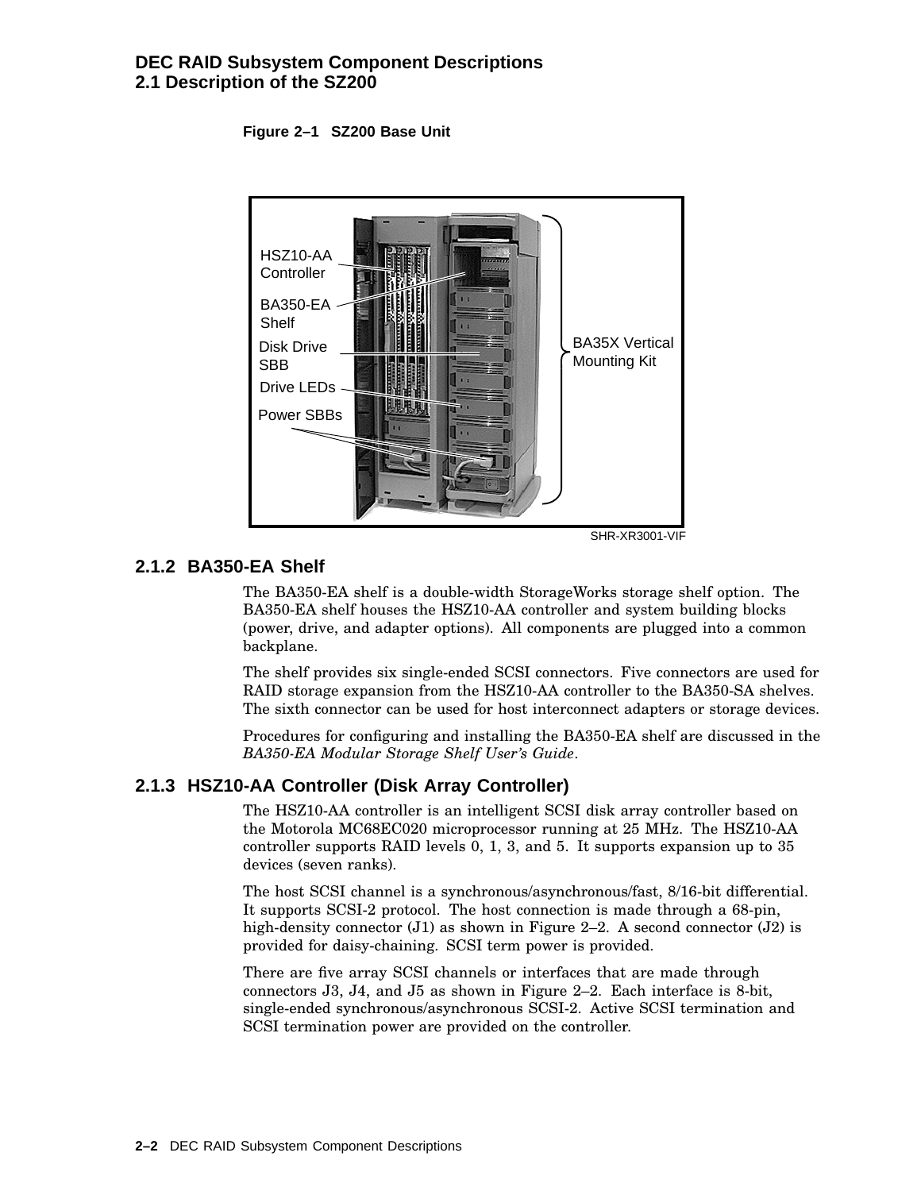Figure 2–1 SZ200 Base Unit

SHR-XR3001-VIF

### 2.1.2 BA350-EA Shelf

The BA350-EA shelf is a double-width StorageWorks storage shelf option. The BA350-EA shelf houses the HSZ10-AA controller and system building blocks (power, drive, and adapter options). All components are plugged into a common backplane.

The shelf provides six single-ended SCSI connectors. Five connectors are used for RAID storage expansion from the HSZ10-AA controller to the BA350-SA shelves. The sixth connector can be used for host interconnect adapters or storage devices.

Procedures for configuring and installing the BA350-EA shelf are discussed in the *BA350-EA Modular Storage Shelf User's Guide*.

### 2.1.3 HSZ10-AA Controller (Disk Array Controller)

The HSZ10-AA controller is an intelligent SCSI disk array controller based on the Motorola MC68EC020 microprocessor running at 25 MHz. The HSZ10-AA controller supports RAID levels 0, 1, 3, and 5. It supports expansion up to 35 devices (seven ranks).

The host SCSI channel is a synchronous/asynchronous/fast, 8/16-bit differential. It supports SCSI-2 protocol. The host connection is made through a 68-pin, high-density connector (J1) as shown in Figure 2–2. A second connector (J2) is provided for daisy-chaining. SCSI term power is provided.

There are five array SCSI channels or interfaces that are made through connectors J3, J4, and J5 as shown in Figure 2–2. Each interface is 8-bit, single-ended synchronous/asynchronous SCSI-2. Active SCSI termination and SCSI termination power are provided on the controller.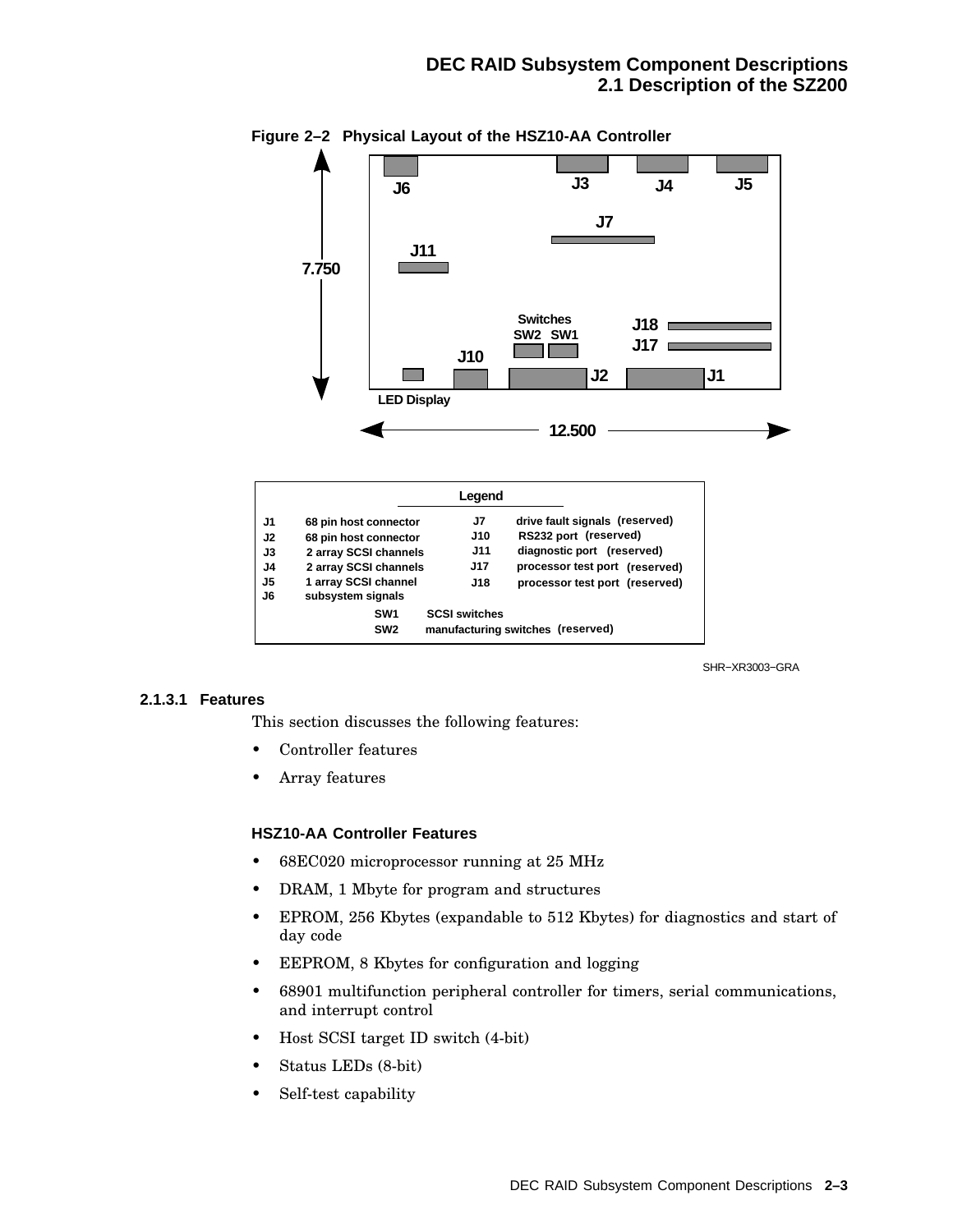**Figure 2–2 Physical Layout of the HSZ10-AA Controller**

| Legend | | | |
|---|---|---|---|
| J1 | 68 pin host connector | J7 | drive fault signals (reserved) |
| J2 | 68 pin host connector | J10 | RS232 port (reserved) |
| J3 | 2 array SCSI channels | J11 | diagnostic port (reserved) |
| J4 | 2 array SCSI channels | J17 | processor test port (reserved) |
| J5 | 1 array SCSI channel | J18 | processor test port (reserved) |
| J6 | subsystem signals | | |
| SW1 | SCSI switches | | |
| SW2 | manufacturing switches (reserved) | | |

SHR−XR3003−GRA

#### 2.1.3.1 Features

This section discusses the following features:

- Controller features
- Array features

**HSZ10-AA Controller Features**

- 68EC020 microprocessor running at 25 MHz
- DRAM, 1 Mbyte for program and structures
- EPROM, 256 Kbytes (expandable to 512 Kbytes) for diagnostics and start of day code
- EEPROM, 8 Kbytes for configuration and logging
- 68901 multifunction peripheral controller for timers, serial communications, and interrupt control
- Host SCSI target ID switch (4-bit)
- Status LEDs (8-bit)
- Self-test capability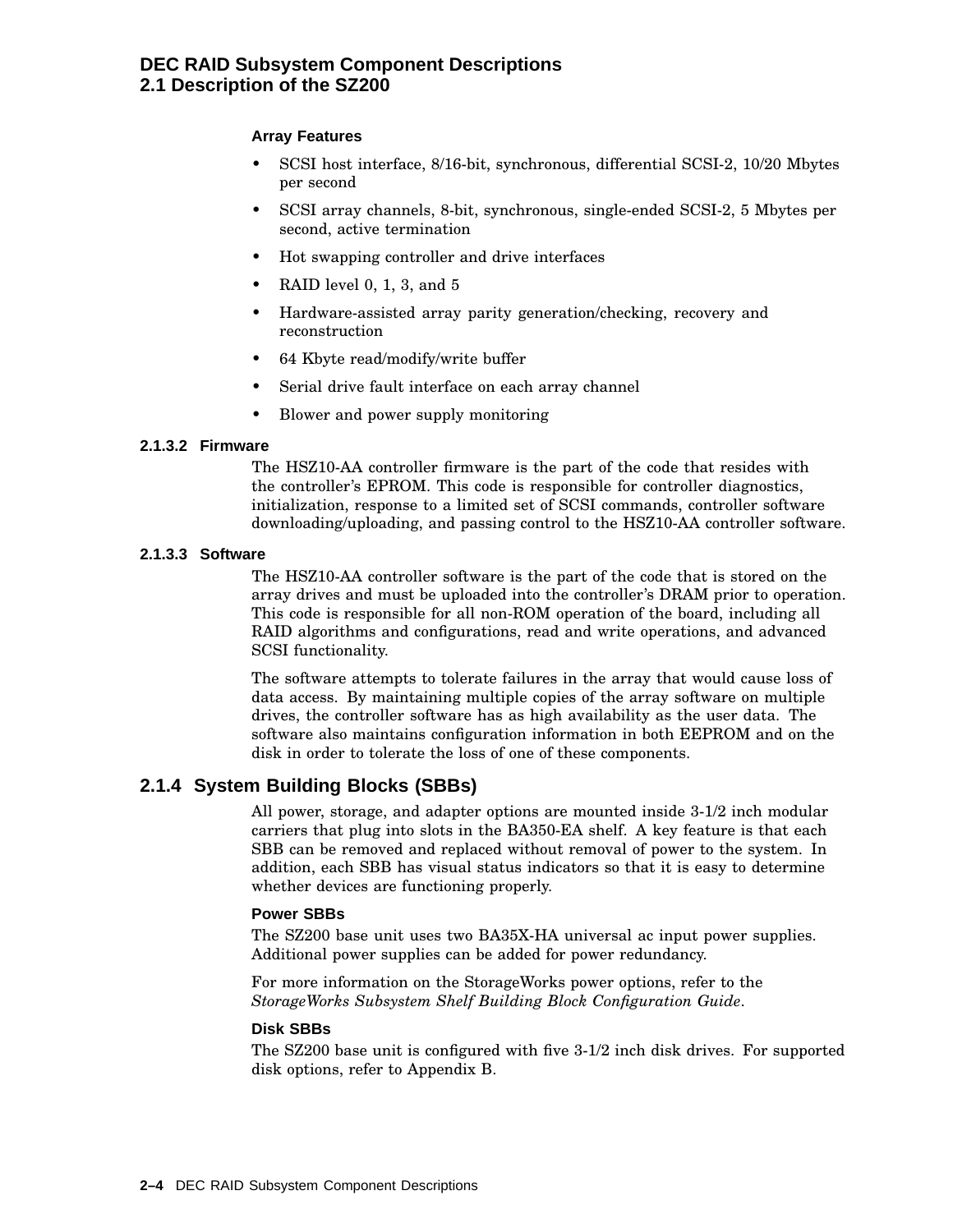**Array Features**

- SCSI host interface, 8/16-bit, synchronous, differential SCSI-2, 10/20 Mbytes per second
- SCSI array channels, 8-bit, synchronous, single-ended SCSI-2, 5 Mbytes per second, active termination
- Hot swapping controller and drive interfaces
- RAID level 0, 1, 3, and 5
- Hardware-assisted array parity generation/checking, recovery and reconstruction
- 64 Kbyte read/modify/write buffer
- Serial drive fault interface on each array channel
- Blower and power supply monitoring

#### 2.1.3.2 Firmware

The HSZ10-AA controller firmware is the part of the code that resides with the controller's EPROM. This code is responsible for controller diagnostics, initialization, response to a limited set of SCSI commands, controller software downloading/uploading, and passing control to the HSZ10-AA controller software.

#### 2.1.3.3 Software

The HSZ10-AA controller software is the part of the code that is stored on the array drives and must be uploaded into the controller's DRAM prior to operation. This code is responsible for all non-ROM operation of the board, including all RAID algorithms and configurations, read and write operations, and advanced SCSI functionality.

The software attempts to tolerate failures in the array that would cause loss of data access. By maintaining multiple copies of the array software on multiple drives, the controller software has as high availability as the user data. The software also maintains configuration information in both EEPROM and on the disk in order to tolerate the loss of one of these components.

### 2.1.4 System Building Blocks (SBBs)

All power, storage, and adapter options are mounted inside 3-1/2 inch modular carriers that plug into slots in the BA350-EA shelf. A key feature is that each SBB can be removed and replaced without removal of power to the system. In addition, each SBB has visual status indicators so that it is easy to determine whether devices are functioning properly.

**Power SBBs**

The SZ200 base unit uses two BA35X-HA universal ac input power supplies. Additional power supplies can be added for power redundancy.

For more information on the StorageWorks power options, refer to the *StorageWorks Subsystem Shelf Building Block Configuration Guide*.

**Disk SBBs**

The SZ200 base unit is configured with five 3-1/2 inch disk drives. For supported disk options, refer to Appendix B.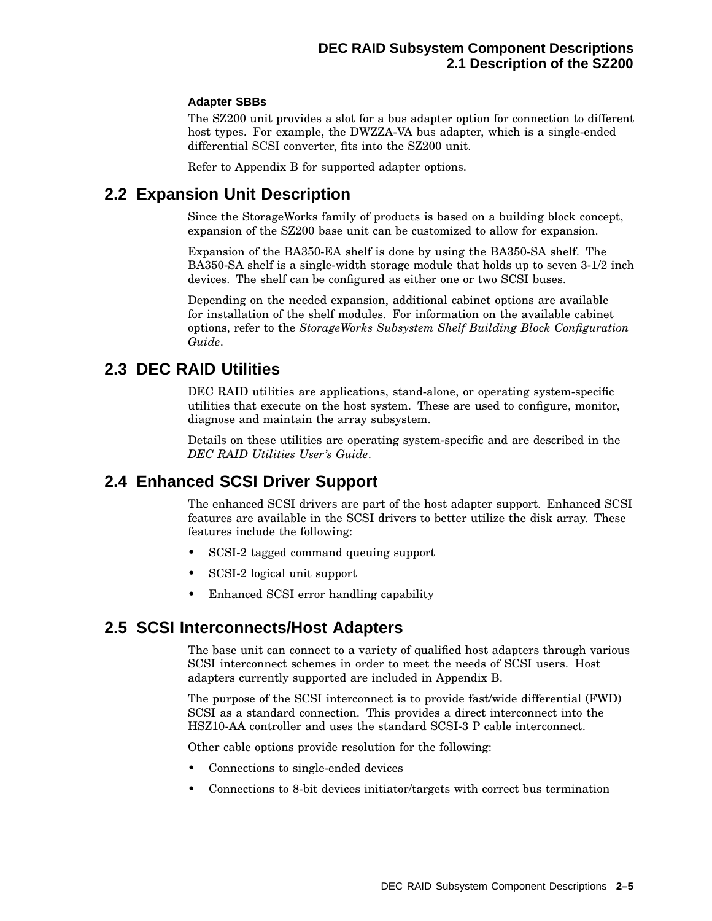### Adapter SBBs

The SZ200 unit provides a slot for a bus adapter option for connection to different host types. For example, the DWZZA-VA bus adapter, which is a single-ended differential SCSI converter, fits into the SZ200 unit.

Refer to Appendix B for supported adapter options.

## 2.2 Expansion Unit Description

Since the StorageWorks family of products is based on a building block concept, expansion of the SZ200 base unit can be customized to allow for expansion.

Expansion of the BA350-EA shelf is done by using the BA350-SA shelf. The BA350-SA shelf is a single-width storage module that holds up to seven 3-1/2 inch devices. The shelf can be configured as either one or two SCSI buses.

Depending on the needed expansion, additional cabinet options are available for installation of the shelf modules. For information on the available cabinet options, refer to the *StorageWorks Subsystem Shelf Building Block Configuration Guide*.

## 2.3 DEC RAID Utilities

DEC RAID utilities are applications, stand-alone, or operating system-specific utilities that execute on the host system. These are used to configure, monitor, diagnose and maintain the array subsystem.

Details on these utilities are operating system-specific and are described in the *DEC RAID Utilities User's Guide*.

## 2.4 Enhanced SCSI Driver Support

The enhanced SCSI drivers are part of the host adapter support. Enhanced SCSI features are available in the SCSI drivers to better utilize the disk array. These features include the following:

- SCSI-2 tagged command queuing support
- SCSI-2 logical unit support
- Enhanced SCSI error handling capability

## 2.5 SCSI Interconnects/Host Adapters

The base unit can connect to a variety of qualified host adapters through various SCSI interconnect schemes in order to meet the needs of SCSI users. Host adapters currently supported are included in Appendix B.

The purpose of the SCSI interconnect is to provide fast/wide differential (FWD) SCSI as a standard connection. This provides a direct interconnect into the HSZ10-AA controller and uses the standard SCSI-3 P cable interconnect.

Other cable options provide resolution for the following:

- Connections to single-ended devices
- Connections to 8-bit devices initiator/targets with correct bus termination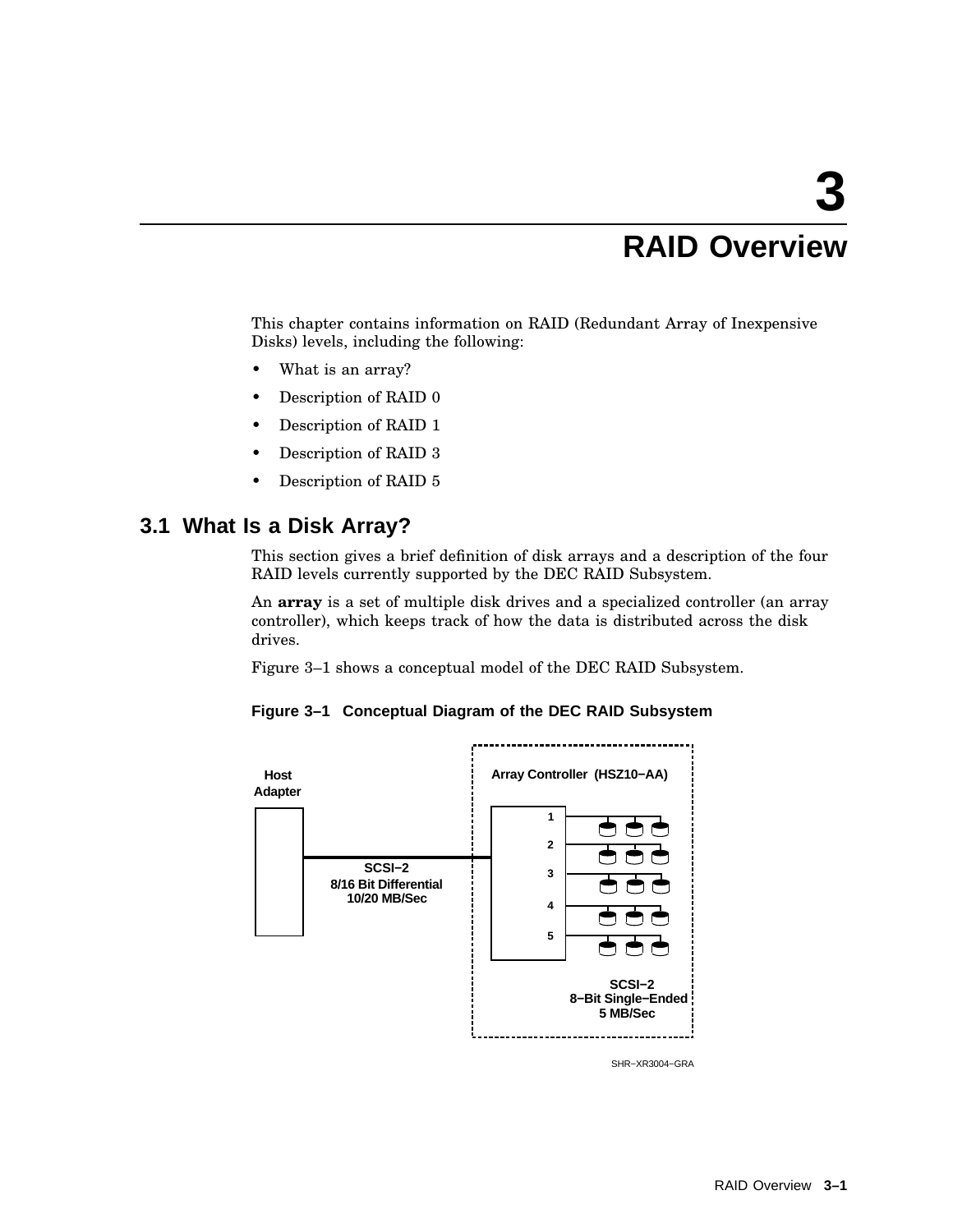# 3 RAID Overview

This chapter contains information on RAID (Redundant Array of Inexpensive Disks) levels, including the following:

- What is an array?
- Description of RAID 0
- Description of RAID 1
- Description of RAID 3
- Description of RAID 5

## 3.1 What Is a Disk Array?

This section gives a brief definition of disk arrays and a description of the four RAID levels currently supported by the DEC RAID Subsystem.

An **array** is a set of multiple disk drives and a specialized controller (an array controller), which keeps track of how the data is distributed across the disk drives.

Figure 3–1 shows a conceptual model of the DEC RAID Subsystem.

**Figure 3–1 Conceptual Diagram of the DEC RAID Subsystem**

Host Adapter

SCSI−2
8/16 Bit Differential
10/20 MB/Sec

Array Controller (HSZ10−AA)

1
2
3
4
5

SCSI−2
8−Bit Single−Ended
5 MB/Sec

SHR−XR3004−GRA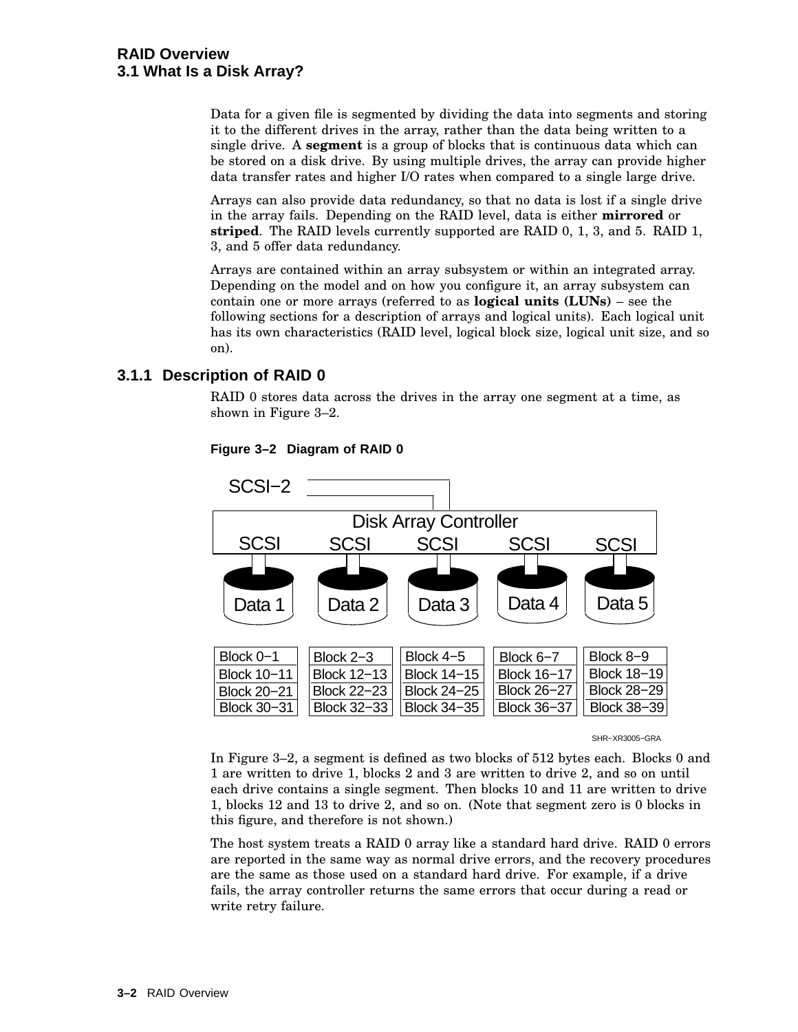Data for a given file is segmented by dividing the data into segments and storing it to the different drives in the array, rather than the data being written to a single drive. A **segment** is a group of blocks that is continuous data which can be stored on a disk drive. By using multiple drives, the array can provide higher data transfer rates and higher I/O rates when compared to a single large drive.

Arrays can also provide data redundancy, so that no data is lost if a single drive in the array fails. Depending on the RAID level, data is either **mirrored** or **striped**. The RAID levels currently supported are RAID 0, 1, 3, and 5. RAID 1, 3, and 5 offer data redundancy.

Arrays are contained within an array subsystem or within an integrated array. Depending on the model and on how you configure it, an array subsystem can contain one or more arrays (referred to as **logical units (LUNs)** – see the following sections for a description of arrays and logical units). Each logical unit has its own characteristics (RAID level, logical block size, logical unit size, and so on).

### 3.1.1 Description of RAID 0

RAID 0 stores data across the drives in the array one segment at a time, as shown in Figure 3–2.

**Figure 3–2 Diagram of RAID 0**

SCSI−2

Disk Array Controller

| SCSI | SCSI | SCSI | SCSI | SCSI |
|---|---|---|---|---|
| Data 1 | Data 2 | Data 3 | Data 4 | Data 5 |
| Block 0−1 | Block 2−3 | Block 4−5 | Block 6−7 | Block 8−9 |
| Block 10−11 | Block 12−13 | Block 14−15 | Block 16−17 | Block 18−19 |
| Block 20−21 | Block 22−23 | Block 24−25 | Block 26−27 | Block 28−29 |
| Block 30−31 | Block 32−33 | Block 34−35 | Block 36−37 | Block 38−39 |

SHR−XR3005−GRA

In Figure 3–2, a segment is defined as two blocks of 512 bytes each. Blocks 0 and 1 are written to drive 1, blocks 2 and 3 are written to drive 2, and so on until each drive contains a single segment. Then blocks 10 and 11 are written to drive 1, blocks 12 and 13 to drive 2, and so on. (Note that segment zero is 0 blocks in this figure, and therefore is not shown.)

The host system treats a RAID 0 array like a standard hard drive. RAID 0 errors are reported in the same way as normal drive errors, and the recovery procedures are the same as those used on a standard hard drive. For example, if a drive fails, the array controller returns the same errors that occur during a read or write retry failure.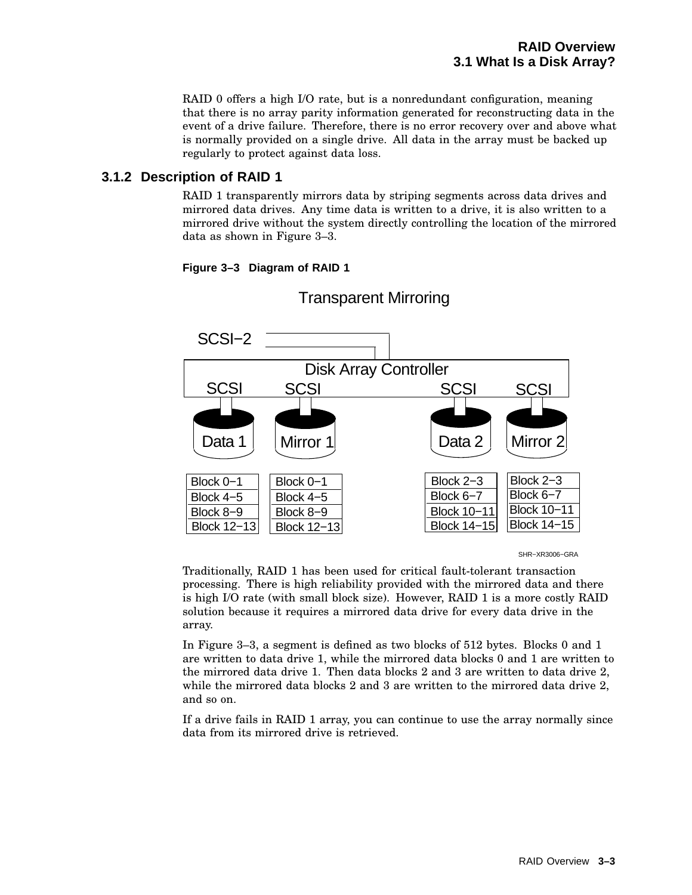RAID 0 offers a high I/O rate, but is a nonredundant configuration, meaning that there is no array parity information generated for reconstructing data in the event of a drive failure. Therefore, there is no error recovery over and above what is normally provided on a single drive. All data in the array must be backed up regularly to protect against data loss.

### 3.1.2 Description of RAID 1

RAID 1 transparently mirrors data by striping segments across data drives and mirrored data drives. Any time data is written to a drive, it is also written to a mirrored drive without the system directly controlling the location of the mirrored data as shown in Figure 3–3.

**Figure 3–3 Diagram of RAID 1**

Transparent Mirroring

SCSI−2

Disk Array Controller

| Data 1 (SCSI) | Mirror 1 (SCSI) | Data 2 (SCSI) | Mirror 2 (SCSI) |
|---|---|---|---|
| Block 0−1 | Block 0−1 | Block 2−3 | Block 2−3 |
| Block 4−5 | Block 4−5 | Block 6−7 | Block 6−7 |
| Block 8−9 | Block 8−9 | Block 10−11 | Block 10−11 |
| Block 12−13 | Block 12−13 | Block 14−15 | Block 14−15 |

SHR−XR3006−GRA

Traditionally, RAID 1 has been used for critical fault-tolerant transaction processing. There is high reliability provided with the mirrored data and there is high I/O rate (with small block size). However, RAID 1 is a more costly RAID solution because it requires a mirrored data drive for every data drive in the array.

In Figure 3–3, a segment is defined as two blocks of 512 bytes. Blocks 0 and 1 are written to data drive 1, while the mirrored data blocks 0 and 1 are written to the mirrored data drive 1. Then data blocks 2 and 3 are written to data drive 2, while the mirrored data blocks 2 and 3 are written to the mirrored data drive 2, and so on.

If a drive fails in RAID 1 array, you can continue to use the array normally since data from its mirrored drive is retrieved.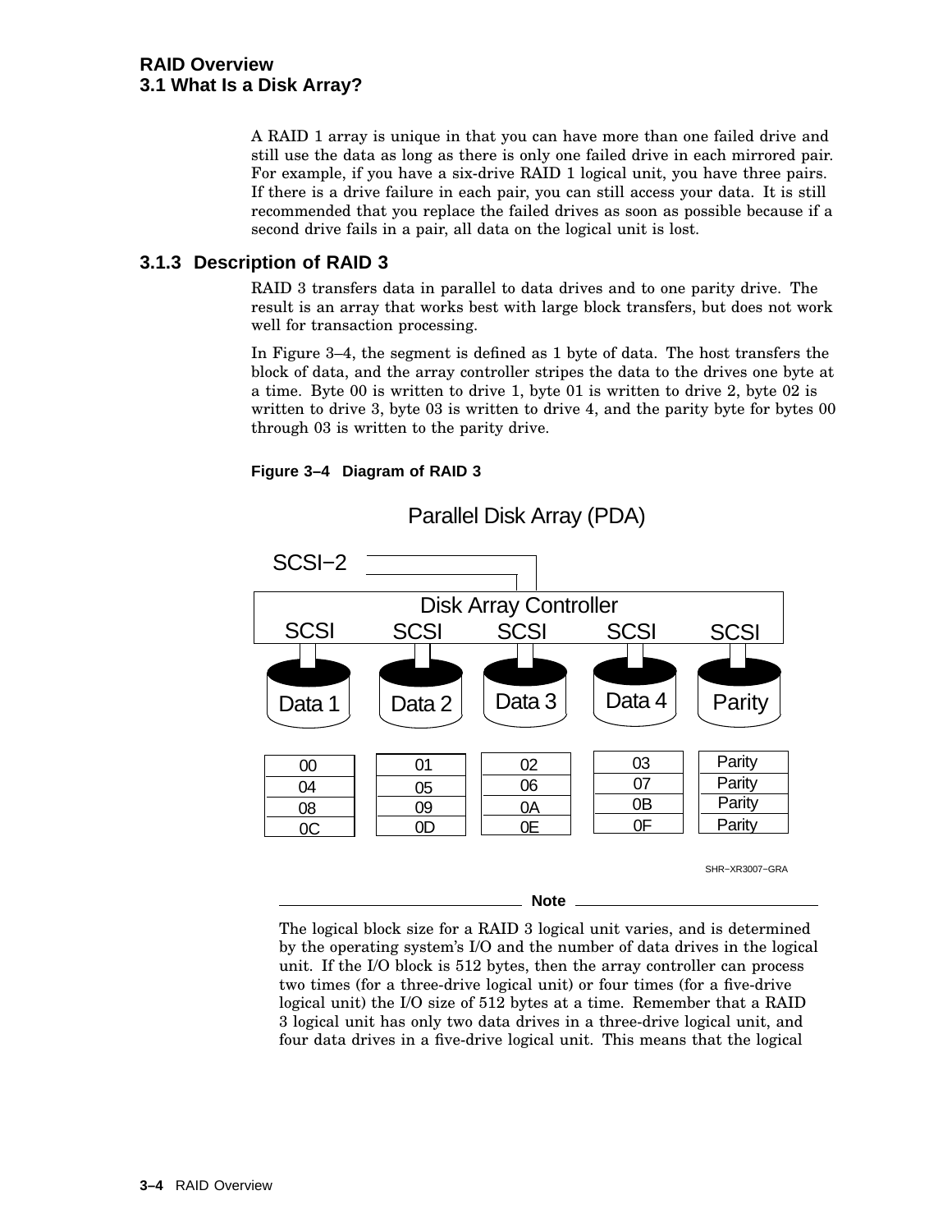A RAID 1 array is unique in that you can have more than one failed drive and still use the data as long as there is only one failed drive in each mirrored pair. For example, if you have a six-drive RAID 1 logical unit, you have three pairs. If there is a drive failure in each pair, you can still access your data. It is still recommended that you replace the failed drives as soon as possible because if a second drive fails in a pair, all data on the logical unit is lost.

### 3.1.3 Description of RAID 3

RAID 3 transfers data in parallel to data drives and to one parity drive. The result is an array that works best with large block transfers, but does not work well for transaction processing.

In Figure 3–4, the segment is defined as 1 byte of data. The host transfers the block of data, and the array controller stripes the data to the drives one byte at a time. Byte 00 is written to drive 1, byte 01 is written to drive 2, byte 02 is written to drive 3, byte 03 is written to drive 4, and the parity byte for bytes 00 through 03 is written to the parity drive.

**Figure 3–4 Diagram of RAID 3**

Parallel Disk Array (PDA)

SCSI−2

Disk Array Controller

| Data 1 | Data 2 | Data 3 | Data 4 | Parity |
|---|---|---|---|---|
| 00 | 01 | 02 | 03 | Parity |
| 04 | 05 | 06 | 07 | Parity |
| 08 | 09 | 0A | 0B | Parity |
| 0C | 0D | 0E | 0F | Parity |

SHR−XR3007−GRA

**Note**

The logical block size for a RAID 3 logical unit varies, and is determined by the operating system's I/O and the number of data drives in the logical unit. If the I/O block is 512 bytes, then the array controller can process two times (for a three-drive logical unit) or four times (for a five-drive logical unit) the I/O size of 512 bytes at a time. Remember that a RAID 3 logical unit has only two data drives in a three-drive logical unit, and four data drives in a five-drive logical unit. This means that the logical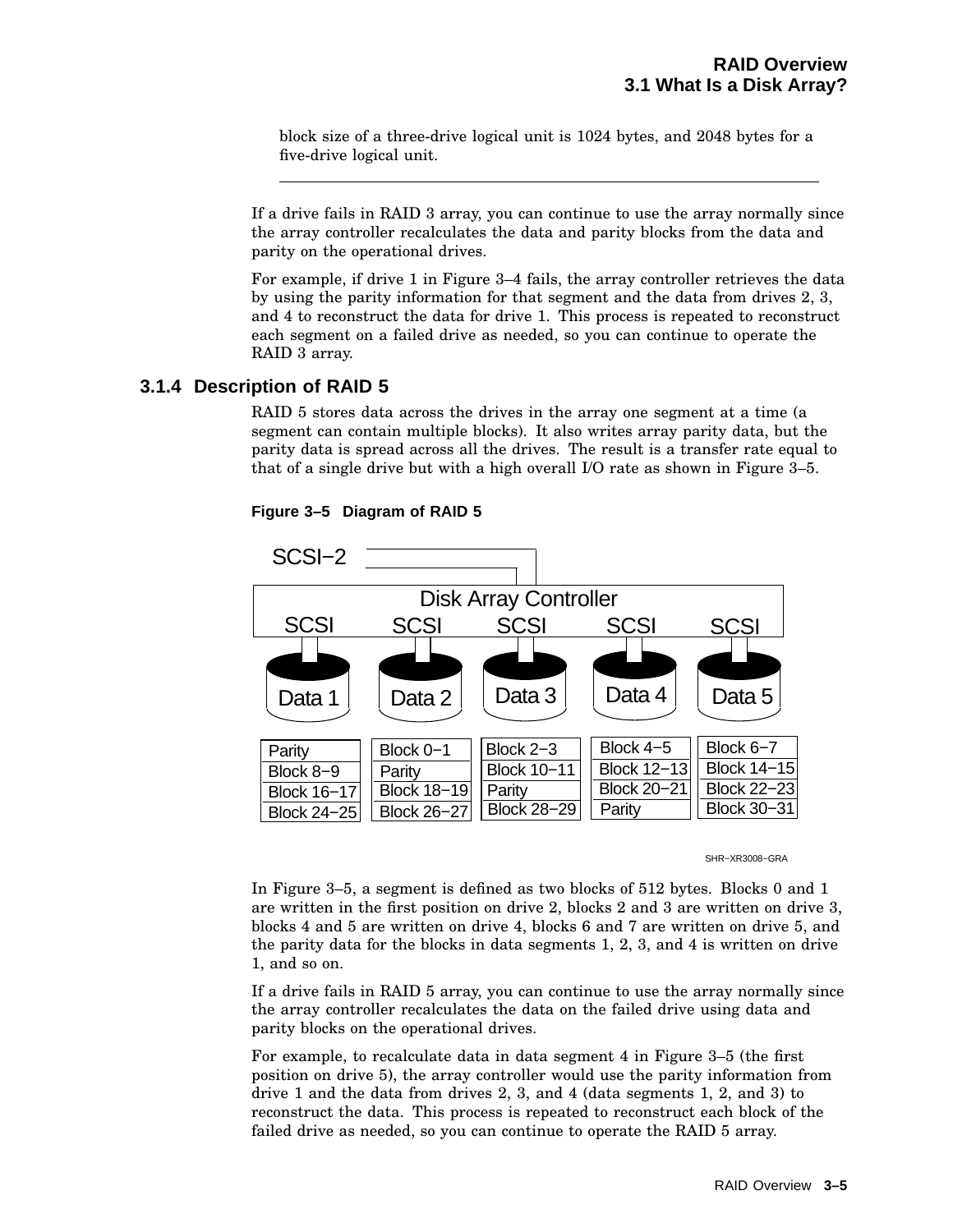block size of a three-drive logical unit is 1024 bytes, and 2048 bytes for a five-drive logical unit.

---

If a drive fails in RAID 3 array, you can continue to use the array normally since the array controller recalculates the data and parity blocks from the data and parity on the operational drives.

For example, if drive 1 in Figure 3–4 fails, the array controller retrieves the data by using the parity information for that segment and the data from drives 2, 3, and 4 to reconstruct the data for drive 1. This process is repeated to reconstruct each segment on a failed drive as needed, so you can continue to operate the RAID 3 array.

### 3.1.4 Description of RAID 5

RAID 5 stores data across the drives in the array one segment at a time (a segment can contain multiple blocks). It also writes array parity data, but the parity data is spread across all the drives. The result is a transfer rate equal to that of a single drive but with a high overall I/O rate as shown in Figure 3–5.

**Figure 3–5 Diagram of RAID 5**

SCSI−2

Disk Array Controller

| Data 1 | Data 2 | Data 3 | Data 4 | Data 5 |
|---|---|---|---|---|
| Parity | Block 0−1 | Block 2−3 | Block 4−5 | Block 6−7 |
| Block 8−9 | Parity | Block 10−11 | Block 12−13 | Block 14−15 |
| Block 16−17 | Block 18−19 | Parity | Block 20−21 | Block 22−23 |
| Block 24−25 | Block 26−27 | Block 28−29 | Parity | Block 30−31 |

SHR−XR3008−GRA

In Figure 3–5, a segment is defined as two blocks of 512 bytes. Blocks 0 and 1 are written in the first position on drive 2, blocks 2 and 3 are written on drive 3, blocks 4 and 5 are written on drive 4, blocks 6 and 7 are written on drive 5, and the parity data for the blocks in data segments 1, 2, 3, and 4 is written on drive 1, and so on.

If a drive fails in RAID 5 array, you can continue to use the array normally since the array controller recalculates the data on the failed drive using data and parity blocks on the operational drives.

For example, to recalculate data in data segment 4 in Figure 3–5 (the first position on drive 5), the array controller would use the parity information from drive 1 and the data from drives 2, 3, and 4 (data segments 1, 2, and 3) to reconstruct the data. This process is repeated to reconstruct each block of the failed drive as needed, so you can continue to operate the RAID 5 array.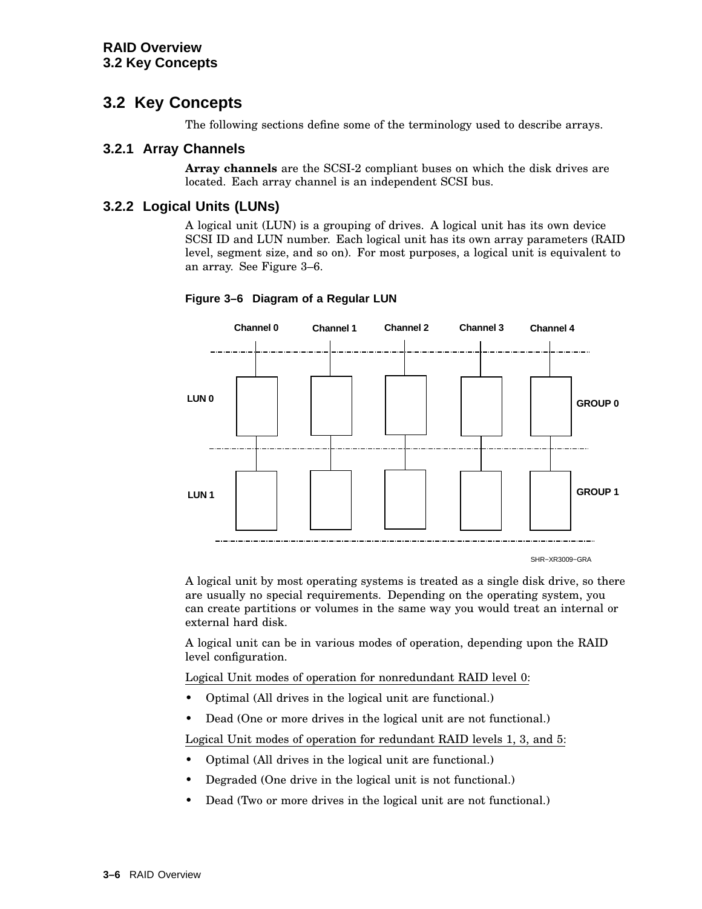## 3.2 Key Concepts

The following sections define some of the terminology used to describe arrays.

### 3.2.1 Array Channels

**Array channels** are the SCSI-2 compliant buses on which the disk drives are located. Each array channel is an independent SCSI bus.

### 3.2.2 Logical Units (LUNs)

A logical unit (LUN) is a grouping of drives. A logical unit has its own device SCSI ID and LUN number. Each logical unit has its own array parameters (RAID level, segment size, and so on). For most purposes, a logical unit is equivalent to an array. See Figure 3–6.

**Figure 3–6 Diagram of a Regular LUN**

Channel 0 Channel 1 Channel 2 Channel 3 Channel 4

LUN 0 GROUP 0

LUN 1 GROUP 1

SHR−XR3009−GRA

A logical unit by most operating systems is treated as a single disk drive, so there are usually no special requirements. Depending on the operating system, you can create partitions or volumes in the same way you would treat an internal or external hard disk.

A logical unit can be in various modes of operation, depending upon the RAID level configuration.

Logical Unit modes of operation for nonredundant RAID level 0:

- Optimal (All drives in the logical unit are functional.)
- Dead (One or more drives in the logical unit are not functional.)

Logical Unit modes of operation for redundant RAID levels 1, 3, and 5:

- Optimal (All drives in the logical unit are functional.)
- Degraded (One drive in the logical unit is not functional.)
- Dead (Two or more drives in the logical unit are not functional.)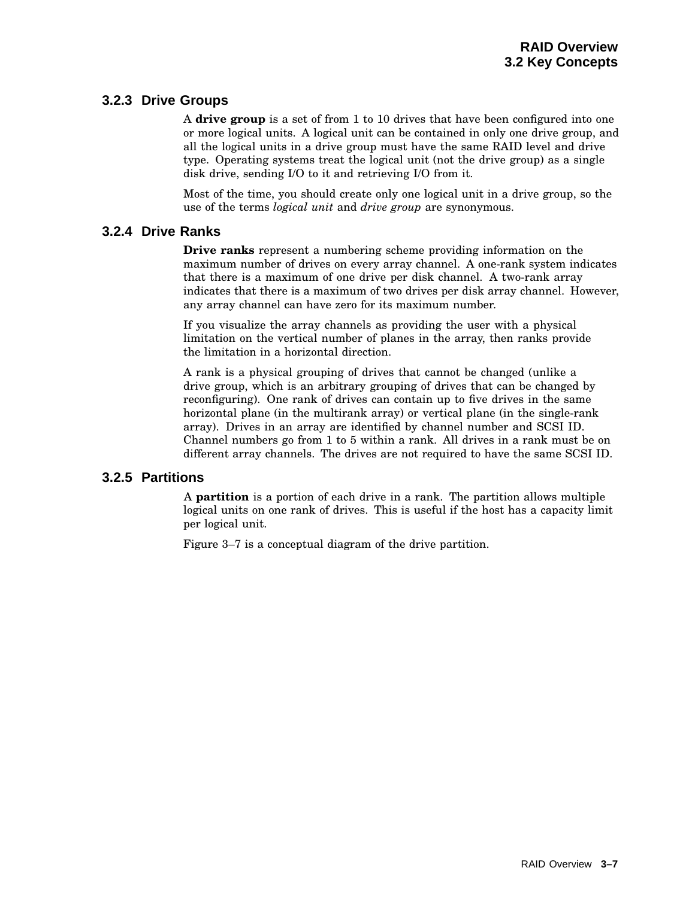### 3.2.3 Drive Groups

A **drive group** is a set of from 1 to 10 drives that have been configured into one or more logical units. A logical unit can be contained in only one drive group, and all the logical units in a drive group must have the same RAID level and drive type. Operating systems treat the logical unit (not the drive group) as a single disk drive, sending I/O to it and retrieving I/O from it.

Most of the time, you should create only one logical unit in a drive group, so the use of the terms *logical unit* and *drive group* are synonymous.

### 3.2.4 Drive Ranks

**Drive ranks** represent a numbering scheme providing information on the maximum number of drives on every array channel. A one-rank system indicates that there is a maximum of one drive per disk channel. A two-rank array indicates that there is a maximum of two drives per disk array channel. However, any array channel can have zero for its maximum number.

If you visualize the array channels as providing the user with a physical limitation on the vertical number of planes in the array, then ranks provide the limitation in a horizontal direction.

A rank is a physical grouping of drives that cannot be changed (unlike a drive group, which is an arbitrary grouping of drives that can be changed by reconfiguring). One rank of drives can contain up to five drives in the same horizontal plane (in the multirank array) or vertical plane (in the single-rank array). Drives in an array are identified by channel number and SCSI ID. Channel numbers go from 1 to 5 within a rank. All drives in a rank must be on different array channels. The drives are not required to have the same SCSI ID.

### 3.2.5 Partitions

A **partition** is a portion of each drive in a rank. The partition allows multiple logical units on one rank of drives. This is useful if the host has a capacity limit per logical unit.

Figure 3–7 is a conceptual diagram of the drive partition.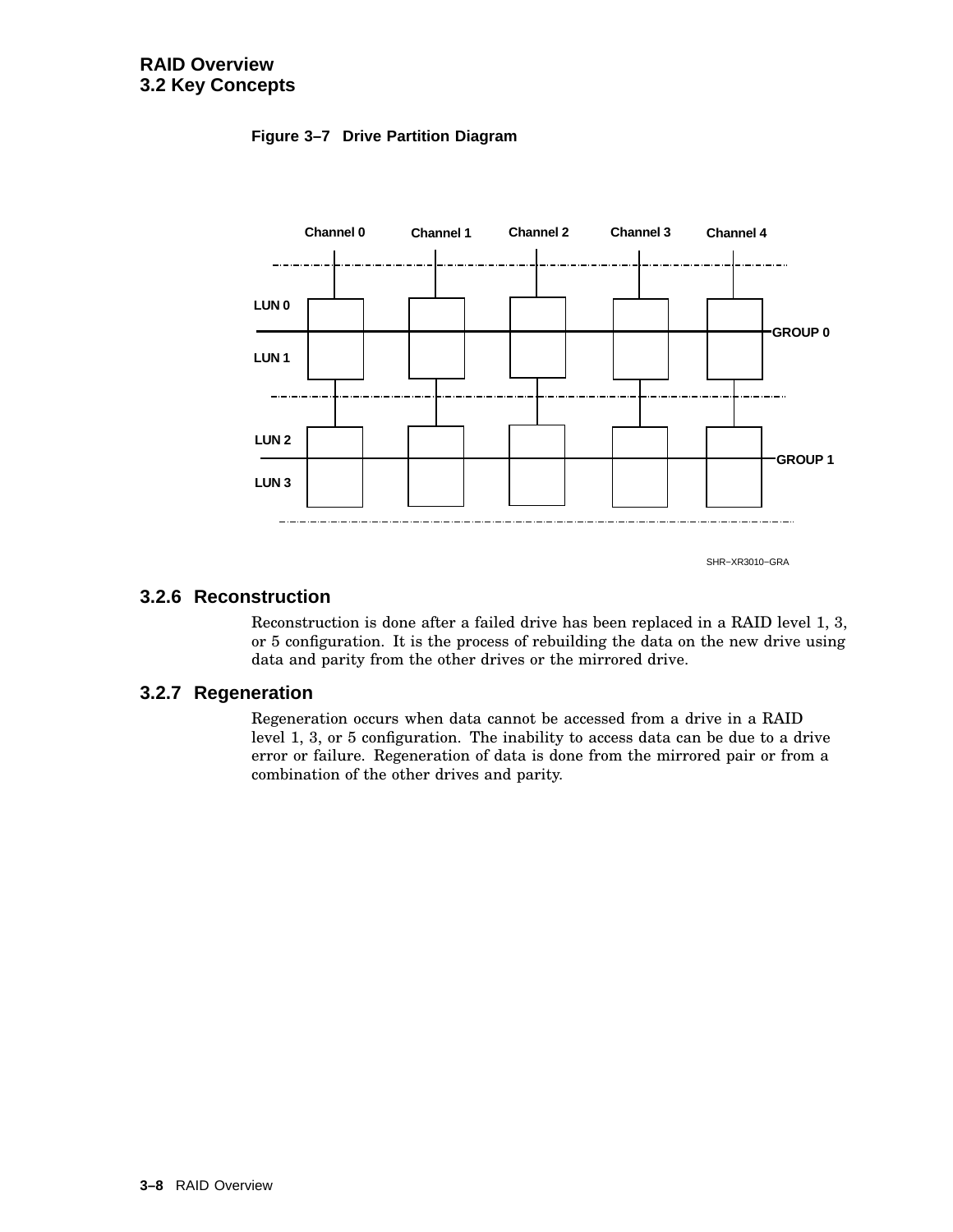**Figure 3–7 Drive Partition Diagram**

### 3.2.6 Reconstruction

Reconstruction is done after a failed drive has been replaced in a RAID level 1, 3, or 5 configuration. It is the process of rebuilding the data on the new drive using data and parity from the other drives or the mirrored drive.

### 3.2.7 Regeneration

Regeneration occurs when data cannot be accessed from a drive in a RAID level 1, 3, or 5 configuration. The inability to access data can be due to a drive error or failure. Regeneration of data is done from the mirrored pair or from a combination of the other drives and parity.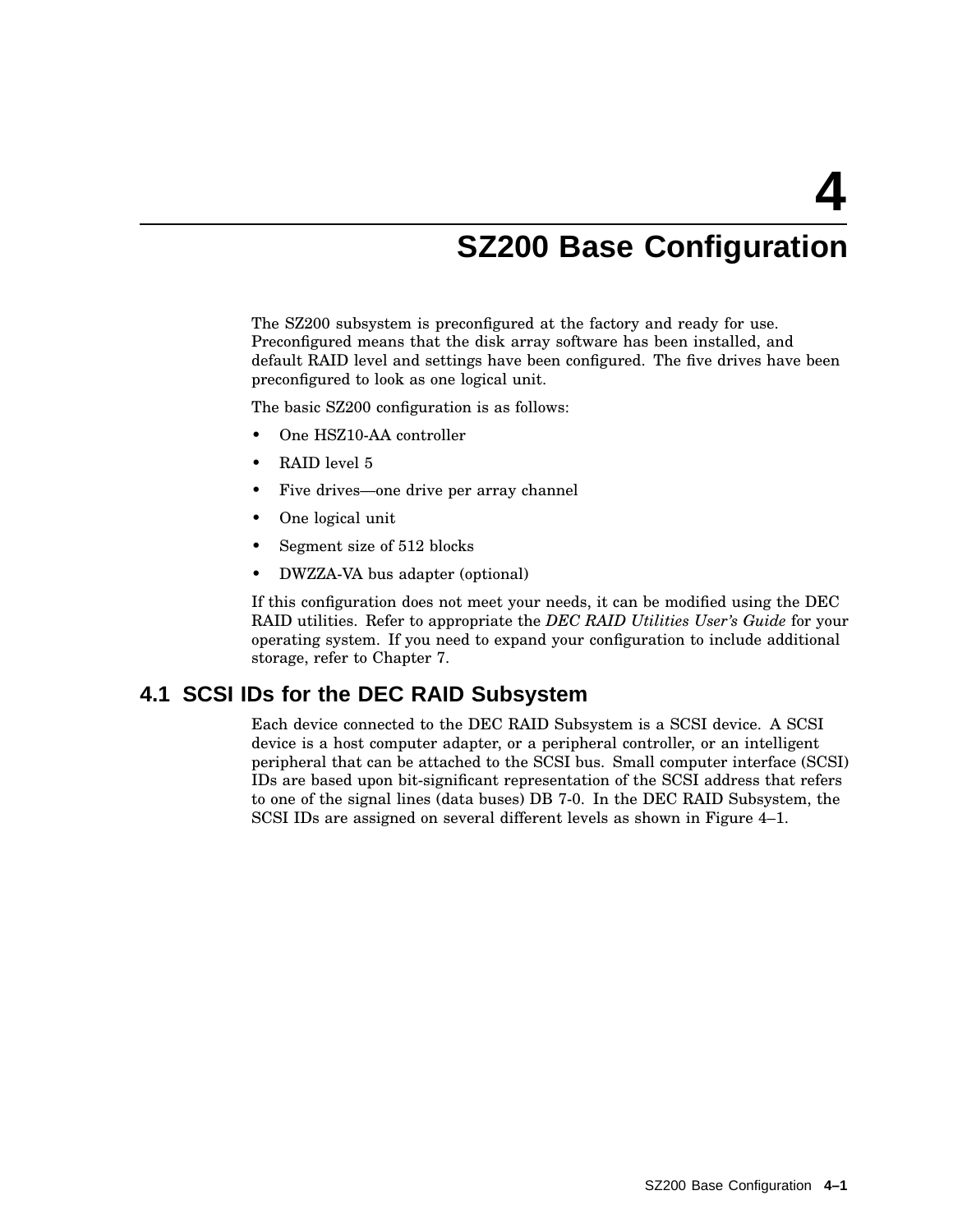# 4 SZ200 Base Configuration

The SZ200 subsystem is preconfigured at the factory and ready for use. Preconfigured means that the disk array software has been installed, and default RAID level and settings have been configured. The five drives have been preconfigured to look as one logical unit.

The basic SZ200 configuration is as follows:

- One HSZ10-AA controller
- RAID level 5
- Five drives—one drive per array channel
- One logical unit
- Segment size of 512 blocks
- DWZZA-VA bus adapter (optional)

If this configuration does not meet your needs, it can be modified using the DEC RAID utilities. Refer to appropriate the *DEC RAID Utilities User's Guide* for your operating system. If you need to expand your configuration to include additional storage, refer to Chapter 7.

## 4.1 SCSI IDs for the DEC RAID Subsystem

Each device connected to the DEC RAID Subsystem is a SCSI device. A SCSI device is a host computer adapter, or a peripheral controller, or an intelligent peripheral that can be attached to the SCSI bus. Small computer interface (SCSI) IDs are based upon bit-significant representation of the SCSI address that refers to one of the signal lines (data buses) DB 7-0. In the DEC RAID Subsystem, the SCSI IDs are assigned on several different levels as shown in Figure 4–1.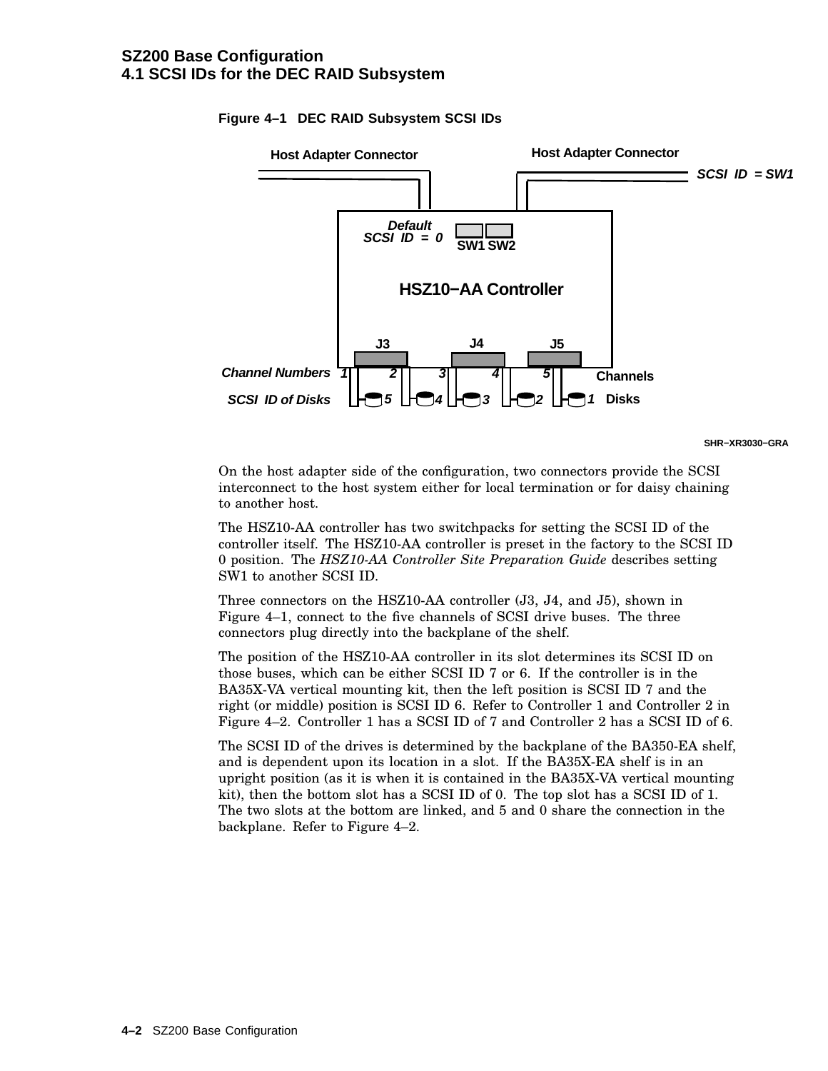## 4.1 SCSI IDs for the DEC RAID Subsystem

**Figure 4–1 DEC RAID Subsystem SCSI IDs**

On the host adapter side of the configuration, two connectors provide the SCSI interconnect to the host system either for local termination or for daisy chaining to another host.

The HSZ10-AA controller has two switchpacks for setting the SCSI ID of the controller itself. The HSZ10-AA controller is preset in the factory to the SCSI ID 0 position. The *HSZ10-AA Controller Site Preparation Guide* describes setting SW1 to another SCSI ID.

Three connectors on the HSZ10-AA controller (J3, J4, and J5), shown in Figure 4–1, connect to the five channels of SCSI drive buses. The three connectors plug directly into the backplane of the shelf.

The position of the HSZ10-AA controller in its slot determines its SCSI ID on those buses, which can be either SCSI ID 7 or 6. If the controller is in the BA35X-VA vertical mounting kit, then the left position is SCSI ID 7 and the right (or middle) position is SCSI ID 6. Refer to Controller 1 and Controller 2 in Figure 4–2. Controller 1 has a SCSI ID of 7 and Controller 2 has a SCSI ID of 6.

The SCSI ID of the drives is determined by the backplane of the BA350-EA shelf, and is dependent upon its location in a slot. If the BA35X-EA shelf is in an upright position (as it is when it is contained in the BA35X-VA vertical mounting kit), then the bottom slot has a SCSI ID of 0. The top slot has a SCSI ID of 1. The two slots at the bottom are linked, and 5 and 0 share the connection in the backplane. Refer to Figure 4–2.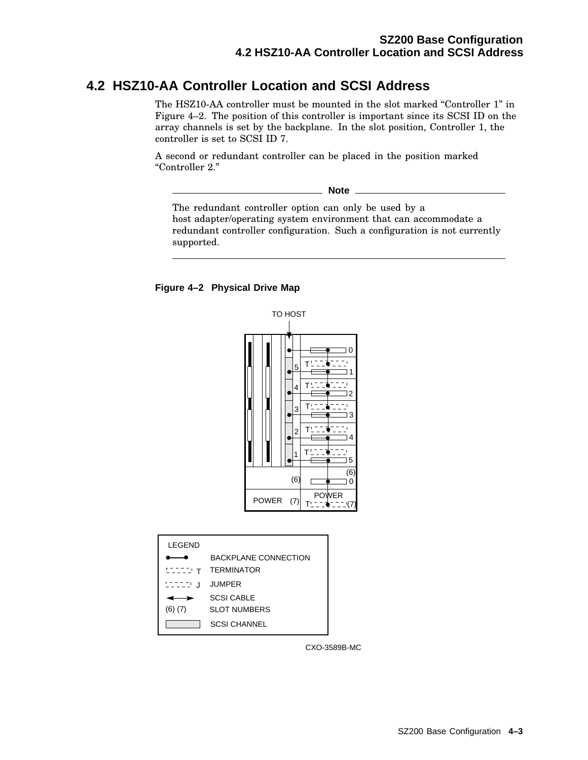## 4.2 HSZ10-AA Controller Location and SCSI Address

The HSZ10-AA controller must be mounted in the slot marked "Controller 1" in Figure 4–2. The position of this controller is important since its SCSI ID on the array channels is set by the backplane. In the slot position, Controller 1, the controller is set to SCSI ID 7.

A second or redundant controller can be placed in the position marked "Controller 2."

---

**Note**

The redundant controller option can only be used by a host adapter/operating system environment that can accommodate a redundant controller configuration. Such a configuration is not currently supported.

---

**Figure 4–2 Physical Drive Map**

TO HOST

LEGEND

- BACKPLANE CONNECTION
- T TERMINATOR
- J JUMPER
- SCSI CABLE
- (6) (7) SLOT NUMBERS
- SCSI CHANNEL

CXO-3589B-MC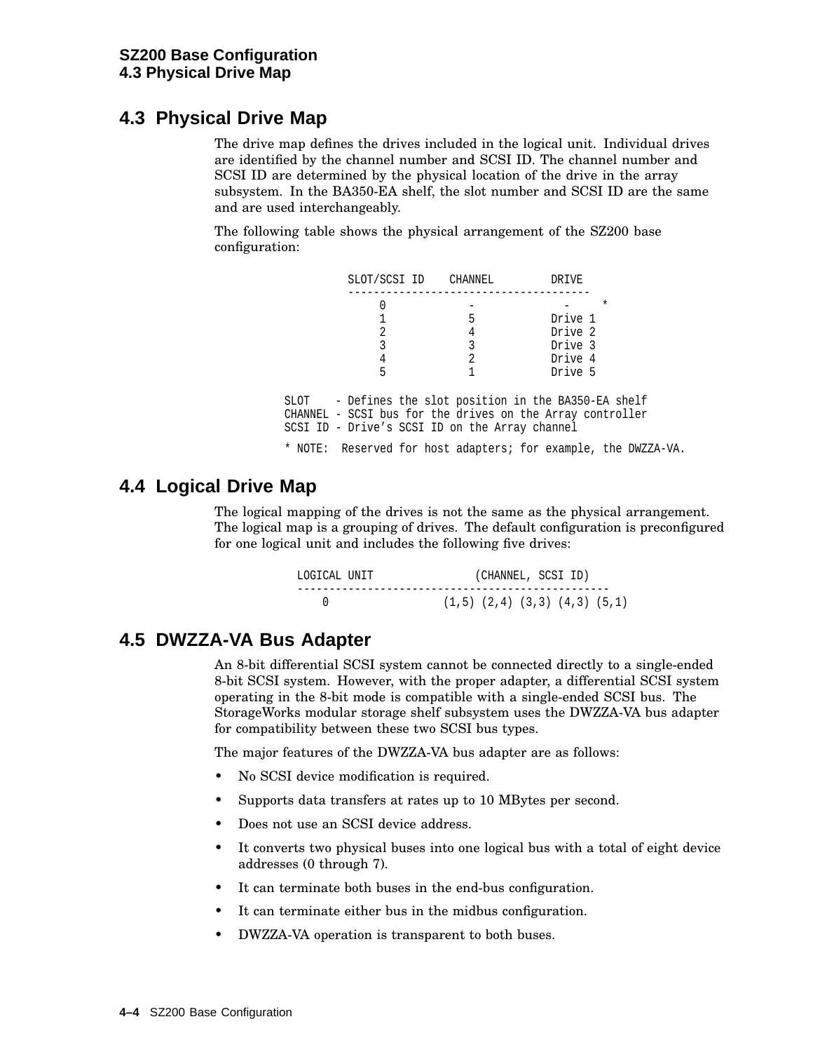## 4.3 Physical Drive Map

The drive map defines the drives included in the logical unit. Individual drives are identified by the channel number and SCSI ID. The channel number and SCSI ID are determined by the physical location of the drive in the array subsystem. In the BA350-EA shelf, the slot number and SCSI ID are the same and are used interchangeably.

The following table shows the physical arrangement of the SZ200 base configuration:

```
SLOT/SCSI ID    CHANNEL         DRIVE
-------------------------------------
     0             -              -     *
     1             5           Drive 1
     2             4           Drive 2
     3             3           Drive 3
     4             2           Drive 4
     5             1           Drive 5

SLOT    - Defines the slot position in the BA350-EA shelf
CHANNEL - SCSI bus for the drives on the Array controller
SCSI ID - Drive's SCSI ID on the Array channel

* NOTE:  Reserved for host adapters; for example, the DWZZA-VA.
```

## 4.4 Logical Drive Map

The logical mapping of the drives is not the same as the physical arrangement. The logical map is a grouping of drives. The default configuration is preconfigured for one logical unit and includes the following five drives:

```
LOGICAL UNIT                (CHANNEL, SCSI ID)
-----------------------------------------------
    0                 (1,5) (2,4) (3,3) (4,3) (5,1)
```

## 4.5 DWZZA-VA Bus Adapter

An 8-bit differential SCSI system cannot be connected directly to a single-ended 8-bit SCSI system. However, with the proper adapter, a differential SCSI system operating in the 8-bit mode is compatible with a single-ended SCSI bus. The StorageWorks modular storage shelf subsystem uses the DWZZA-VA bus adapter for compatibility between these two SCSI bus types.

The major features of the DWZZA-VA bus adapter are as follows:

- No SCSI device modification is required.
- Supports data transfers at rates up to 10 MBytes per second.
- Does not use an SCSI device address.
- It converts two physical buses into one logical bus with a total of eight device addresses (0 through 7).
- It can terminate both buses in the end-bus configuration.
- It can terminate either bus in the midbus configuration.
- DWZZA-VA operation is transparent to both buses.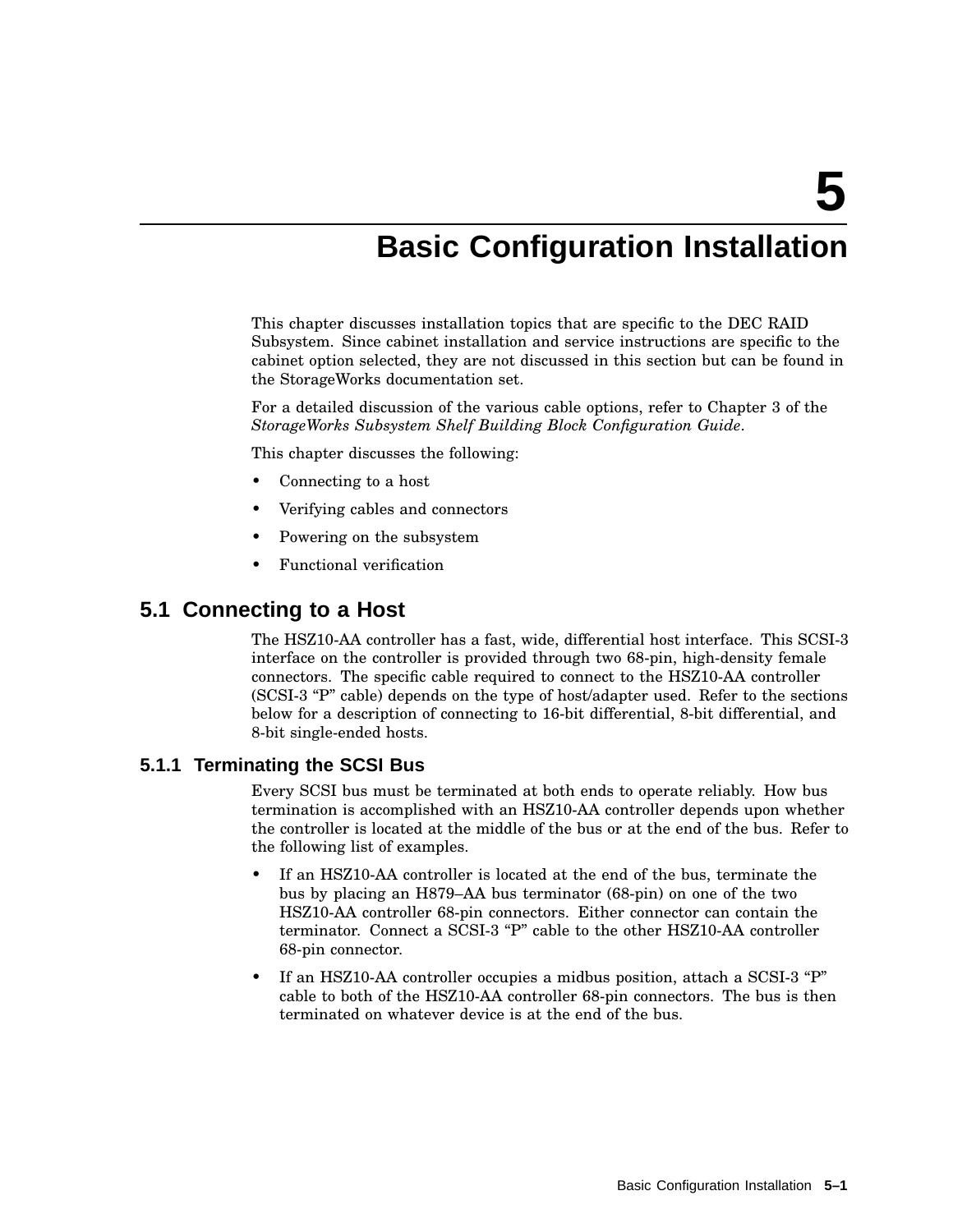# 5 Basic Configuration Installation

This chapter discusses installation topics that are specific to the DEC RAID Subsystem. Since cabinet installation and service instructions are specific to the cabinet option selected, they are not discussed in this section but can be found in the StorageWorks documentation set.

For a detailed discussion of the various cable options, refer to Chapter 3 of the *StorageWorks Subsystem Shelf Building Block Configuration Guide*.

This chapter discusses the following:

- Connecting to a host
- Verifying cables and connectors
- Powering on the subsystem
- Functional verification

## 5.1 Connecting to a Host

The HSZ10-AA controller has a fast, wide, differential host interface. This SCSI-3 interface on the controller is provided through two 68-pin, high-density female connectors. The specific cable required to connect to the HSZ10-AA controller (SCSI-3 "P" cable) depends on the type of host/adapter used. Refer to the sections below for a description of connecting to 16-bit differential, 8-bit differential, and 8-bit single-ended hosts.

### 5.1.1 Terminating the SCSI Bus

Every SCSI bus must be terminated at both ends to operate reliably. How bus termination is accomplished with an HSZ10-AA controller depends upon whether the controller is located at the middle of the bus or at the end of the bus. Refer to the following list of examples.

- If an HSZ10-AA controller is located at the end of the bus, terminate the bus by placing an H879–AA bus terminator (68-pin) on one of the two HSZ10-AA controller 68-pin connectors. Either connector can contain the terminator. Connect a SCSI-3 "P" cable to the other HSZ10-AA controller 68-pin connector.
- If an HSZ10-AA controller occupies a midbus position, attach a SCSI-3 "P" cable to both of the HSZ10-AA controller 68-pin connectors. The bus is then terminated on whatever device is at the end of the bus.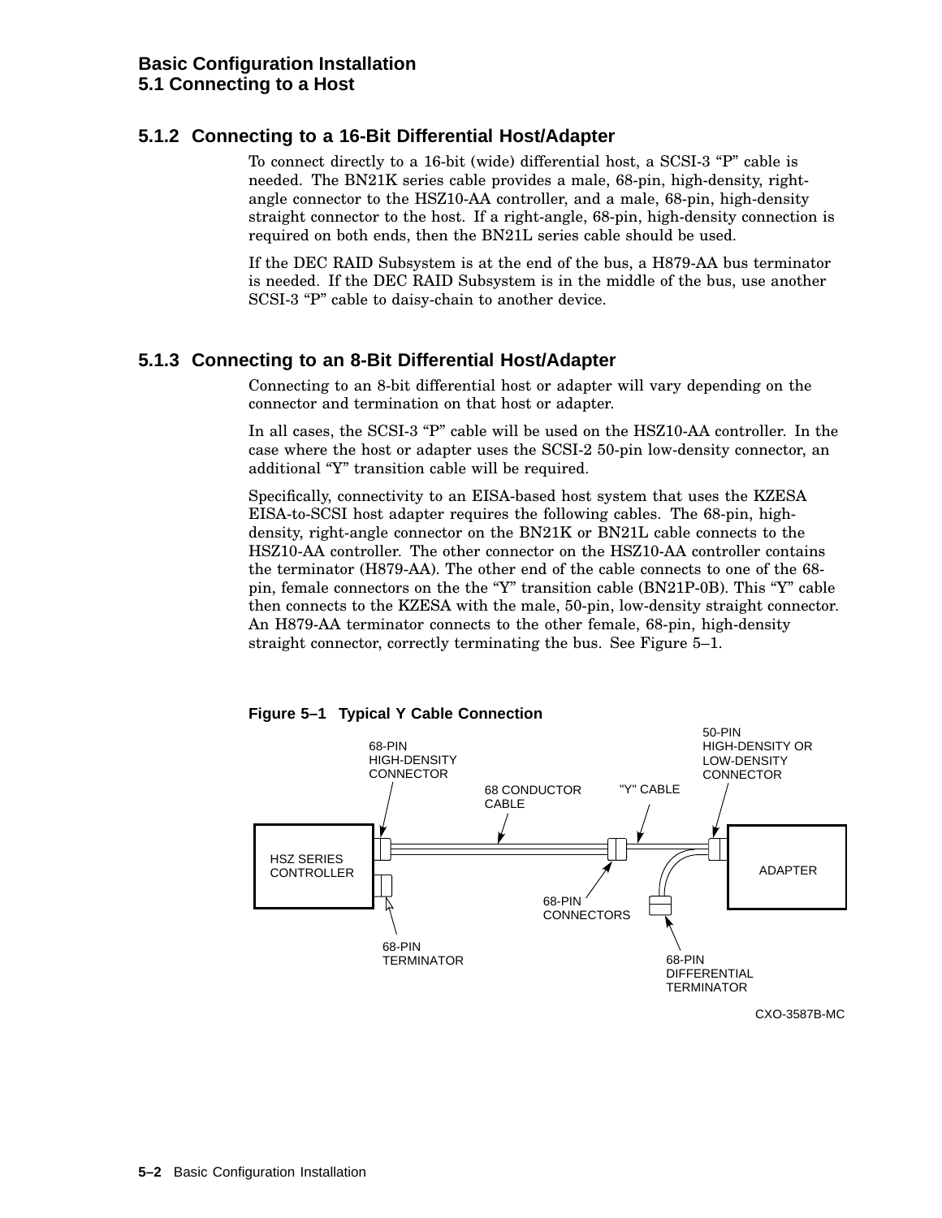### 5.1.2 Connecting to a 16-Bit Differential Host/Adapter

To connect directly to a 16-bit (wide) differential host, a SCSI-3 “P” cable is needed. The BN21K series cable provides a male, 68-pin, high-density, right-angle connector to the HSZ10-AA controller, and a male, 68-pin, high-density straight connector to the host. If a right-angle, 68-pin, high-density connection is required on both ends, then the BN21L series cable should be used.

If the DEC RAID Subsystem is at the end of the bus, a H879-AA bus terminator is needed. If the DEC RAID Subsystem is in the middle of the bus, use another SCSI-3 “P” cable to daisy-chain to another device.

### 5.1.3 Connecting to an 8-Bit Differential Host/Adapter

Connecting to an 8-bit differential host or adapter will vary depending on the connector and termination on that host or adapter.

In all cases, the SCSI-3 “P” cable will be used on the HSZ10-AA controller. In the case where the host or adapter uses the SCSI-2 50-pin low-density connector, an additional “Y” transition cable will be required.

Specifically, connectivity to an EISA-based host system that uses the KZESA EISA-to-SCSI host adapter requires the following cables. The 68-pin, high-density, right-angle connector on the BN21K or BN21L cable connects to the HSZ10-AA controller. The other connector on the HSZ10-AA controller contains the terminator (H879-AA). The other end of the cable connects to one of the 68-pin, female connectors on the the “Y” transition cable (BN21P-0B). This “Y” cable then connects to the KZESA with the male, 50-pin, low-density straight connector. An H879-AA terminator connects to the other female, 68-pin, high-density straight connector, correctly terminating the bus. See Figure 5–1.

**Figure 5–1 Typical Y Cable Connection**

68-PIN HIGH-DENSITY CONNECTOR · 68 CONDUCTOR CABLE · "Y" CABLE · 50-PIN HIGH-DENSITY OR LOW-DENSITY CONNECTOR · HSZ SERIES CONTROLLER · ADAPTER · 68-PIN CONNECTORS · 68-PIN TERMINATOR · 68-PIN DIFFERENTIAL TERMINATOR

CXO-3587B-MC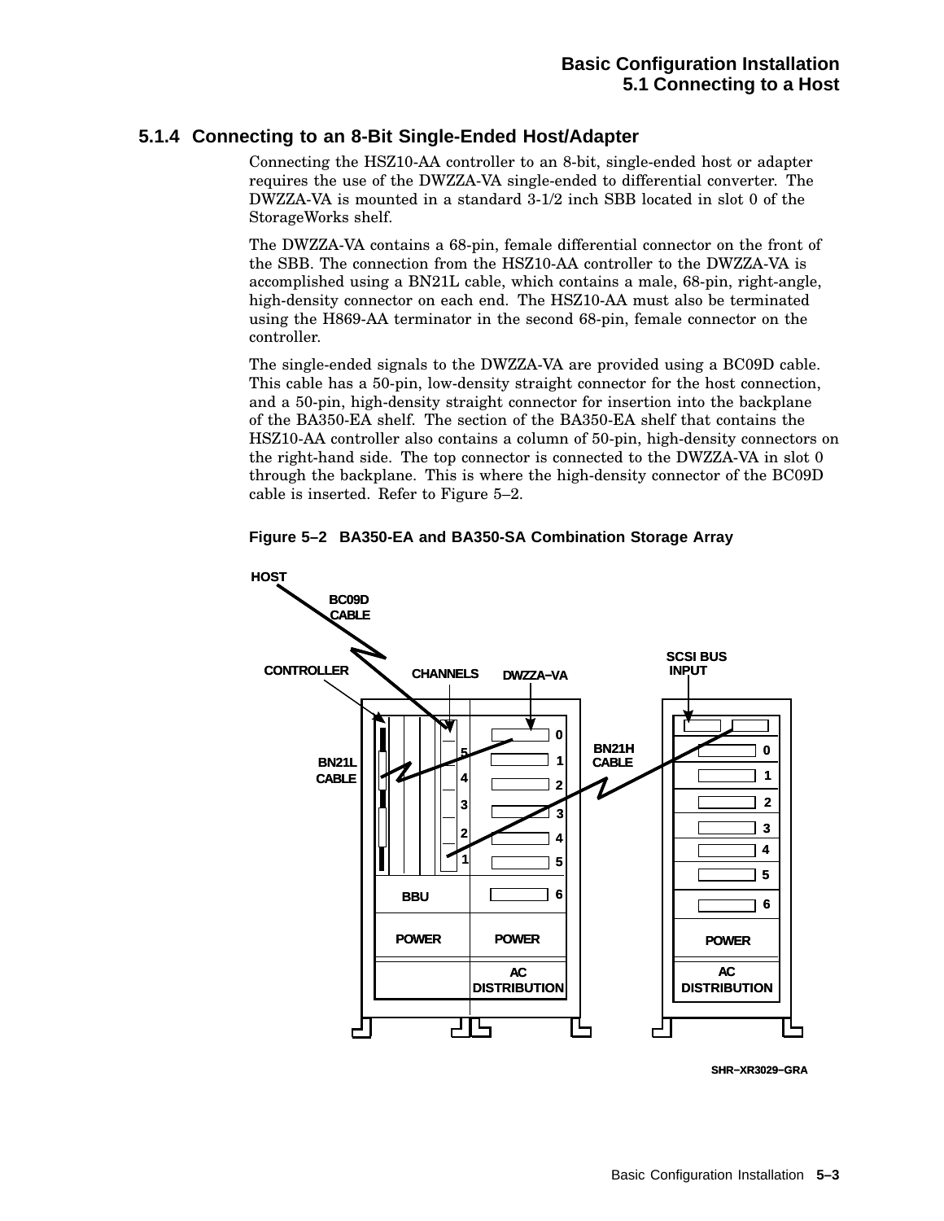### 5.1.4 Connecting to an 8-Bit Single-Ended Host/Adapter

Connecting the HSZ10-AA controller to an 8-bit, single-ended host or adapter requires the use of the DWZZA-VA single-ended to differential converter. The DWZZA-VA is mounted in a standard 3-1/2 inch SBB located in slot 0 of the StorageWorks shelf.

The DWZZA-VA contains a 68-pin, female differential connector on the front of the SBB. The connection from the HSZ10-AA controller to the DWZZA-VA is accomplished using a BN21L cable, which contains a male, 68-pin, right-angle, high-density connector on each end. The HSZ10-AA must also be terminated using the H869-AA terminator in the second 68-pin, female connector on the controller.

The single-ended signals to the DWZZA-VA are provided using a BC09D cable. This cable has a 50-pin, low-density straight connector for the host connection, and a 50-pin, high-density straight connector for insertion into the backplane of the BA350-EA shelf. The section of the BA350-EA shelf that contains the HSZ10-AA controller also contains a column of 50-pin, high-density connectors on the right-hand side. The top connector is connected to the DWZZA-VA in slot 0 through the backplane. This is where the high-density connector of the BC09D cable is inserted. Refer to Figure 5–2.

**Figure 5–2 BA350-EA and BA350-SA Combination Storage Array**

SHR–XR3029–GRA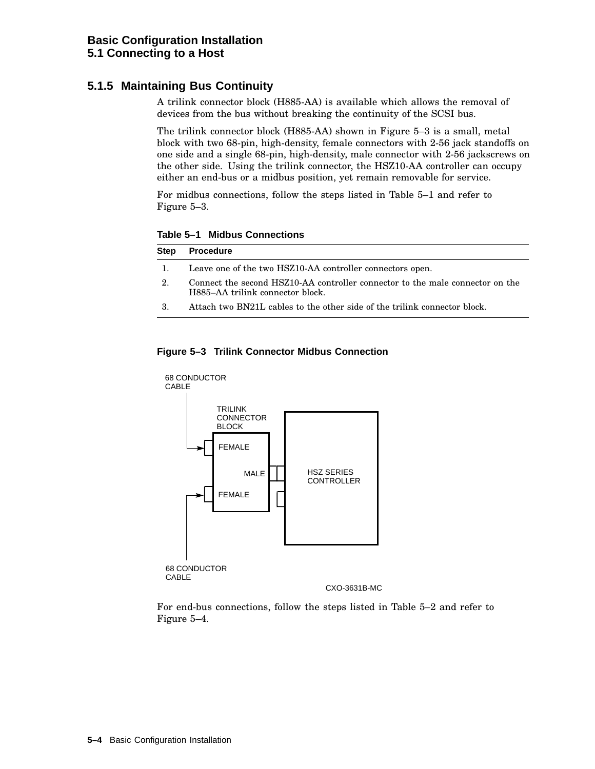### 5.1.5 Maintaining Bus Continuity

A trilink connector block (H885-AA) is available which allows the removal of devices from the bus without breaking the continuity of the SCSI bus.

The trilink connector block (H885-AA) shown in Figure 5–3 is a small, metal block with two 68-pin, high-density, female connectors with 2-56 jack standoffs on one side and a single 68-pin, high-density, male connector with 2-56 jackscrews on the other side. Using the trilink connector, the HSZ10-AA controller can occupy either an end-bus or a midbus position, yet remain removable for service.

For midbus connections, follow the steps listed in Table 5–1 and refer to Figure 5–3.

**Table 5–1 Midbus Connections**

| Step | Procedure |
|---|---|
| 1. | Leave one of the two HSZ10-AA controller connectors open. |
| 2. | Connect the second HSZ10-AA controller connector to the male connector on the H885–AA trilink connector block. |
| 3. | Attach two BN21L cables to the other side of the trilink connector block. |

**Figure 5–3 Trilink Connector Midbus Connection**

68 CONDUCTOR CABLE

TRILINK CONNECTOR BLOCK

FEMALE

MALE

HSZ SERIES CONTROLLER

FEMALE

68 CONDUCTOR CABLE

CXO-3631B-MC

For end-bus connections, follow the steps listed in Table 5–2 and refer to Figure 5–4.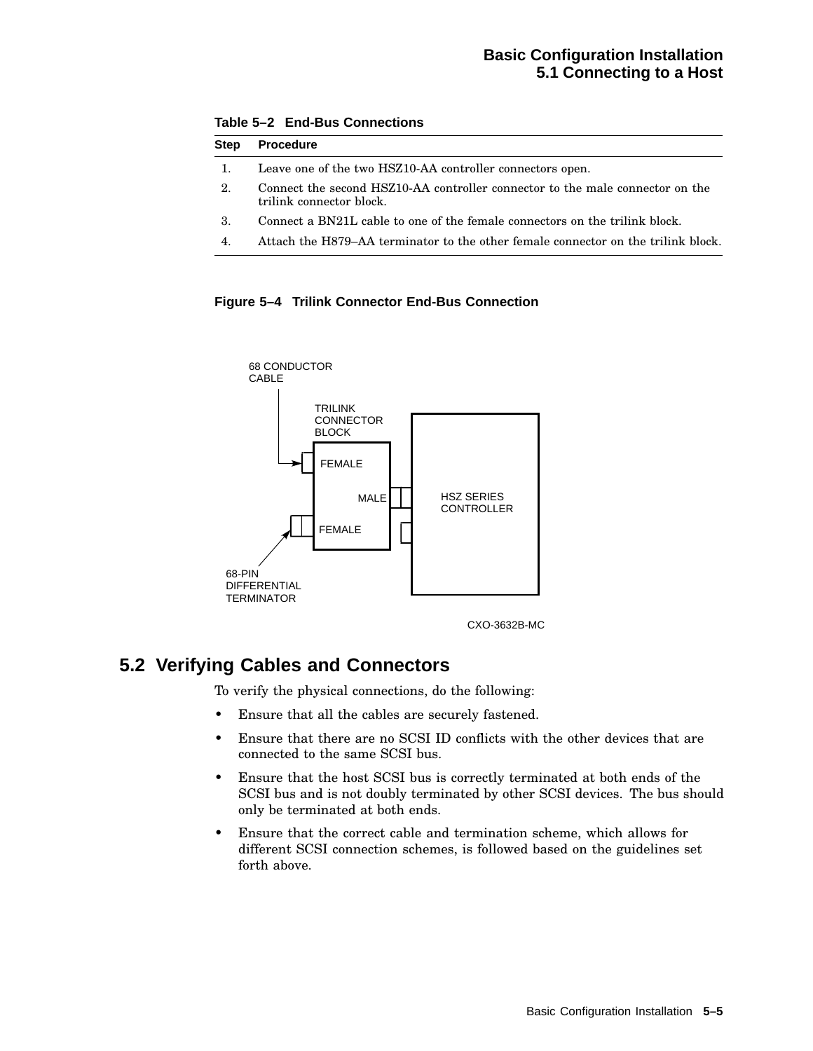**Table 5–2 End-Bus Connections**

| Step | Procedure |
| --- | --- |
| 1. | Leave one of the two HSZ10-AA controller connectors open. |
| 2. | Connect the second HSZ10-AA controller connector to the male connector on the trilink connector block. |
| 3. | Connect a BN21L cable to one of the female connectors on the trilink block. |
| 4. | Attach the H879–AA terminator to the other female connector on the trilink block. |

**Figure 5–4 Trilink Connector End-Bus Connection**

68 CONDUCTOR CABLE

TRILINK CONNECTOR BLOCK

FEMALE

MALE

FEMALE

HSZ SERIES CONTROLLER

68-PIN DIFFERENTIAL TERMINATOR

CXO-3632B-MC

## 5.2 Verifying Cables and Connectors

To verify the physical connections, do the following:

- Ensure that all the cables are securely fastened.
- Ensure that there are no SCSI ID conflicts with the other devices that are connected to the same SCSI bus.
- Ensure that the host SCSI bus is correctly terminated at both ends of the SCSI bus and is not doubly terminated by other SCSI devices. The bus should only be terminated at both ends.
- Ensure that the correct cable and termination scheme, which allows for different SCSI connection schemes, is followed based on the guidelines set forth above.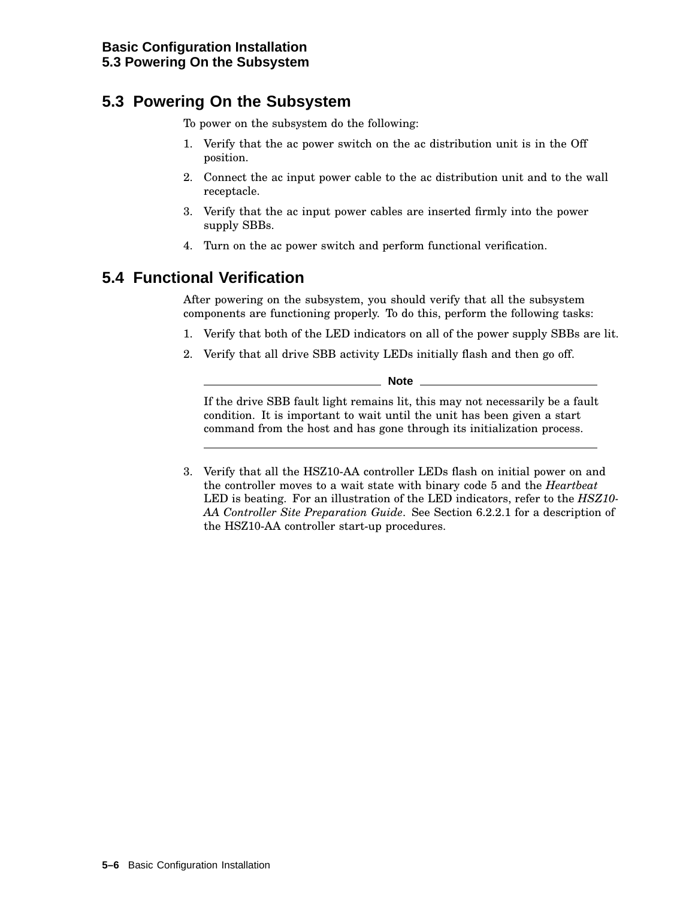## 5.3 Powering On the Subsystem

To power on the subsystem do the following:

1. Verify that the ac power switch on the ac distribution unit is in the Off position.
2. Connect the ac input power cable to the ac distribution unit and to the wall receptacle.
3. Verify that the ac input power cables are inserted firmly into the power supply SBBs.
4. Turn on the ac power switch and perform functional verification.

## 5.4 Functional Verification

After powering on the subsystem, you should verify that all the subsystem components are functioning properly. To do this, perform the following tasks:

1. Verify that both of the LED indicators on all of the power supply SBBs are lit.
2. Verify that all drive SBB activity LEDs initially flash and then go off.

   **Note**

   If the drive SBB fault light remains lit, this may not necessarily be a fault condition. It is important to wait until the unit has been given a start command from the host and has gone through its initialization process.

3. Verify that all the HSZ10-AA controller LEDs flash on initial power on and the controller moves to a wait state with binary code 5 and the *Heartbeat* LED is beating. For an illustration of the LED indicators, refer to the *HSZ10-AA Controller Site Preparation Guide*. See Section 6.2.2.1 for a description of the HSZ10-AA controller start-up procedures.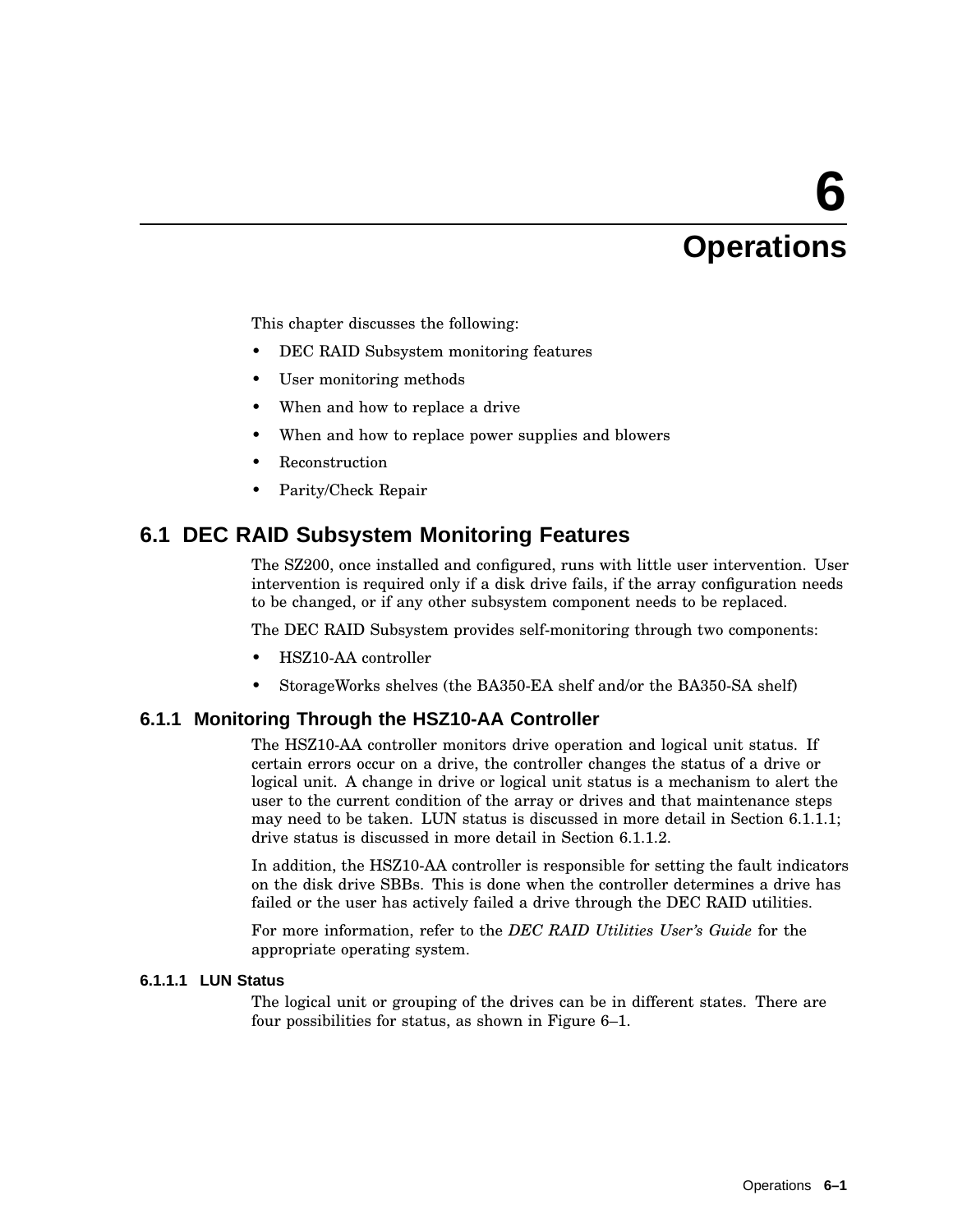# 6 Operations

This chapter discusses the following:

- DEC RAID Subsystem monitoring features
- User monitoring methods
- When and how to replace a drive
- When and how to replace power supplies and blowers
- Reconstruction
- Parity/Check Repair

## 6.1 DEC RAID Subsystem Monitoring Features

The SZ200, once installed and configured, runs with little user intervention. User intervention is required only if a disk drive fails, if the array configuration needs to be changed, or if any other subsystem component needs to be replaced.

The DEC RAID Subsystem provides self-monitoring through two components:

- HSZ10-AA controller
- StorageWorks shelves (the BA350-EA shelf and/or the BA350-SA shelf)

### 6.1.1 Monitoring Through the HSZ10-AA Controller

The HSZ10-AA controller monitors drive operation and logical unit status. If certain errors occur on a drive, the controller changes the status of a drive or logical unit. A change in drive or logical unit status is a mechanism to alert the user to the current condition of the array or drives and that maintenance steps may need to be taken. LUN status is discussed in more detail in Section 6.1.1.1; drive status is discussed in more detail in Section 6.1.1.2.

In addition, the HSZ10-AA controller is responsible for setting the fault indicators on the disk drive SBBs. This is done when the controller determines a drive has failed or the user has actively failed a drive through the DEC RAID utilities.

For more information, refer to the *DEC RAID Utilities User's Guide* for the appropriate operating system.

#### 6.1.1.1 LUN Status

The logical unit or grouping of the drives can be in different states. There are four possibilities for status, as shown in Figure 6–1.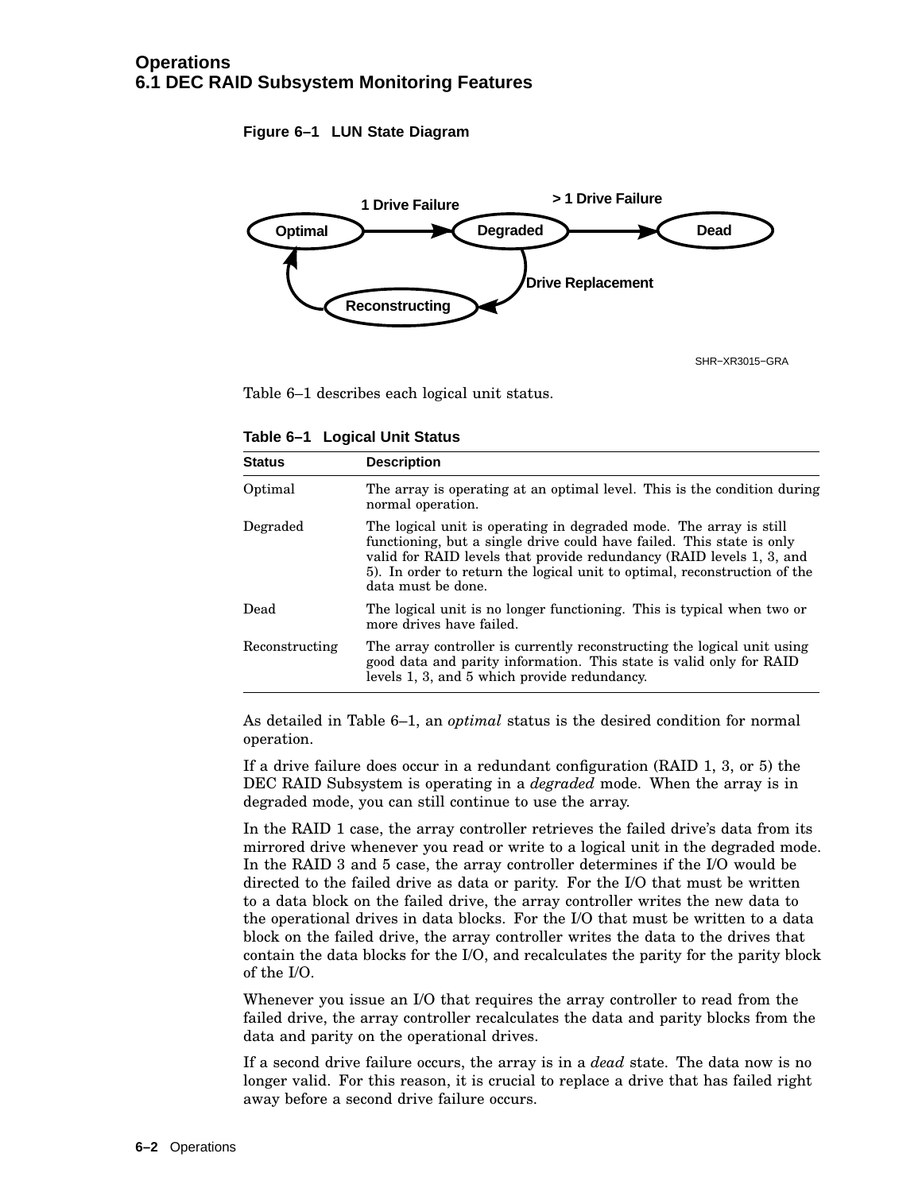**Figure 6–1 LUN State Diagram**

Table 6–1 describes each logical unit status.

**Table 6–1 Logical Unit Status**

| Status | Description |
|---|---|
| Optimal | The array is operating at an optimal level. This is the condition during normal operation. |
| Degraded | The logical unit is operating in degraded mode. The array is still functioning, but a single drive could have failed. This state is only valid for RAID levels that provide redundancy (RAID levels 1, 3, and 5). In order to return the logical unit to optimal, reconstruction of the data must be done. |
| Dead | The logical unit is no longer functioning. This is typical when two or more drives have failed. |
| Reconstructing | The array controller is currently reconstructing the logical unit using good data and parity information. This state is valid only for RAID levels 1, 3, and 5 which provide redundancy. |

As detailed in Table 6–1, an *optimal* status is the desired condition for normal operation.

If a drive failure does occur in a redundant configuration (RAID 1, 3, or 5) the DEC RAID Subsystem is operating in a *degraded* mode. When the array is in degraded mode, you can still continue to use the array.

In the RAID 1 case, the array controller retrieves the failed drive's data from its mirrored drive whenever you read or write to a logical unit in the degraded mode. In the RAID 3 and 5 case, the array controller determines if the I/O would be directed to the failed drive as data or parity. For the I/O that must be written to a data block on the failed drive, the array controller writes the new data to the operational drives in data blocks. For the I/O that must be written to a data block on the failed drive, the array controller writes the data to the drives that contain the data blocks for the I/O, and recalculates the parity for the parity block of the I/O.

Whenever you issue an I/O that requires the array controller to read from the failed drive, the array controller recalculates the data and parity blocks from the data and parity on the operational drives.

If a second drive failure occurs, the array is in a *dead* state. The data now is no longer valid. For this reason, it is crucial to replace a drive that has failed right away before a second drive failure occurs.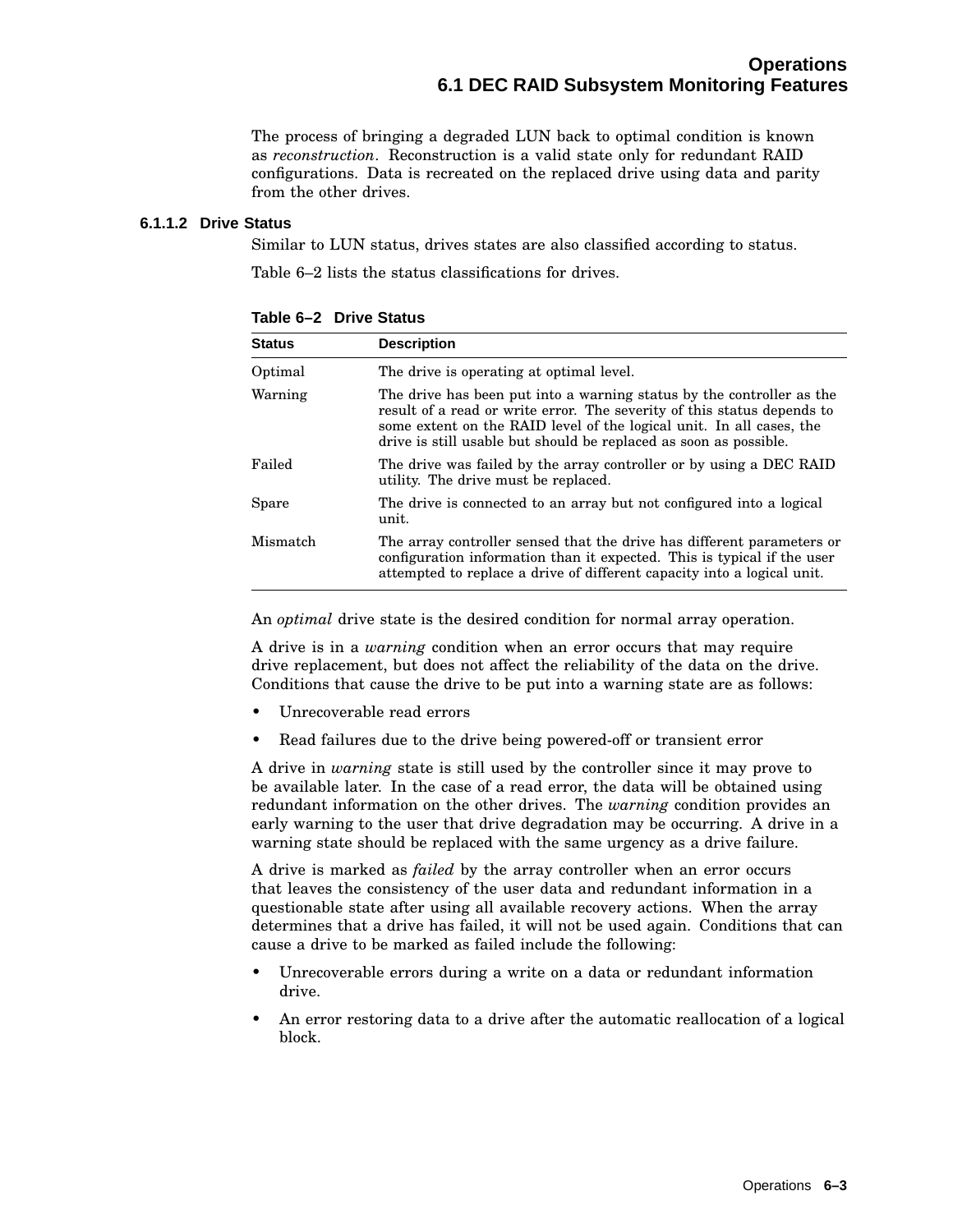The process of bringing a degraded LUN back to optimal condition is known as *reconstruction*. Reconstruction is a valid state only for redundant RAID configurations. Data is recreated on the replaced drive using data and parity from the other drives.

#### 6.1.1.2 Drive Status

Similar to LUN status, drives states are also classified according to status.

Table 6–2 lists the status classifications for drives.

**Table 6–2 Drive Status**

| Status | Description |
|---|---|
| Optimal | The drive is operating at optimal level. |
| Warning | The drive has been put into a warning status by the controller as the result of a read or write error. The severity of this status depends to some extent on the RAID level of the logical unit. In all cases, the drive is still usable but should be replaced as soon as possible. |
| Failed | The drive was failed by the array controller or by using a DEC RAID utility. The drive must be replaced. |
| Spare | The drive is connected to an array but not configured into a logical unit. |
| Mismatch | The array controller sensed that the drive has different parameters or configuration information than it expected. This is typical if the user attempted to replace a drive of different capacity into a logical unit. |

An *optimal* drive state is the desired condition for normal array operation.

A drive is in a *warning* condition when an error occurs that may require drive replacement, but does not affect the reliability of the data on the drive. Conditions that cause the drive to be put into a warning state are as follows:

- Unrecoverable read errors
- Read failures due to the drive being powered-off or transient error

A drive in *warning* state is still used by the controller since it may prove to be available later. In the case of a read error, the data will be obtained using redundant information on the other drives. The *warning* condition provides an early warning to the user that drive degradation may be occurring. A drive in a warning state should be replaced with the same urgency as a drive failure.

A drive is marked as *failed* by the array controller when an error occurs that leaves the consistency of the user data and redundant information in a questionable state after using all available recovery actions. When the array determines that a drive has failed, it will not be used again. Conditions that can cause a drive to be marked as failed include the following:

- Unrecoverable errors during a write on a data or redundant information drive.
- An error restoring data to a drive after the automatic reallocation of a logical block.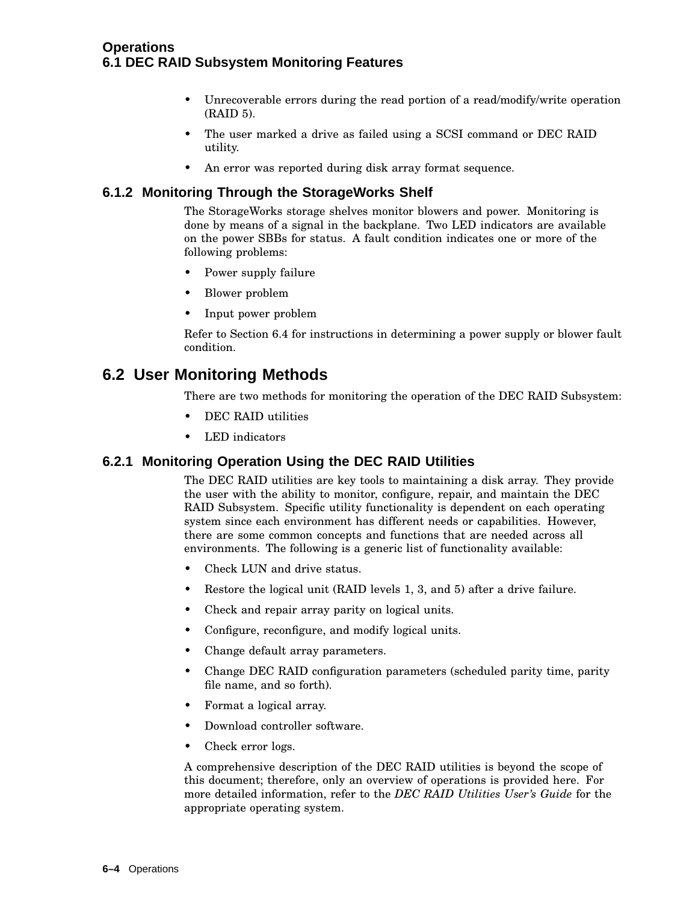- Unrecoverable errors during the read portion of a read/modify/write operation (RAID 5).
- The user marked a drive as failed using a SCSI command or DEC RAID utility.
- An error was reported during disk array format sequence.

### 6.1.2 Monitoring Through the StorageWorks Shelf

The StorageWorks storage shelves monitor blowers and power. Monitoring is done by means of a signal in the backplane. Two LED indicators are available on the power SBBs for status. A fault condition indicates one or more of the following problems:

- Power supply failure
- Blower problem
- Input power problem

Refer to Section 6.4 for instructions in determining a power supply or blower fault condition.

## 6.2 User Monitoring Methods

There are two methods for monitoring the operation of the DEC RAID Subsystem:

- DEC RAID utilities
- LED indicators

### 6.2.1 Monitoring Operation Using the DEC RAID Utilities

The DEC RAID utilities are key tools to maintaining a disk array. They provide the user with the ability to monitor, configure, repair, and maintain the DEC RAID Subsystem. Specific utility functionality is dependent on each operating system since each environment has different needs or capabilities. However, there are some common concepts and functions that are needed across all environments. The following is a generic list of functionality available:

- Check LUN and drive status.
- Restore the logical unit (RAID levels 1, 3, and 5) after a drive failure.
- Check and repair array parity on logical units.
- Configure, reconfigure, and modify logical units.
- Change default array parameters.
- Change DEC RAID configuration parameters (scheduled parity time, parity file name, and so forth).
- Format a logical array.
- Download controller software.
- Check error logs.

A comprehensive description of the DEC RAID utilities is beyond the scope of this document; therefore, only an overview of operations is provided here. For more detailed information, refer to the *DEC RAID Utilities User's Guide* for the appropriate operating system.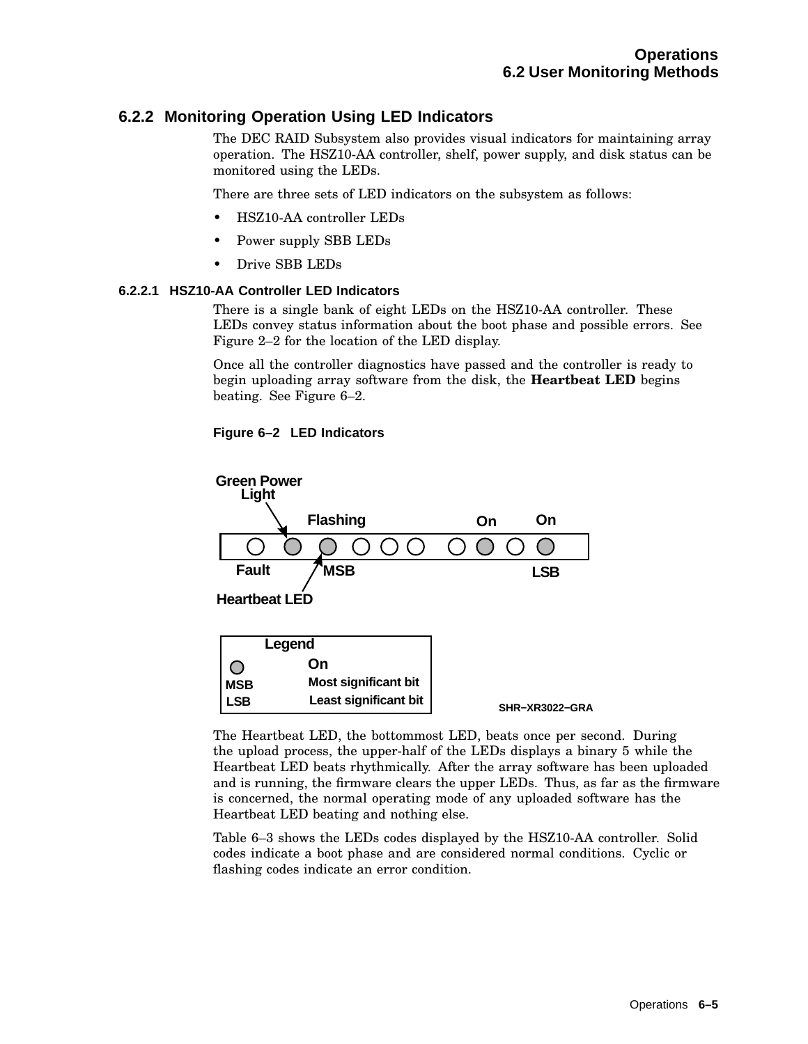## 6.2.2 Monitoring Operation Using LED Indicators

The DEC RAID Subsystem also provides visual indicators for maintaining array operation. The HSZ10-AA controller, shelf, power supply, and disk status can be monitored using the LEDs.

There are three sets of LED indicators on the subsystem as follows:

- HSZ10-AA controller LEDs
- Power supply SBB LEDs
- Drive SBB LEDs

### 6.2.2.1 HSZ10-AA Controller LED Indicators

There is a single bank of eight LEDs on the HSZ10-AA controller. These LEDs convey status information about the boot phase and possible errors. See Figure 2–2 for the location of the LED display.

Once all the controller diagnostics have passed and the controller is ready to begin uploading array software from the disk, the **Heartbeat LED** begins beating. See Figure 6–2.

**Figure 6–2 LED Indicators**

Green Power Light, Flashing, On, On, Fault, MSB, LSB, Heartbeat LED

Legend: On; MSB Most significant bit; LSB Least significant bit

SHR–XR3022–GRA

The Heartbeat LED, the bottommost LED, beats once per second. During the upload process, the upper-half of the LEDs displays a binary 5 while the Heartbeat LED beats rhythmically. After the array software has been uploaded and is running, the firmware clears the upper LEDs. Thus, as far as the firmware is concerned, the normal operating mode of any uploaded software has the Heartbeat LED beating and nothing else.

Table 6–3 shows the LEDs codes displayed by the HSZ10-AA controller. Solid codes indicate a boot phase and are considered normal conditions. Cyclic or flashing codes indicate an error condition.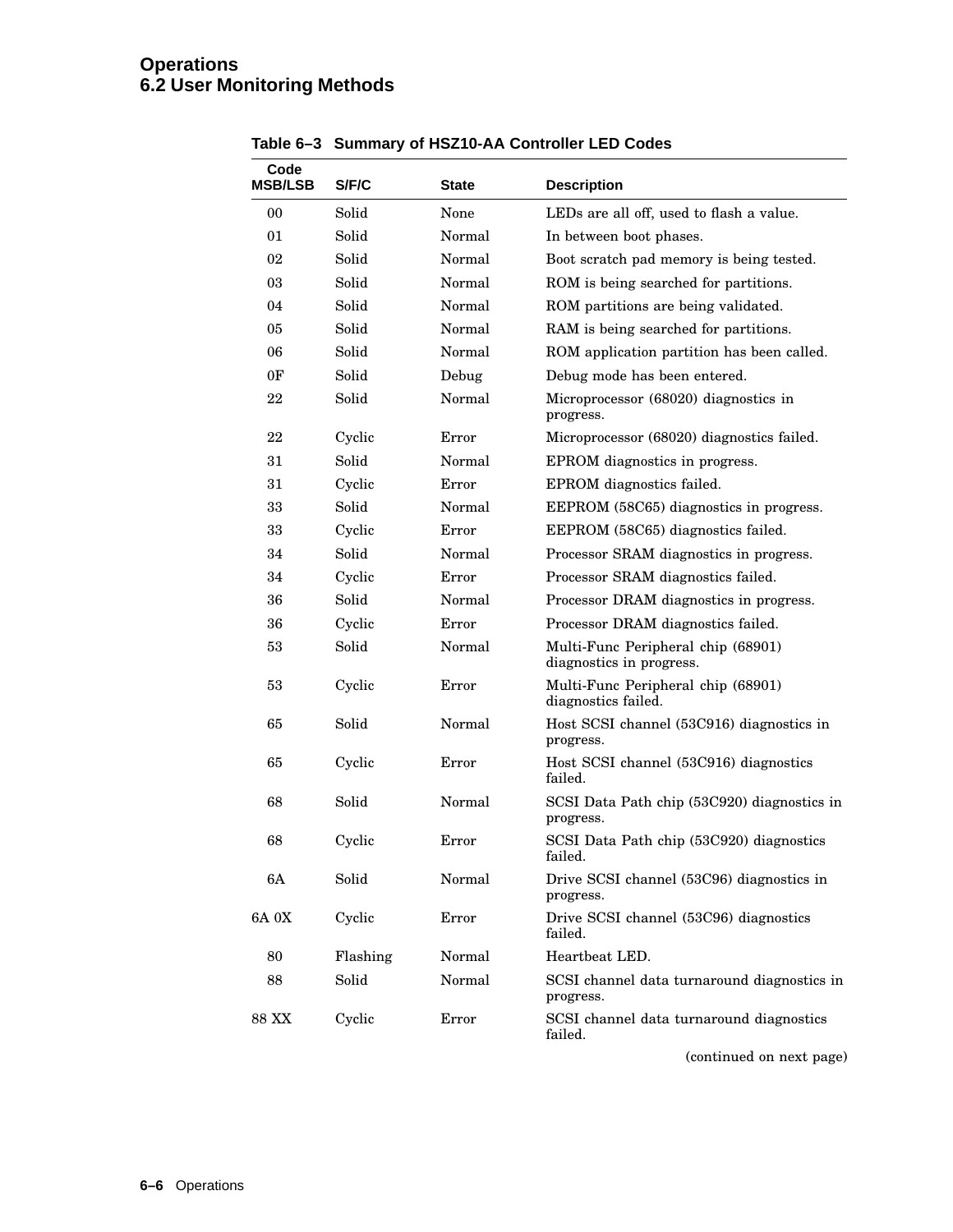# Operations
## 6.2 User Monitoring Methods

**Table 6–3 Summary of HSZ10-AA Controller LED Codes**

| Code MSB/LSB | S/F/C | State | Description |
|---|---|---|---|
| 00 | Solid | None | LEDs are all off, used to flash a value. |
| 01 | Solid | Normal | In between boot phases. |
| 02 | Solid | Normal | Boot scratch pad memory is being tested. |
| 03 | Solid | Normal | ROM is being searched for partitions. |
| 04 | Solid | Normal | ROM partitions are being validated. |
| 05 | Solid | Normal | RAM is being searched for partitions. |
| 06 | Solid | Normal | ROM application partition has been called. |
| 0F | Solid | Debug | Debug mode has been entered. |
| 22 | Solid | Normal | Microprocessor (68020) diagnostics in progress. |
| 22 | Cyclic | Error | Microprocessor (68020) diagnostics failed. |
| 31 | Solid | Normal | EPROM diagnostics in progress. |
| 31 | Cyclic | Error | EPROM diagnostics failed. |
| 33 | Solid | Normal | EEPROM (58C65) diagnostics in progress. |
| 33 | Cyclic | Error | EEPROM (58C65) diagnostics failed. |
| 34 | Solid | Normal | Processor SRAM diagnostics in progress. |
| 34 | Cyclic | Error | Processor SRAM diagnostics failed. |
| 36 | Solid | Normal | Processor DRAM diagnostics in progress. |
| 36 | Cyclic | Error | Processor DRAM diagnostics failed. |
| 53 | Solid | Normal | Multi-Func Peripheral chip (68901) diagnostics in progress. |
| 53 | Cyclic | Error | Multi-Func Peripheral chip (68901) diagnostics failed. |
| 65 | Solid | Normal | Host SCSI channel (53C916) diagnostics in progress. |
| 65 | Cyclic | Error | Host SCSI channel (53C916) diagnostics failed. |
| 68 | Solid | Normal | SCSI Data Path chip (53C920) diagnostics in progress. |
| 68 | Cyclic | Error | SCSI Data Path chip (53C920) diagnostics failed. |
| 6A | Solid | Normal | Drive SCSI channel (53C96) diagnostics in progress. |
| 6A 0X | Cyclic | Error | Drive SCSI channel (53C96) diagnostics failed. |
| 80 | Flashing | Normal | Heartbeat LED. |
| 88 | Solid | Normal | SCSI channel data turnaround diagnostics in progress. |
| 88 XX | Cyclic | Error | SCSI channel data turnaround diagnostics failed. |

(continued on next page)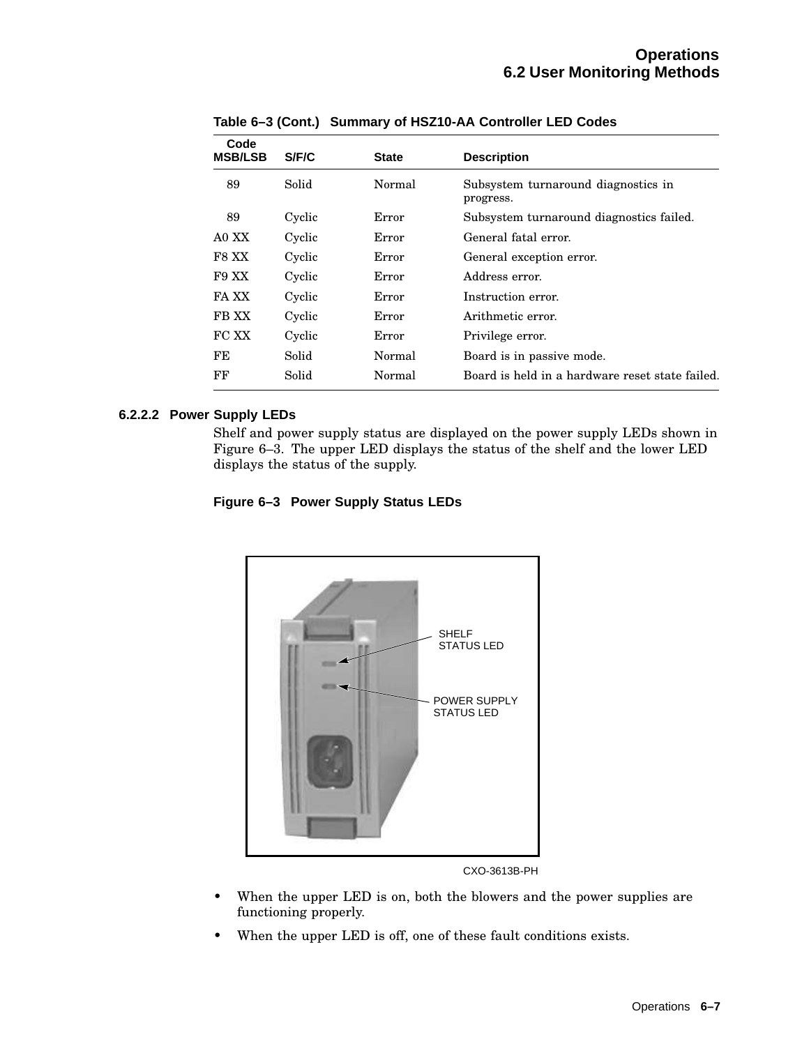**Table 6–3 (Cont.) Summary of HSZ10-AA Controller LED Codes**

| Code MSB/LSB | S/F/C | State | Description |
|---|---|---|---|
| 89 | Solid | Normal | Subsystem turnaround diagnostics in progress. |
| 89 | Cyclic | Error | Subsystem turnaround diagnostics failed. |
| A0 XX | Cyclic | Error | General fatal error. |
| F8 XX | Cyclic | Error | General exception error. |
| F9 XX | Cyclic | Error | Address error. |
| FA XX | Cyclic | Error | Instruction error. |
| FB XX | Cyclic | Error | Arithmetic error. |
| FC XX | Cyclic | Error | Privilege error. |
| FE | Solid | Normal | Board is in passive mode. |
| FF | Solid | Normal | Board is held in a hardware reset state failed. |

#### 6.2.2.2 Power Supply LEDs

Shelf and power supply status are displayed on the power supply LEDs shown in Figure 6–3. The upper LED displays the status of the shelf and the lower LED displays the status of the supply.

**Figure 6–3 Power Supply Status LEDs**

SHELF STATUS LED

POWER SUPPLY STATUS LED

CXO-3613B-PH

- When the upper LED is on, both the blowers and the power supplies are functioning properly.
- When the upper LED is off, one of these fault conditions exists.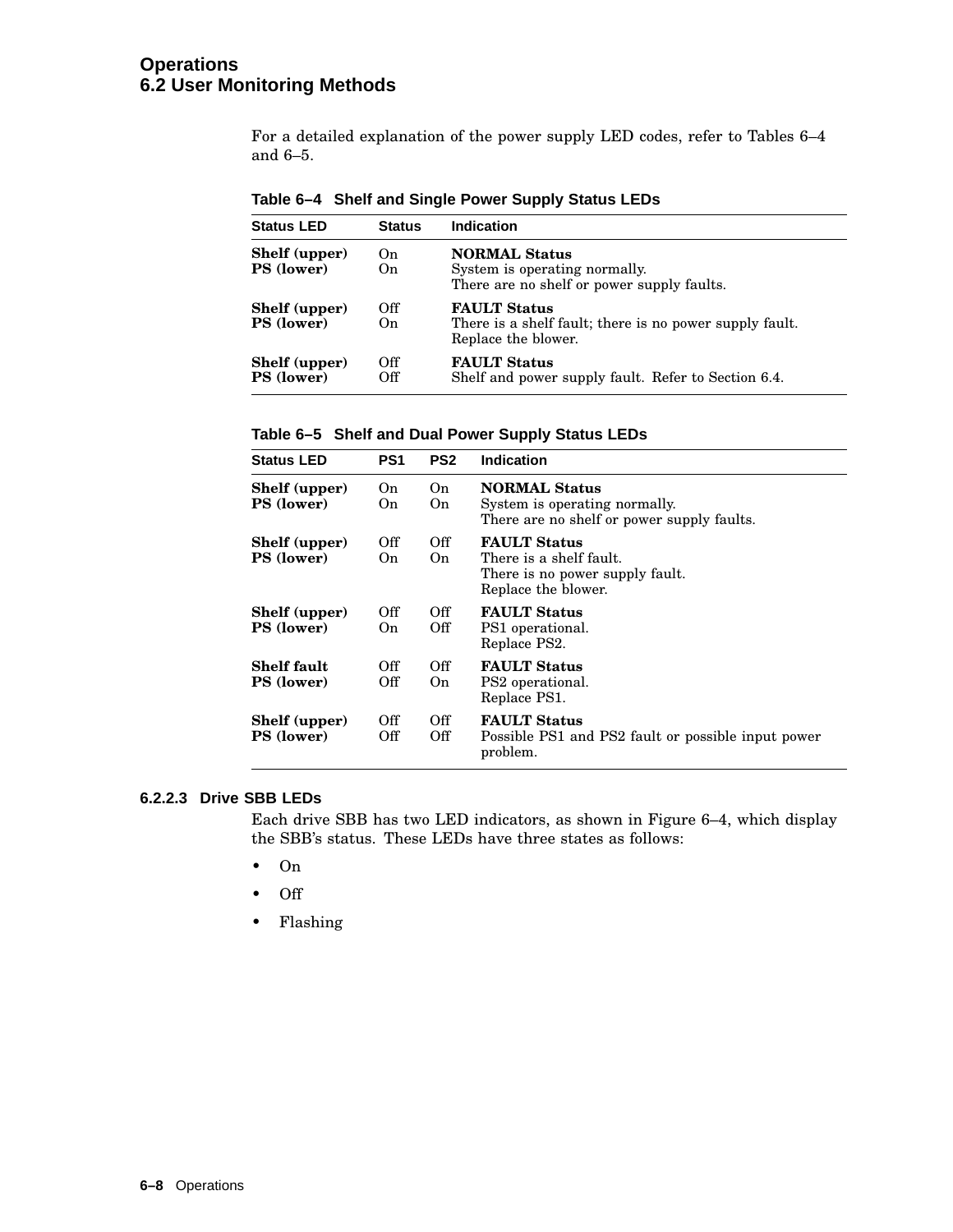For a detailed explanation of the power supply LED codes, refer to Tables 6–4 and 6–5.

**Table 6–4 Shelf and Single Power Supply Status LEDs**

| Status LED | Status | Indication |
|---|---|---|
| **Shelf (upper)**<br>**PS (lower)** | On<br>On | **NORMAL Status**<br>System is operating normally.<br>There are no shelf or power supply faults. |
| **Shelf (upper)**<br>**PS (lower)** | Off<br>On | **FAULT Status**<br>There is a shelf fault; there is no power supply fault.<br>Replace the blower. |
| **Shelf (upper)**<br>**PS (lower)** | Off<br>Off | **FAULT Status**<br>Shelf and power supply fault. Refer to Section 6.4. |

**Table 6–5 Shelf and Dual Power Supply Status LEDs**

| Status LED | PS1 | PS2 | Indication |
|---|---|---|---|
| **Shelf (upper)**<br>**PS (lower)** | On<br>On | On<br>On | **NORMAL Status**<br>System is operating normally.<br>There are no shelf or power supply faults. |
| **Shelf (upper)**<br>**PS (lower)** | Off<br>On | Off<br>On | **FAULT Status**<br>There is a shelf fault.<br>There is no power supply fault.<br>Replace the blower. |
| **Shelf (upper)**<br>**PS (lower)** | Off<br>On | Off<br>Off | **FAULT Status**<br>PS1 operational.<br>Replace PS2. |
| **Shelf fault**<br>**PS (lower)** | Off<br>Off | Off<br>On | **FAULT Status**<br>PS2 operational.<br>Replace PS1. |
| **Shelf (upper)**<br>**PS (lower)** | Off<br>Off | Off<br>Off | **FAULT Status**<br>Possible PS1 and PS2 fault or possible input power problem. |

#### 6.2.2.3 Drive SBB LEDs

Each drive SBB has two LED indicators, as shown in Figure 6–4, which display the SBB's status. These LEDs have three states as follows:

- On
- Off
- Flashing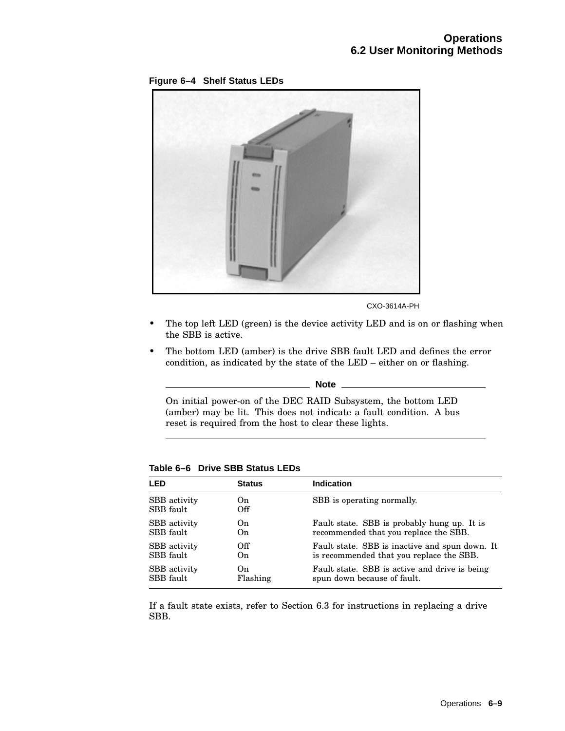**Figure 6–4 Shelf Status LEDs**

CXO-3614A-PH

- The top left LED (green) is the device activity LED and is on or flashing when the SBB is active.
- The bottom LED (amber) is the drive SBB fault LED and defines the error condition, as indicated by the state of the LED – either on or flashing.

**Note**

On initial power-on of the DEC RAID Subsystem, the bottom LED (amber) may be lit. This does not indicate a fault condition. A bus reset is required from the host to clear these lights.

**Table 6–6 Drive SBB Status LEDs**

| LED | Status | Indication |
|---|---|---|
| SBB activity<br>SBB fault | On<br>Off | SBB is operating normally. |
| SBB activity<br>SBB fault | On<br>On | Fault state. SBB is probably hung up. It is recommended that you replace the SBB. |
| SBB activity<br>SBB fault | Off<br>On | Fault state. SBB is inactive and spun down. It is recommended that you replace the SBB. |
| SBB activity<br>SBB fault | On<br>Flashing | Fault state. SBB is active and drive is being spun down because of fault. |

If a fault state exists, refer to Section 6.3 for instructions in replacing a drive SBB.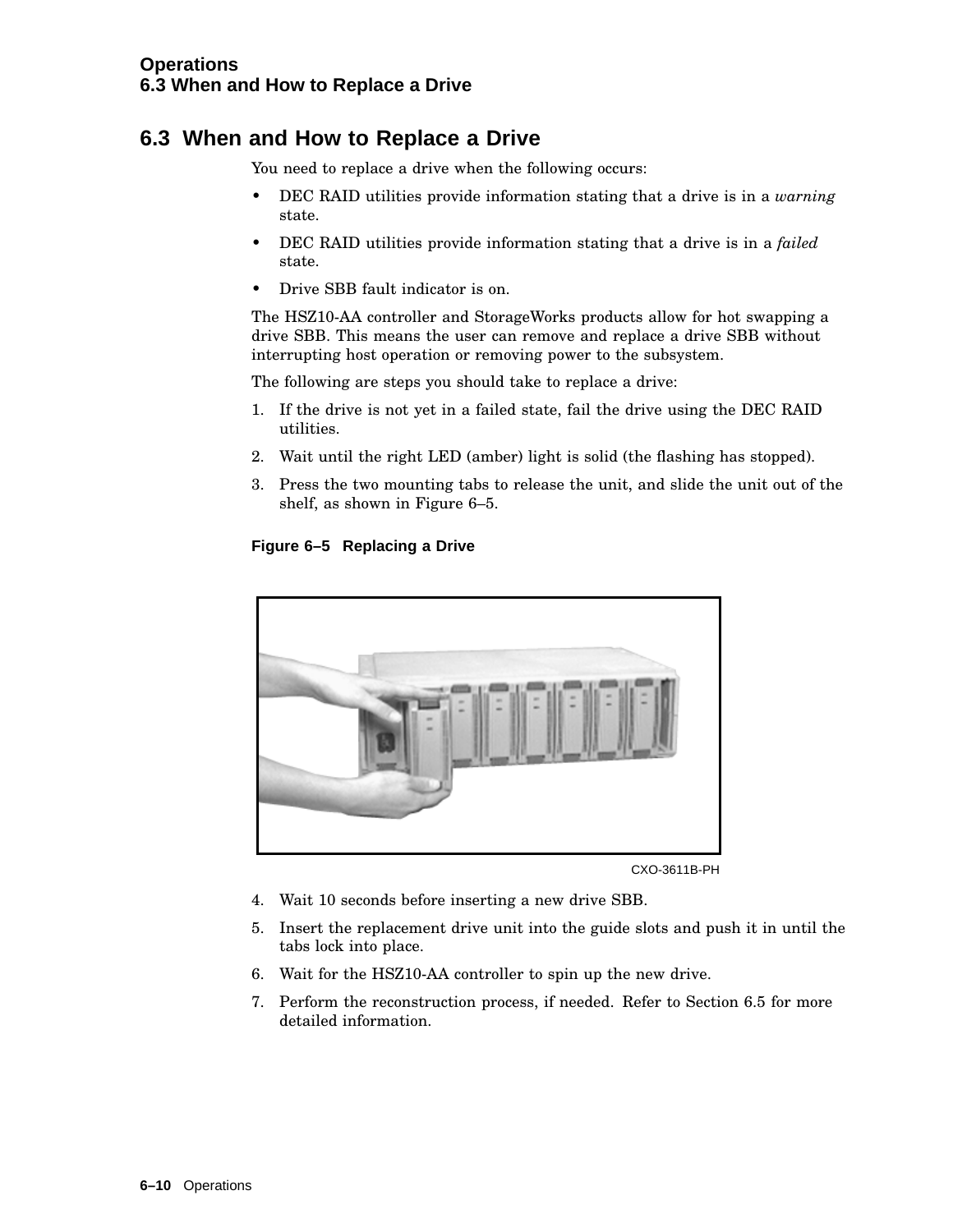## 6.3 When and How to Replace a Drive

You need to replace a drive when the following occurs:

- DEC RAID utilities provide information stating that a drive is in a *warning* state.
- DEC RAID utilities provide information stating that a drive is in a *failed* state.
- Drive SBB fault indicator is on.

The HSZ10-AA controller and StorageWorks products allow for hot swapping a drive SBB. This means the user can remove and replace a drive SBB without interrupting host operation or removing power to the subsystem.

The following are steps you should take to replace a drive:

1. If the drive is not yet in a failed state, fail the drive using the DEC RAID utilities.
2. Wait until the right LED (amber) light is solid (the flashing has stopped).
3. Press the two mounting tabs to release the unit, and slide the unit out of the shelf, as shown in Figure 6–5.

**Figure 6–5 Replacing a Drive**

CXO-3611B-PH

4. Wait 10 seconds before inserting a new drive SBB.
5. Insert the replacement drive unit into the guide slots and push it in until the tabs lock into place.
6. Wait for the HSZ10-AA controller to spin up the new drive.
7. Perform the reconstruction process, if needed. Refer to Section 6.5 for more detailed information.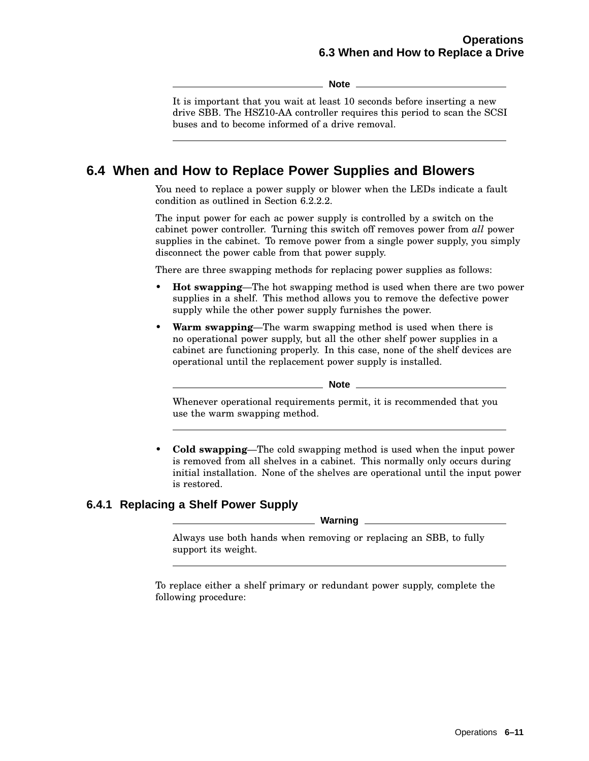**Note**

It is important that you wait at least 10 seconds before inserting a new drive SBB. The HSZ10-AA controller requires this period to scan the SCSI buses and to become informed of a drive removal.

---

## 6.4 When and How to Replace Power Supplies and Blowers

You need to replace a power supply or blower when the LEDs indicate a fault condition as outlined in Section 6.2.2.2.

The input power for each ac power supply is controlled by a switch on the cabinet power controller. Turning this switch off removes power from *all* power supplies in the cabinet. To remove power from a single power supply, you simply disconnect the power cable from that power supply.

There are three swapping methods for replacing power supplies as follows:

- **Hot swapping**—The hot swapping method is used when there are two power supplies in a shelf. This method allows you to remove the defective power supply while the other power supply furnishes the power.
- **Warm swapping**—The warm swapping method is used when there is no operational power supply, but all the other shelf power supplies in a cabinet are functioning properly. In this case, none of the shelf devices are operational until the replacement power supply is installed.

**Note**

Whenever operational requirements permit, it is recommended that you use the warm swapping method.

---

- **Cold swapping**—The cold swapping method is used when the input power is removed from all shelves in a cabinet. This normally only occurs during initial installation. None of the shelves are operational until the input power is restored.

### 6.4.1 Replacing a Shelf Power Supply

**Warning**

Always use both hands when removing or replacing an SBB, to fully support its weight.

---

To replace either a shelf primary or redundant power supply, complete the following procedure: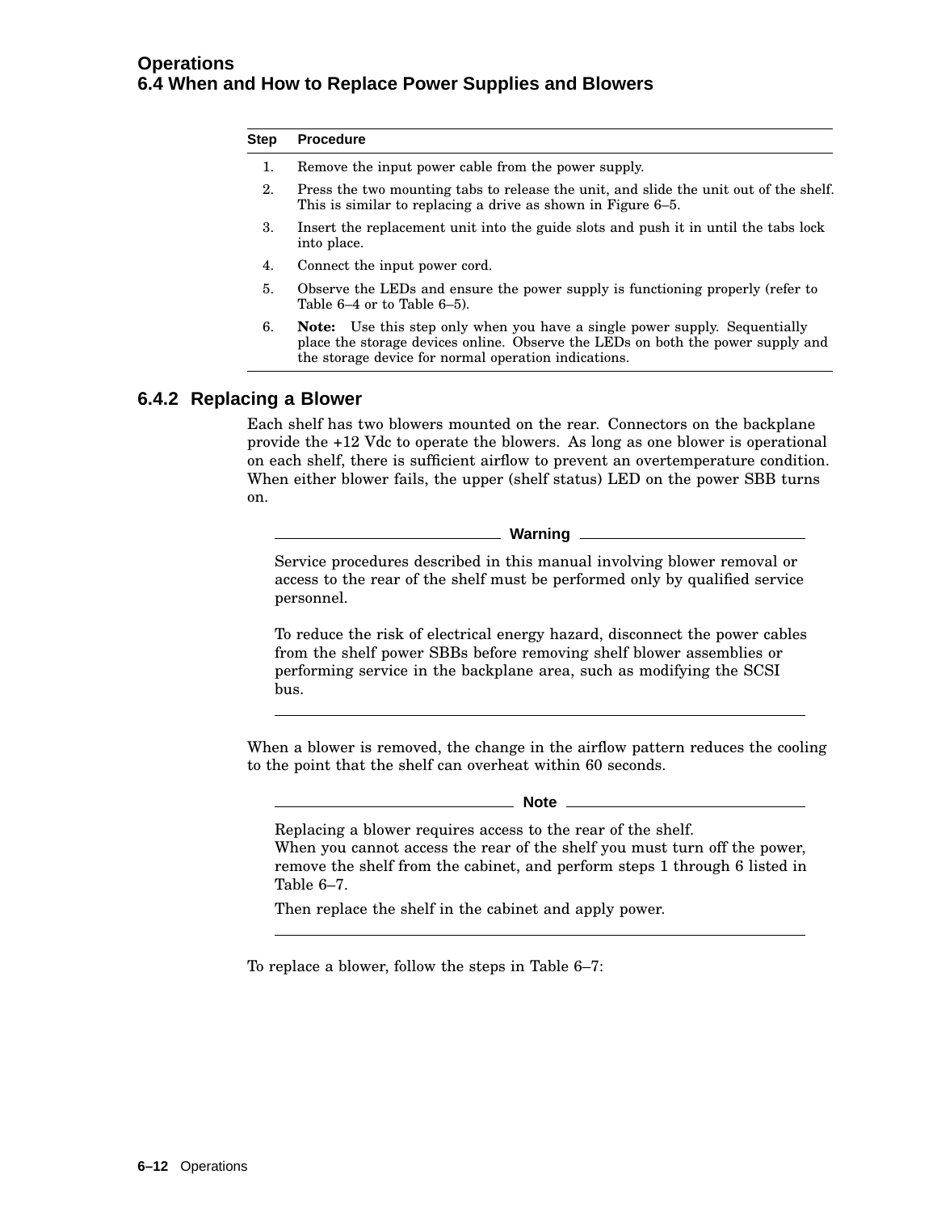| Step | Procedure |
|---|---|
| 1. | Remove the input power cable from the power supply. |
| 2. | Press the two mounting tabs to release the unit, and slide the unit out of the shelf. This is similar to replacing a drive as shown in Figure 6–5. |
| 3. | Insert the replacement unit into the guide slots and push it in until the tabs lock into place. |
| 4. | Connect the input power cord. |
| 5. | Observe the LEDs and ensure the power supply is functioning properly (refer to Table 6–4 or to Table 6–5). |
| 6. | **Note:** Use this step only when you have a single power supply. Sequentially place the storage devices online. Observe the LEDs on both the power supply and the storage device for normal operation indications. |

### 6.4.2 Replacing a Blower

Each shelf has two blowers mounted on the rear. Connectors on the backplane provide the +12 Vdc to operate the blowers. As long as one blower is operational on each shelf, there is sufficient airflow to prevent an overtemperature condition. When either blower fails, the upper (shelf status) LED on the power SBB turns on.

**Warning**

Service procedures described in this manual involving blower removal or access to the rear of the shelf must be performed only by qualified service personnel.

To reduce the risk of electrical energy hazard, disconnect the power cables from the shelf power SBBs before removing shelf blower assemblies or performing service in the backplane area, such as modifying the SCSI bus.

---

When a blower is removed, the change in the airflow pattern reduces the cooling to the point that the shelf can overheat within 60 seconds.

**Note**

Replacing a blower requires access to the rear of the shelf.
When you cannot access the rear of the shelf you must turn off the power, remove the shelf from the cabinet, and perform steps 1 through 6 listed in Table 6–7.

Then replace the shelf in the cabinet and apply power.

---

To replace a blower, follow the steps in Table 6–7: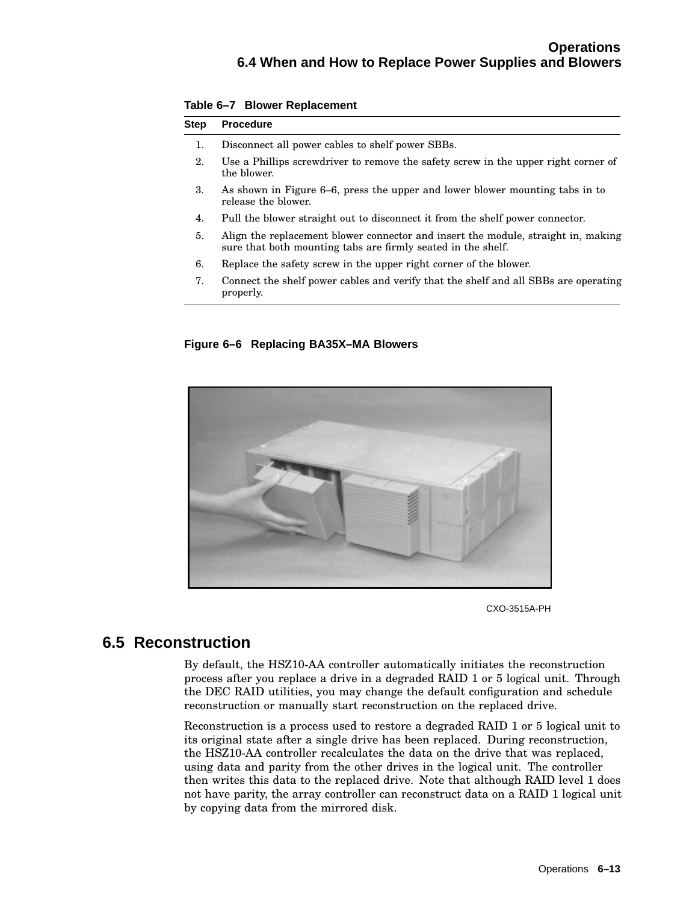**Table 6–7 Blower Replacement**

| Step | Procedure |
|---|---|
| 1. | Disconnect all power cables to shelf power SBBs. |
| 2. | Use a Phillips screwdriver to remove the safety screw in the upper right corner of the blower. |
| 3. | As shown in Figure 6–6, press the upper and lower blower mounting tabs in to release the blower. |
| 4. | Pull the blower straight out to disconnect it from the shelf power connector. |
| 5. | Align the replacement blower connector and insert the module, straight in, making sure that both mounting tabs are firmly seated in the shelf. |
| 6. | Replace the safety screw in the upper right corner of the blower. |
| 7. | Connect the shelf power cables and verify that the shelf and all SBBs are operating properly. |

**Figure 6–6 Replacing BA35X–MA Blowers**

CXO-3515A-PH

## 6.5 Reconstruction

By default, the HSZ10-AA controller automatically initiates the reconstruction process after you replace a drive in a degraded RAID 1 or 5 logical unit. Through the DEC RAID utilities, you may change the default configuration and schedule reconstruction or manually start reconstruction on the replaced drive.

Reconstruction is a process used to restore a degraded RAID 1 or 5 logical unit to its original state after a single drive has been replaced. During reconstruction, the HSZ10-AA controller recalculates the data on the drive that was replaced, using data and parity from the other drives in the logical unit. The controller then writes this data to the replaced drive. Note that although RAID level 1 does not have parity, the array controller can reconstruct data on a RAID 1 logical unit by copying data from the mirrored disk.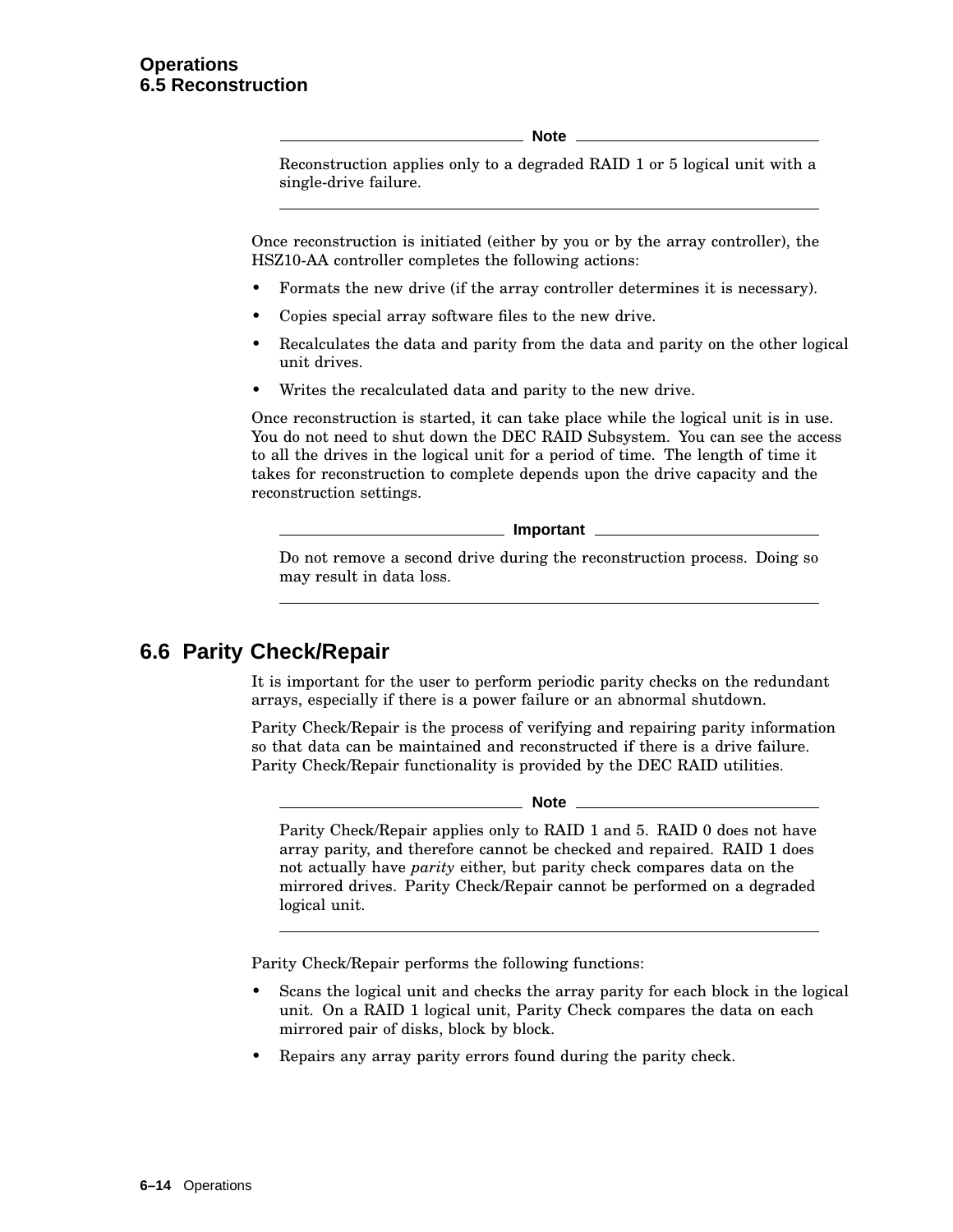**Note**

Reconstruction applies only to a degraded RAID 1 or 5 logical unit with a single-drive failure.

---

Once reconstruction is initiated (either by you or by the array controller), the HSZ10-AA controller completes the following actions:

- Formats the new drive (if the array controller determines it is necessary).
- Copies special array software files to the new drive.
- Recalculates the data and parity from the data and parity on the other logical unit drives.
- Writes the recalculated data and parity to the new drive.

Once reconstruction is started, it can take place while the logical unit is in use. You do not need to shut down the DEC RAID Subsystem. You can see the access to all the drives in the logical unit for a period of time. The length of time it takes for reconstruction to complete depends upon the drive capacity and the reconstruction settings.

**Important**

Do not remove a second drive during the reconstruction process. Doing so may result in data loss.

---

## 6.6 Parity Check/Repair

It is important for the user to perform periodic parity checks on the redundant arrays, especially if there is a power failure or an abnormal shutdown.

Parity Check/Repair is the process of verifying and repairing parity information so that data can be maintained and reconstructed if there is a drive failure. Parity Check/Repair functionality is provided by the DEC RAID utilities.

**Note**

Parity Check/Repair applies only to RAID 1 and 5. RAID 0 does not have array parity, and therefore cannot be checked and repaired. RAID 1 does not actually have *parity* either, but parity check compares data on the mirrored drives. Parity Check/Repair cannot be performed on a degraded logical unit.

---

Parity Check/Repair performs the following functions:

- Scans the logical unit and checks the array parity for each block in the logical unit. On a RAID 1 logical unit, Parity Check compares the data on each mirrored pair of disks, block by block.
- Repairs any array parity errors found during the parity check.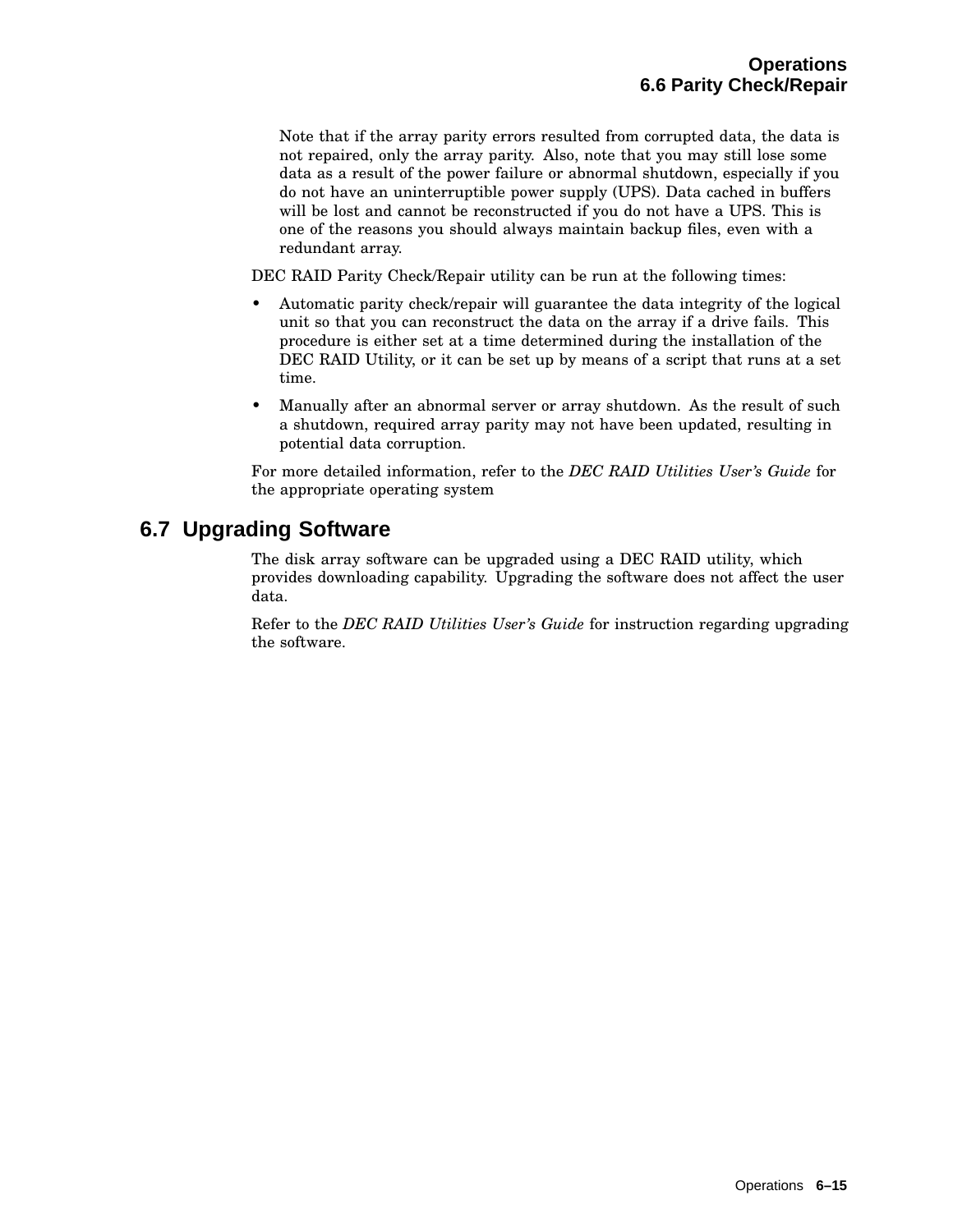Note that if the array parity errors resulted from corrupted data, the data is not repaired, only the array parity. Also, note that you may still lose some data as a result of the power failure or abnormal shutdown, especially if you do not have an uninterruptible power supply (UPS). Data cached in buffers will be lost and cannot be reconstructed if you do not have a UPS. This is one of the reasons you should always maintain backup files, even with a redundant array.

DEC RAID Parity Check/Repair utility can be run at the following times:

- Automatic parity check/repair will guarantee the data integrity of the logical unit so that you can reconstruct the data on the array if a drive fails. This procedure is either set at a time determined during the installation of the DEC RAID Utility, or it can be set up by means of a script that runs at a set time.
- Manually after an abnormal server or array shutdown. As the result of such a shutdown, required array parity may not have been updated, resulting in potential data corruption.

For more detailed information, refer to the *DEC RAID Utilities User's Guide* for the appropriate operating system

## 6.7 Upgrading Software

The disk array software can be upgraded using a DEC RAID utility, which provides downloading capability. Upgrading the software does not affect the user data.

Refer to the *DEC RAID Utilities User's Guide* for instruction regarding upgrading the software.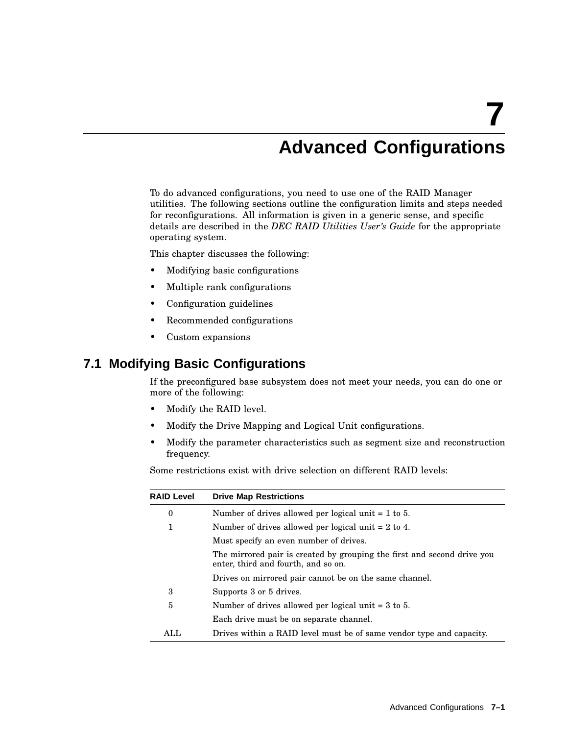# 7 Advanced Configurations

To do advanced configurations, you need to use one of the RAID Manager utilities. The following sections outline the configuration limits and steps needed for reconfigurations. All information is given in a generic sense, and specific details are described in the *DEC RAID Utilities User's Guide* for the appropriate operating system.

This chapter discusses the following:

- Modifying basic configurations
- Multiple rank configurations
- Configuration guidelines
- Recommended configurations
- Custom expansions

## 7.1 Modifying Basic Configurations

If the preconfigured base subsystem does not meet your needs, you can do one or more of the following:

- Modify the RAID level.
- Modify the Drive Mapping and Logical Unit configurations.
- Modify the parameter characteristics such as segment size and reconstruction frequency.

Some restrictions exist with drive selection on different RAID levels:

| RAID Level | Drive Map Restrictions |
|---|---|
| 0 | Number of drives allowed per logical unit = 1 to 5. |
| 1 | Number of drives allowed per logical unit = 2 to 4. |
| | Must specify an even number of drives. |
| | The mirrored pair is created by grouping the first and second drive you enter, third and fourth, and so on. |
| | Drives on mirrored pair cannot be on the same channel. |
| 3 | Supports 3 or 5 drives. |
| 5 | Number of drives allowed per logical unit = 3 to 5. |
| | Each drive must be on separate channel. |
| ALL | Drives within a RAID level must be of same vendor type and capacity. |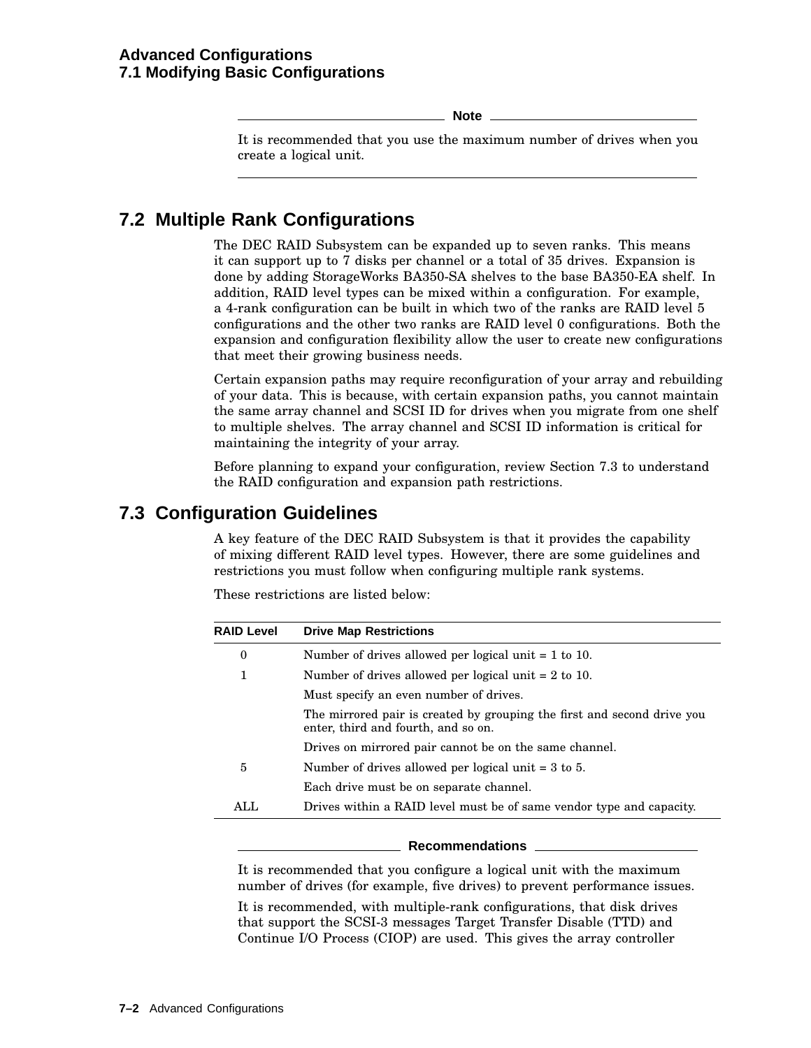**Note**

It is recommended that you use the maximum number of drives when you create a logical unit.

## 7.2 Multiple Rank Configurations

The DEC RAID Subsystem can be expanded up to seven ranks. This means it can support up to 7 disks per channel or a total of 35 drives. Expansion is done by adding StorageWorks BA350-SA shelves to the base BA350-EA shelf. In addition, RAID level types can be mixed within a configuration. For example, a 4-rank configuration can be built in which two of the ranks are RAID level 5 configurations and the other two ranks are RAID level 0 configurations. Both the expansion and configuration flexibility allow the user to create new configurations that meet their growing business needs.

Certain expansion paths may require reconfiguration of your array and rebuilding of your data. This is because, with certain expansion paths, you cannot maintain the same array channel and SCSI ID for drives when you migrate from one shelf to multiple shelves. The array channel and SCSI ID information is critical for maintaining the integrity of your array.

Before planning to expand your configuration, review Section 7.3 to understand the RAID configuration and expansion path restrictions.

## 7.3 Configuration Guidelines

A key feature of the DEC RAID Subsystem is that it provides the capability of mixing different RAID level types. However, there are some guidelines and restrictions you must follow when configuring multiple rank systems.

These restrictions are listed below:

| RAID Level | Drive Map Restrictions |
|---|---|
| 0 | Number of drives allowed per logical unit = 1 to 10. |
| 1 | Number of drives allowed per logical unit = 2 to 10. |
| | Must specify an even number of drives. |
| | The mirrored pair is created by grouping the first and second drive you enter, third and fourth, and so on. |
| | Drives on mirrored pair cannot be on the same channel. |
| 5 | Number of drives allowed per logical unit = 3 to 5. |
| | Each drive must be on separate channel. |
| ALL | Drives within a RAID level must be of same vendor type and capacity. |

**Recommendations**

It is recommended that you configure a logical unit with the maximum number of drives (for example, five drives) to prevent performance issues.

It is recommended, with multiple-rank configurations, that disk drives that support the SCSI-3 messages Target Transfer Disable (TTD) and Continue I/O Process (CIOP) are used. This gives the array controller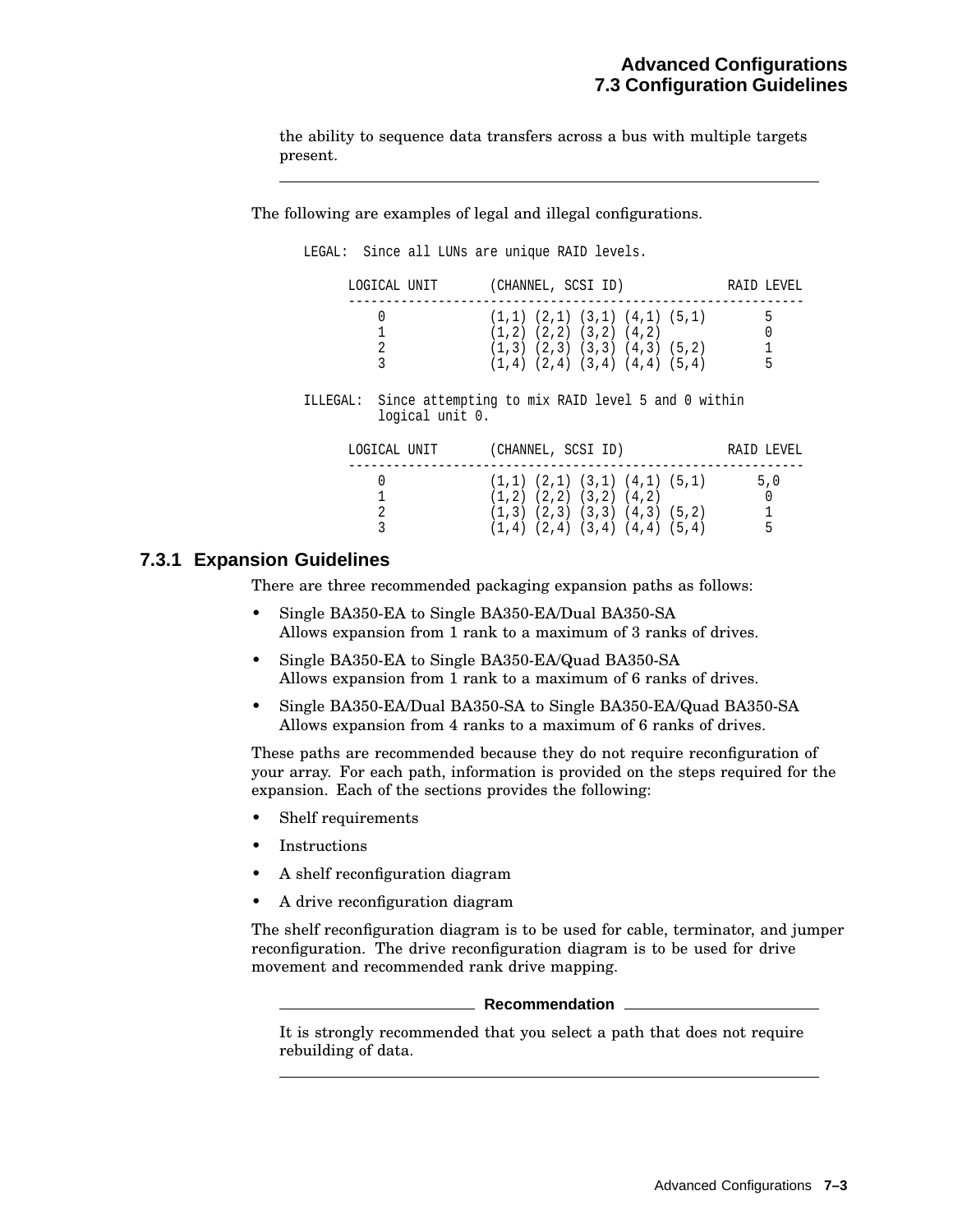the ability to sequence data transfers across a bus with multiple targets present.

---

The following are examples of legal and illegal configurations.

```
LEGAL:  Since all LUNs are unique RAID levels.

      LOGICAL UNIT       (CHANNEL, SCSI ID)             RAID LEVEL
      ------------------------------------------------------------
          0             (1,1) (2,1) (3,1) (4,1) (5,1)       5
          1             (1,2) (2,2) (3,2) (4,2)             0
          2             (1,3) (2,3) (3,3) (4,3) (5,2)       1
          3             (1,4) (2,4) (3,4) (4,4) (5,4)       5

ILLEGAL:  Since attempting to mix RAID level 5 and 0 within
          logical unit 0.

      LOGICAL UNIT       (CHANNEL, SCSI ID)             RAID LEVEL
      ------------------------------------------------------------
          0             (1,1) (2,1) (3,1) (4,1) (5,1)      5,0
          1             (1,2) (2,2) (3,2) (4,2)             0
          2             (1,3) (2,3) (3,3) (4,3) (5,2)       1
          3             (1,4) (2,4) (3,4) (4,4) (5,4)       5
```

### 7.3.1 Expansion Guidelines

There are three recommended packaging expansion paths as follows:

- Single BA350-EA to Single BA350-EA/Dual BA350-SA
  Allows expansion from 1 rank to a maximum of 3 ranks of drives.
- Single BA350-EA to Single BA350-EA/Quad BA350-SA
  Allows expansion from 1 rank to a maximum of 6 ranks of drives.
- Single BA350-EA/Dual BA350-SA to Single BA350-EA/Quad BA350-SA
  Allows expansion from 4 ranks to a maximum of 6 ranks of drives.

These paths are recommended because they do not require reconfiguration of your array. For each path, information is provided on the steps required for the expansion. Each of the sections provides the following:

- Shelf requirements
- Instructions
- A shelf reconfiguration diagram
- A drive reconfiguration diagram

The shelf reconfiguration diagram is to be used for cable, terminator, and jumper reconfiguration. The drive reconfiguration diagram is to be used for drive movement and recommended rank drive mapping.

---

**Recommendation**

It is strongly recommended that you select a path that does not require rebuilding of data.

---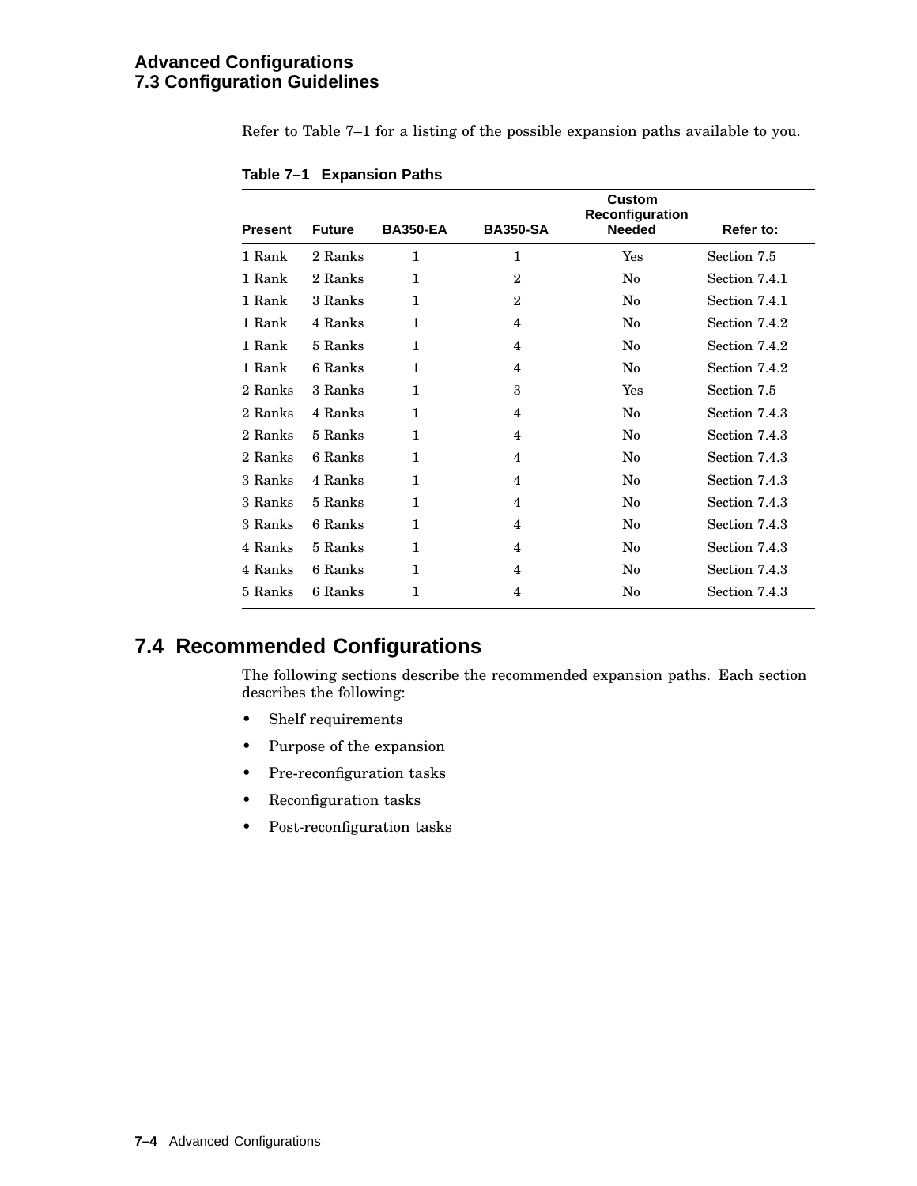Refer to Table 7–1 for a listing of the possible expansion paths available to you.

**Table 7–1 Expansion Paths**

| Present | Future | BA350-EA | BA350-SA | Custom Reconfiguration Needed | Refer to: |
|---|---|---|---|---|---|
| 1 Rank | 2 Ranks | 1 | 1 | Yes | Section 7.5 |
| 1 Rank | 2 Ranks | 1 | 2 | No | Section 7.4.1 |
| 1 Rank | 3 Ranks | 1 | 2 | No | Section 7.4.1 |
| 1 Rank | 4 Ranks | 1 | 4 | No | Section 7.4.2 |
| 1 Rank | 5 Ranks | 1 | 4 | No | Section 7.4.2 |
| 1 Rank | 6 Ranks | 1 | 4 | No | Section 7.4.2 |
| 2 Ranks | 3 Ranks | 1 | 3 | Yes | Section 7.5 |
| 2 Ranks | 4 Ranks | 1 | 4 | No | Section 7.4.3 |
| 2 Ranks | 5 Ranks | 1 | 4 | No | Section 7.4.3 |
| 2 Ranks | 6 Ranks | 1 | 4 | No | Section 7.4.3 |
| 3 Ranks | 4 Ranks | 1 | 4 | No | Section 7.4.3 |
| 3 Ranks | 5 Ranks | 1 | 4 | No | Section 7.4.3 |
| 3 Ranks | 6 Ranks | 1 | 4 | No | Section 7.4.3 |
| 4 Ranks | 5 Ranks | 1 | 4 | No | Section 7.4.3 |
| 4 Ranks | 6 Ranks | 1 | 4 | No | Section 7.4.3 |
| 5 Ranks | 6 Ranks | 1 | 4 | No | Section 7.4.3 |

## 7.4 Recommended Configurations

The following sections describe the recommended expansion paths. Each section describes the following:

- Shelf requirements
- Purpose of the expansion
- Pre-reconfiguration tasks
- Reconfiguration tasks
- Post-reconfiguration tasks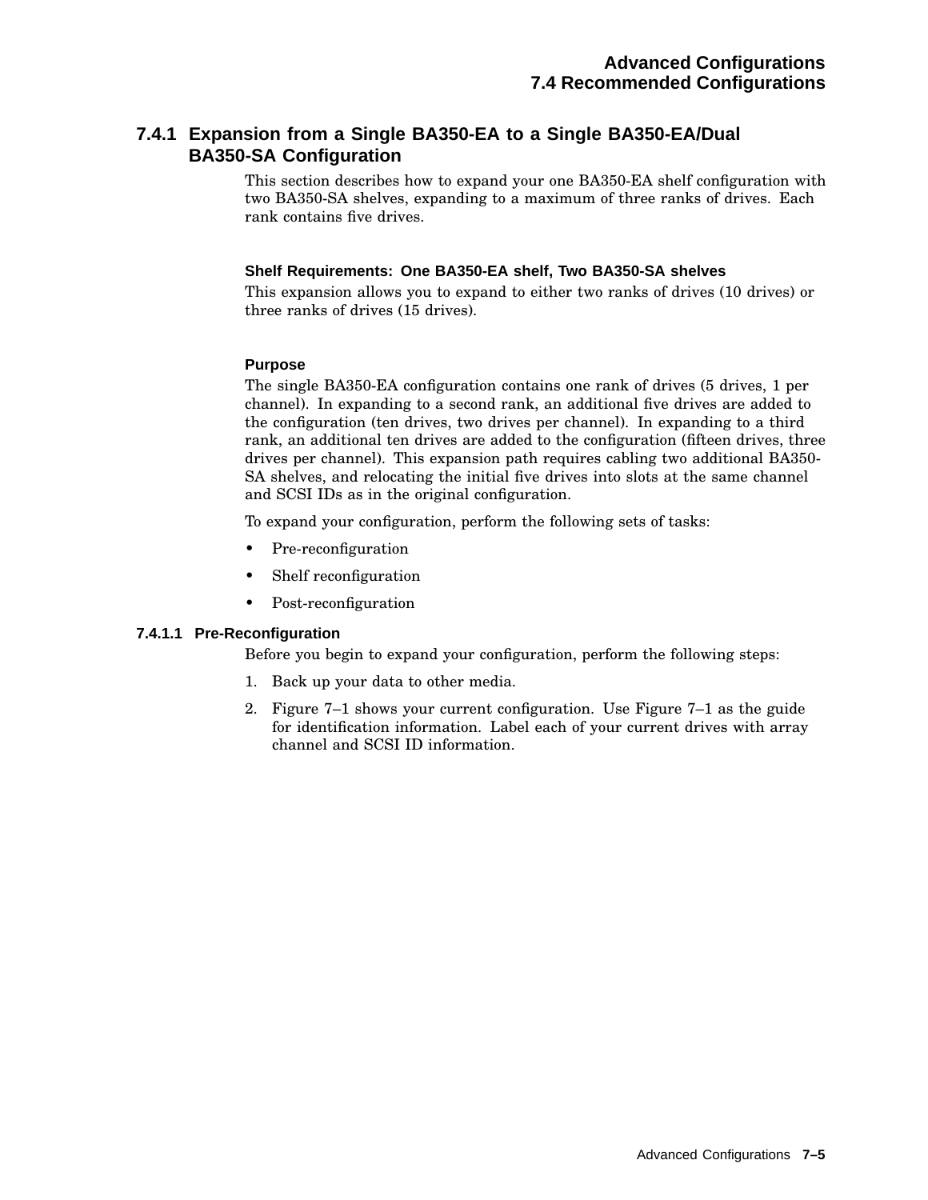### 7.4.1 Expansion from a Single BA350-EA to a Single BA350-EA/Dual BA350-SA Configuration

This section describes how to expand your one BA350-EA shelf configuration with two BA350-SA shelves, expanding to a maximum of three ranks of drives. Each rank contains five drives.

**Shelf Requirements: One BA350-EA shelf, Two BA350-SA shelves**

This expansion allows you to expand to either two ranks of drives (10 drives) or three ranks of drives (15 drives).

**Purpose**

The single BA350-EA configuration contains one rank of drives (5 drives, 1 per channel). In expanding to a second rank, an additional five drives are added to the configuration (ten drives, two drives per channel). In expanding to a third rank, an additional ten drives are added to the configuration (fifteen drives, three drives per channel). This expansion path requires cabling two additional BA350-SA shelves, and relocating the initial five drives into slots at the same channel and SCSI IDs as in the original configuration.

To expand your configuration, perform the following sets of tasks:

- Pre-reconfiguration
- Shelf reconfiguration
- Post-reconfiguration

#### 7.4.1.1 Pre-Reconfiguration

Before you begin to expand your configuration, perform the following steps:

1. Back up your data to other media.
2. Figure 7–1 shows your current configuration. Use Figure 7–1 as the guide for identification information. Label each of your current drives with array channel and SCSI ID information.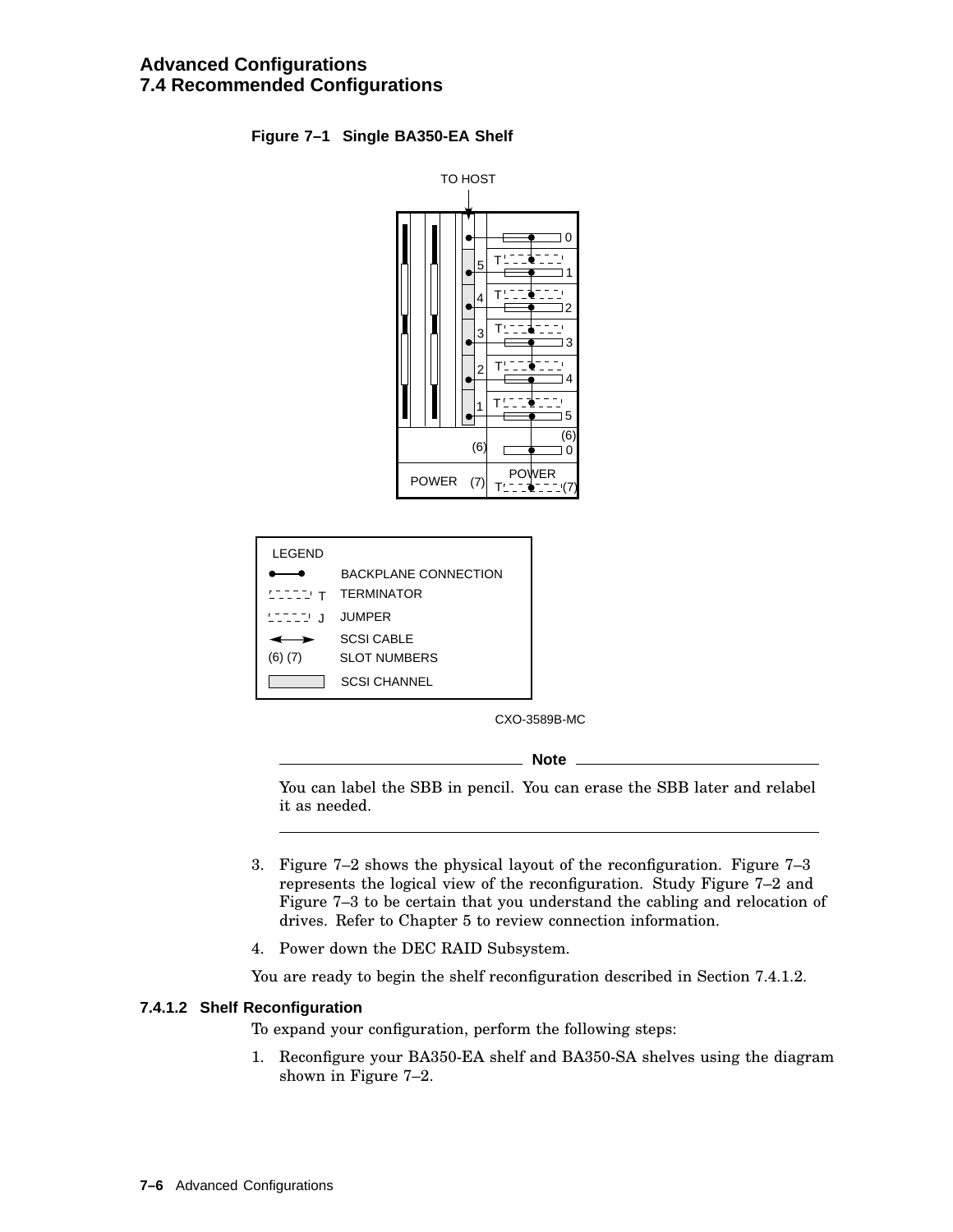**Figure 7–1 Single BA350-EA Shelf**

TO HOST

LEGEND

- BACKPLANE CONNECTION
- T — TERMINATOR
- J — JUMPER
- SCSI CABLE
- (6) (7) — SLOT NUMBERS
- SCSI CHANNEL

CXO-3589B-MC

---

**Note**

You can label the SBB in pencil. You can erase the SBB later and relabel it as needed.

---

3. Figure 7–2 shows the physical layout of the reconfiguration. Figure 7–3 represents the logical view of the reconfiguration. Study Figure 7–2 and Figure 7–3 to be certain that you understand the cabling and relocation of drives. Refer to Chapter 5 to review connection information.
4. Power down the DEC RAID Subsystem.

You are ready to begin the shelf reconfiguration described in Section 7.4.1.2.

#### 7.4.1.2 Shelf Reconfiguration

To expand your configuration, perform the following steps:

1. Reconfigure your BA350-EA shelf and BA350-SA shelves using the diagram shown in Figure 7–2.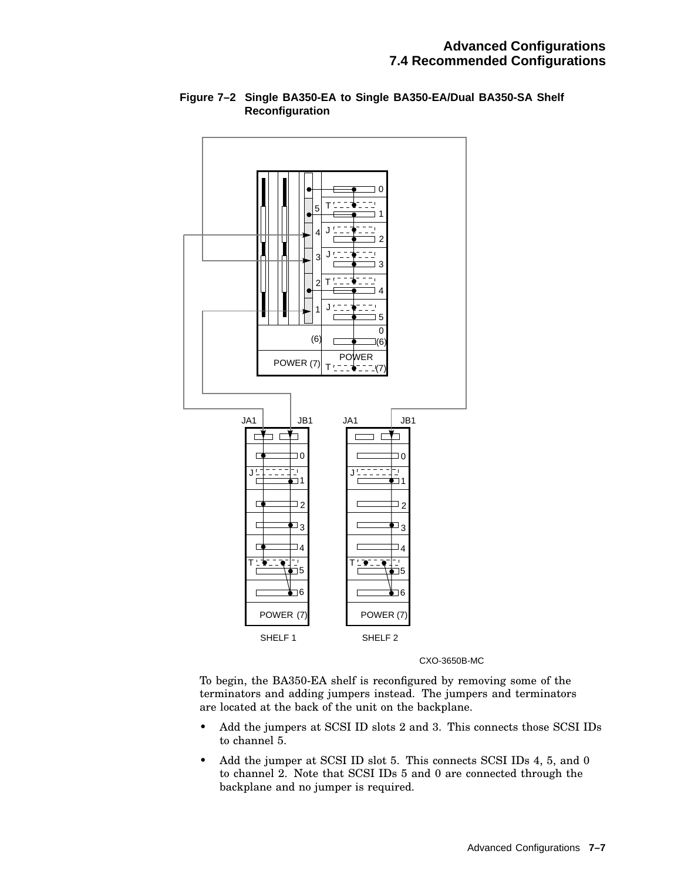**Figure 7–2 Single BA350-EA to Single BA350-EA/Dual BA350-SA Shelf Reconfiguration**

CXO-3650B-MC

To begin, the BA350-EA shelf is reconfigured by removing some of the terminators and adding jumpers instead. The jumpers and terminators are located at the back of the unit on the backplane.

- Add the jumpers at SCSI ID slots 2 and 3. This connects those SCSI IDs to channel 5.
- Add the jumper at SCSI ID slot 5. This connects SCSI IDs 4, 5, and 0 to channel 2. Note that SCSI IDs 5 and 0 are connected through the backplane and no jumper is required.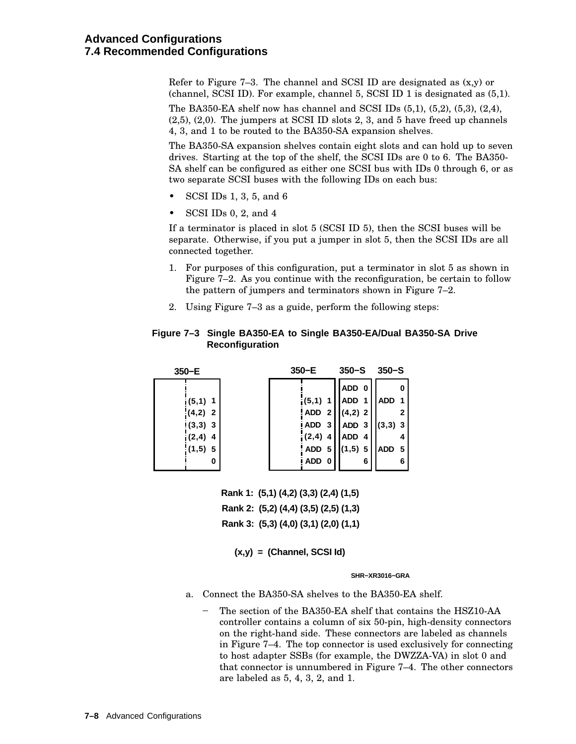Refer to Figure 7–3. The channel and SCSI ID are designated as (x,y) or (channel, SCSI ID). For example, channel 5, SCSI ID 1 is designated as (5,1).

The BA350-EA shelf now has channel and SCSI IDs (5,1), (5,2), (5,3), (2,4), (2,5), (2,0). The jumpers at SCSI ID slots 2, 3, and 5 have freed up channels 4, 3, and 1 to be routed to the BA350-SA expansion shelves.

The BA350-SA expansion shelves contain eight slots and can hold up to seven drives. Starting at the top of the shelf, the SCSI IDs are 0 to 6. The BA350-SA shelf can be configured as either one SCSI bus with IDs 0 through 6, or as two separate SCSI buses with the following IDs on each bus:

- SCSI IDs 1, 3, 5, and 6
- SCSI IDs 0, 2, and 4

If a terminator is placed in slot 5 (SCSI ID 5), then the SCSI buses will be separate. Otherwise, if you put a jumper in slot 5, then the SCSI IDs are all connected together.

1. For purposes of this configuration, put a terminator in slot 5 as shown in Figure 7–2. As you continue with the reconfiguration, be certain to follow the pattern of jumpers and terminators shown in Figure 7–2.
2. Using Figure 7–3 as a guide, perform the following steps:

**Figure 7–3 Single BA350-EA to Single BA350-EA/Dual BA350-SA Drive Reconfiguration**

| 350–E (before) | 350–E | 350–S | 350–S |
|---|---|---|---|
| | | ADD 0 | 0 |
| (5,1) 1 | (5,1) 1 | ADD 1 | ADD 1 |
| (4,2) 2 | ADD 2 | (4,2) 2 | 2 |
| (3,3) 3 | ADD 3 | ADD 3 | (3,3) 3 |
| (2,4) 4 | (2,4) 4 | ADD 4 | 4 |
| (1,5) 5 | ADD 5 | (1,5) 5 | ADD 5 |
| 0 | ADD 0 | 6 | 6 |

Rank 1: (5,1) (4,2) (3,3) (2,4) (1,5)

Rank 2: (5,2) (4,4) (3,5) (2,5) (1,3)

Rank 3: (5,3) (4,0) (3,1) (2,0) (1,1)

(x,y) = (Channel, SCSI Id)

SHR–XR3016–GRA

a. Connect the BA350-SA shelves to the BA350-EA shelf.

– The section of the BA350-EA shelf that contains the HSZ10-AA controller contains a column of six 50-pin, high-density connectors on the right-hand side. These connectors are labeled as channels in Figure 7–4. The top connector is used exclusively for connecting to host adapter SSBs (for example, the DWZZA-VA) in slot 0 and that connector is unnumbered in Figure 7–4. The other connectors are labeled as 5, 4, 3, 2, and 1.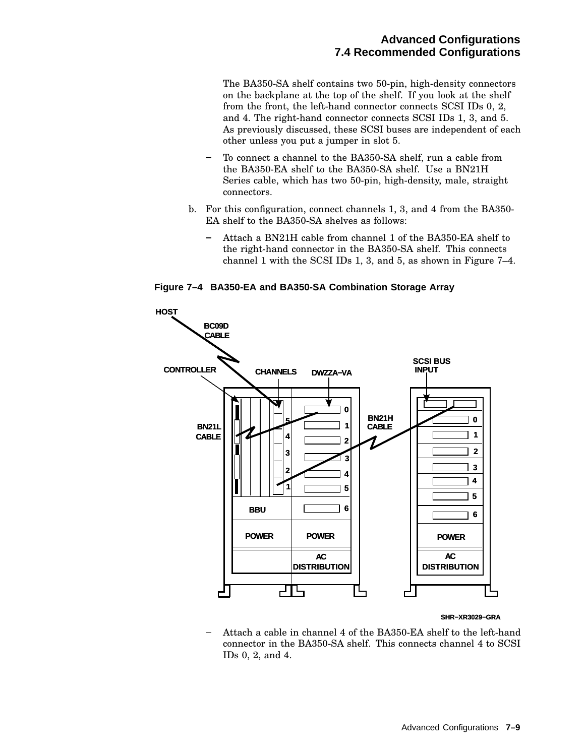The BA350-SA shelf contains two 50-pin, high-density connectors on the backplane at the top of the shelf. If you look at the shelf from the front, the left-hand connector connects SCSI IDs 0, 2, and 4. The right-hand connector connects SCSI IDs 1, 3, and 5. As previously discussed, these SCSI buses are independent of each other unless you put a jumper in slot 5.

– To connect a channel to the BA350-SA shelf, run a cable from the BA350-EA shelf to the BA350-SA shelf. Use a BN21H Series cable, which has two 50-pin, high-density, male, straight connectors.

b. For this configuration, connect channels 1, 3, and 4 from the BA350-EA shelf to the BA350-SA shelves as follows:

   – Attach a BN21H cable from channel 1 of the BA350-EA shelf to the right-hand connector in the BA350-SA shelf. This connects channel 1 with the SCSI IDs 1, 3, and 5, as shown in Figure 7–4.

**Figure 7–4 BA350-EA and BA350-SA Combination Storage Array**

   – Attach a cable in channel 4 of the BA350-EA shelf to the left-hand connector in the BA350-SA shelf. This connects channel 4 to SCSI IDs 0, 2, and 4.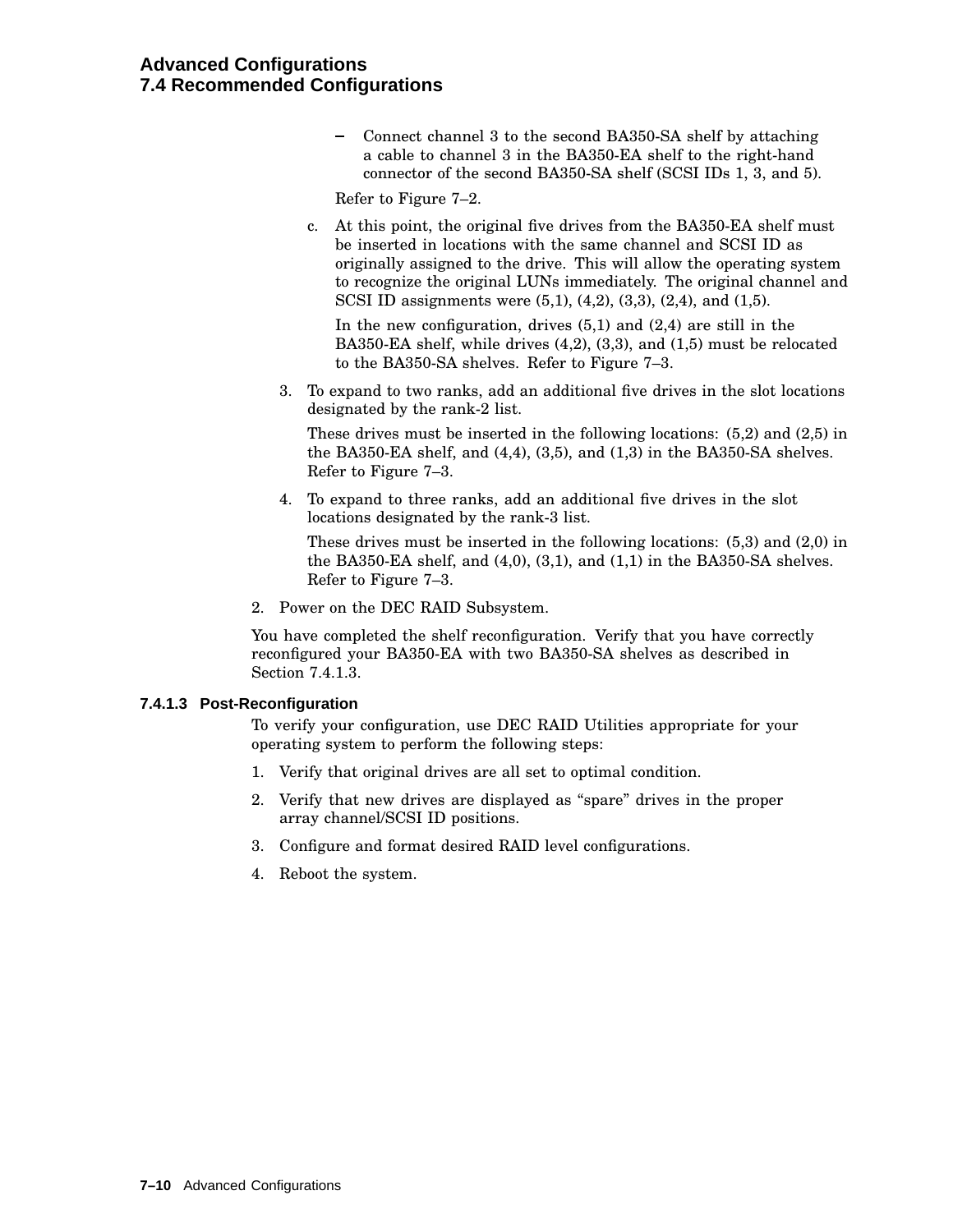- Connect channel 3 to the second BA350-SA shelf by attaching a cable to channel 3 in the BA350-EA shelf to the right-hand connector of the second BA350-SA shelf (SCSI IDs 1, 3, and 5).

  Refer to Figure 7–2.

c. At this point, the original five drives from the BA350-EA shelf must be inserted in locations with the same channel and SCSI ID as originally assigned to the drive. This will allow the operating system to recognize the original LUNs immediately. The original channel and SCSI ID assignments were (5,1), (4,2), (3,3), (2,4), and (1,5).

   In the new configuration, drives (5,1) and (2,4) are still in the BA350-EA shelf, while drives (4,2), (3,3), and (1,5) must be relocated to the BA350-SA shelves. Refer to Figure 7–3.

3. To expand to two ranks, add an additional five drives in the slot locations designated by the rank-2 list.

   These drives must be inserted in the following locations: (5,2) and (2,5) in the BA350-EA shelf, and (4,4), (3,5), and (1,3) in the BA350-SA shelves. Refer to Figure 7–3.

4. To expand to three ranks, add an additional five drives in the slot locations designated by the rank-3 list.

   These drives must be inserted in the following locations: (5,3) and (2,0) in the BA350-EA shelf, and (4,0), (3,1), and (1,1) in the BA350-SA shelves. Refer to Figure 7–3.

2. Power on the DEC RAID Subsystem.

You have completed the shelf reconfiguration. Verify that you have correctly reconfigured your BA350-EA with two BA350-SA shelves as described in Section 7.4.1.3.

#### 7.4.1.3 Post-Reconfiguration

To verify your configuration, use DEC RAID Utilities appropriate for your operating system to perform the following steps:

1. Verify that original drives are all set to optimal condition.
2. Verify that new drives are displayed as “spare” drives in the proper array channel/SCSI ID positions.
3. Configure and format desired RAID level configurations.
4. Reboot the system.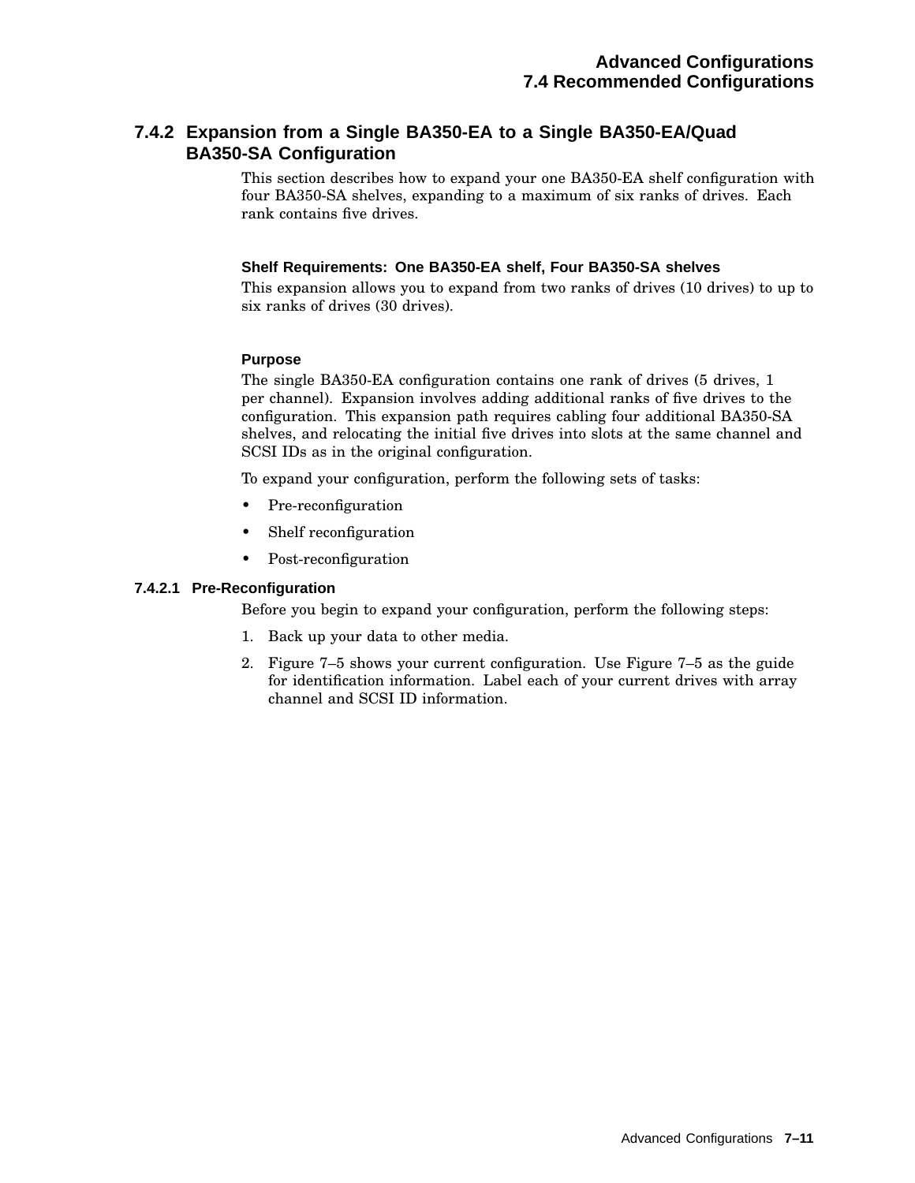### 7.4.2 Expansion from a Single BA350-EA to a Single BA350-EA/Quad BA350-SA Configuration

This section describes how to expand your one BA350-EA shelf configuration with four BA350-SA shelves, expanding to a maximum of six ranks of drives. Each rank contains five drives.

**Shelf Requirements: One BA350-EA shelf, Four BA350-SA shelves**

This expansion allows you to expand from two ranks of drives (10 drives) to up to six ranks of drives (30 drives).

**Purpose**

The single BA350-EA configuration contains one rank of drives (5 drives, 1 per channel). Expansion involves adding additional ranks of five drives to the configuration. This expansion path requires cabling four additional BA350-SA shelves, and relocating the initial five drives into slots at the same channel and SCSI IDs as in the original configuration.

To expand your configuration, perform the following sets of tasks:

- Pre-reconfiguration
- Shelf reconfiguration
- Post-reconfiguration

#### 7.4.2.1 Pre-Reconfiguration

Before you begin to expand your configuration, perform the following steps:

1. Back up your data to other media.
2. Figure 7–5 shows your current configuration. Use Figure 7–5 as the guide for identification information. Label each of your current drives with array channel and SCSI ID information.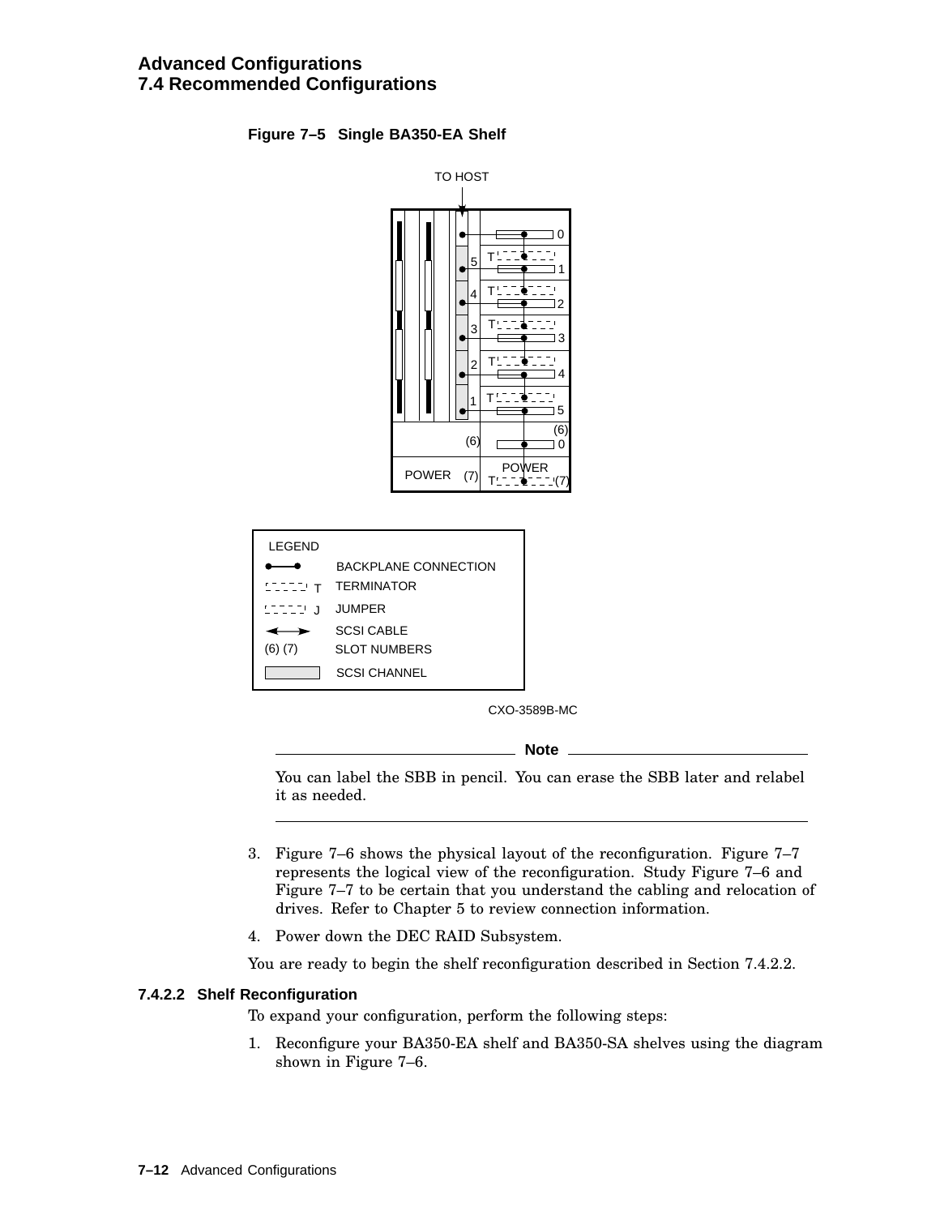**Figure 7–5 Single BA350-EA Shelf**

| LEGEND | |
|---|---|
| ●——● | BACKPLANE CONNECTION |
| T | TERMINATOR |
| J | JUMPER |
| ◄——► | SCSI CABLE |
| (6) (7) | SLOT NUMBERS |
| (shaded box) | SCSI CHANNEL |

CXO-3589B-MC

---

**Note**

You can label the SBB in pencil. You can erase the SBB later and relabel it as needed.

---

3. Figure 7–6 shows the physical layout of the reconfiguration. Figure 7–7 represents the logical view of the reconfiguration. Study Figure 7–6 and Figure 7–7 to be certain that you understand the cabling and relocation of drives. Refer to Chapter 5 to review connection information.
4. Power down the DEC RAID Subsystem.

You are ready to begin the shelf reconfiguration described in Section 7.4.2.2.

#### 7.4.2.2 Shelf Reconfiguration

To expand your configuration, perform the following steps:

1. Reconfigure your BA350-EA shelf and BA350-SA shelves using the diagram shown in Figure 7–6.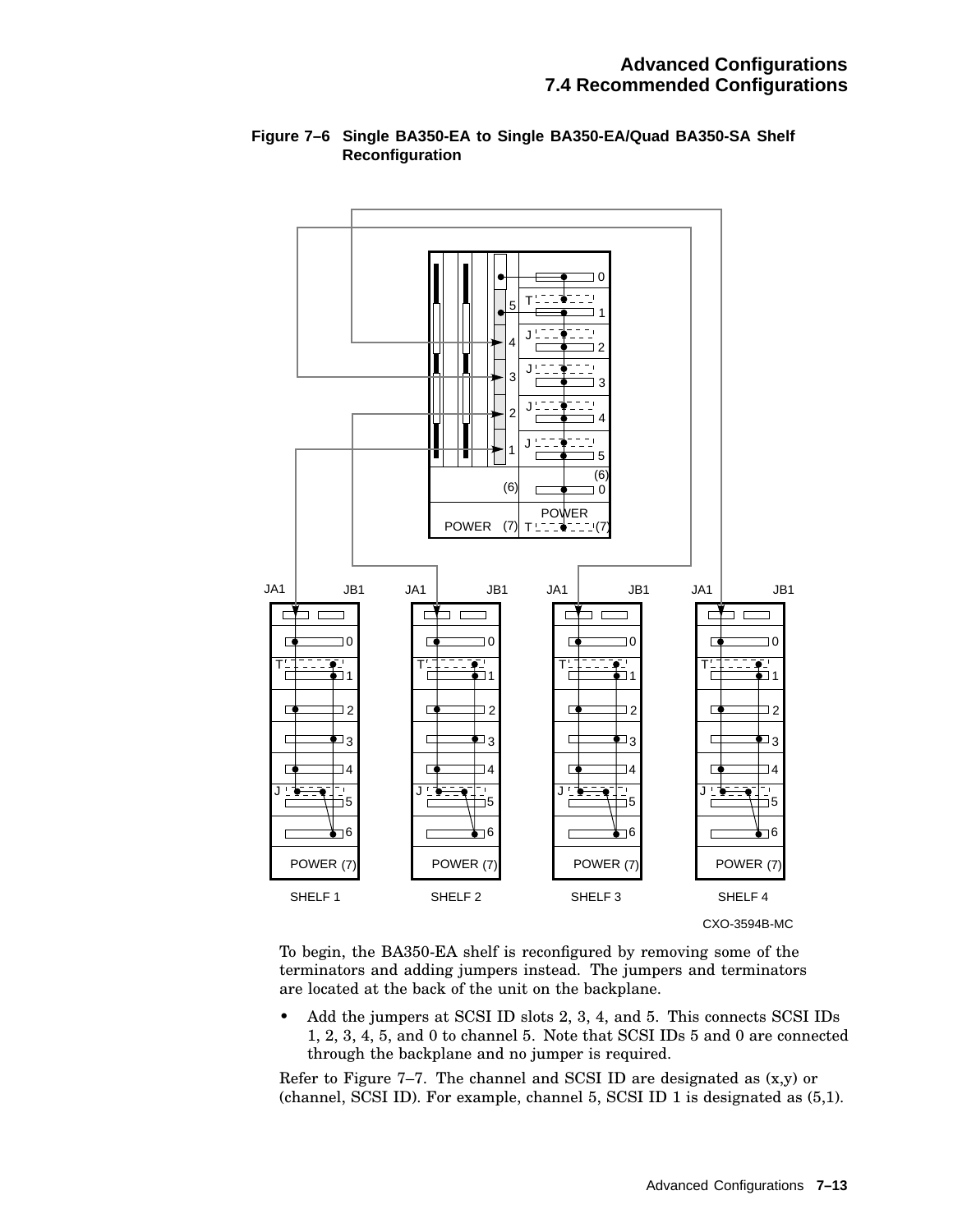**Figure 7–6 Single BA350-EA to Single BA350-EA/Quad BA350-SA Shelf Reconfiguration**

To begin, the BA350-EA shelf is reconfigured by removing some of the terminators and adding jumpers instead. The jumpers and terminators are located at the back of the unit on the backplane.

- Add the jumpers at SCSI ID slots 2, 3, 4, and 5. This connects SCSI IDs 1, 2, 3, 4, 5, and 0 to channel 5. Note that SCSI IDs 5 and 0 are connected through the backplane and no jumper is required.

Refer to Figure 7–7. The channel and SCSI ID are designated as (x,y) or (channel, SCSI ID). For example, channel 5, SCSI ID 1 is designated as (5,1).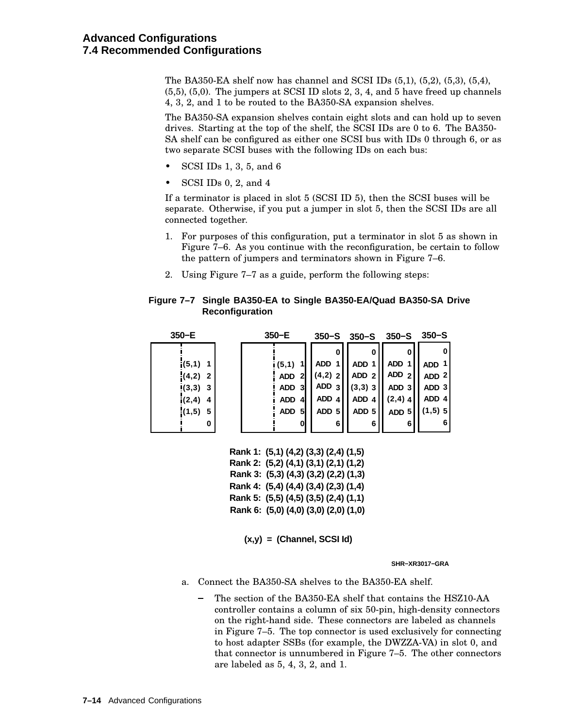The BA350-EA shelf now has channel and SCSI IDs (5,1), (5,2), (5,3), (5,4), (5,5), (5,0). The jumpers at SCSI ID slots 2, 3, 4, and 5 have freed up channels 4, 3, 2, and 1 to be routed to the BA350-SA expansion shelves.

The BA350-SA expansion shelves contain eight slots and can hold up to seven drives. Starting at the top of the shelf, the SCSI IDs are 0 to 6. The BA350-SA shelf can be configured as either one SCSI bus with IDs 0 through 6, or as two separate SCSI buses with the following IDs on each bus:

- SCSI IDs 1, 3, 5, and 6
- SCSI IDs 0, 2, and 4

If a terminator is placed in slot 5 (SCSI ID 5), then the SCSI buses will be separate. Otherwise, if you put a jumper in slot 5, then the SCSI IDs are all connected together.

1. For purposes of this configuration, put a terminator in slot 5 as shown in Figure 7–6. As you continue with the reconfiguration, be certain to follow the pattern of jumpers and terminators shown in Figure 7–7.
2. Using Figure 7–7 as a guide, perform the following steps:

**Figure 7–7 Single BA350-EA to Single BA350-EA/Quad BA350-SA Drive Reconfiguration**

| 350–E | 350–E | 350–S | 350–S | 350–S | 350–S |
|---|---|---|---|---|---|
| | | 0 | 0 | 0 | 0 |
| (5,1) 1 | (5,1) 1 | ADD 1 | ADD 1 | ADD 1 | ADD 1 |
| (4,2) 2 | ADD 2 | (4,2) 2 | ADD 2 | ADD 2 | ADD 2 |
| (3,3) 3 | ADD 3 | ADD 3 | (3,3) 3 | ADD 3 | ADD 3 |
| (2,4) 4 | ADD 4 | ADD 4 | ADD 4 | (2,4) 4 | ADD 4 |
| (1,5) 5 | ADD 5 | ADD 5 | ADD 5 | ADD 5 | (1,5) 5 |
| 0 | 0 | 6 | 6 | 6 | 6 |

Rank 1: (5,1) (4,2) (3,3) (2,4) (1,5)
Rank 2: (5,2) (4,1) (3,1) (2,1) (1,2)
Rank 3: (5,3) (4,3) (3,2) (2,2) (1,3)
Rank 4: (5,4) (4,4) (3,4) (2,3) (1,4)
Rank 5: (5,5) (4,5) (3,5) (2,4) (1,1)
Rank 6: (5,0) (4,0) (3,0) (2,0) (1,0)

(x,y) = (Channel, SCSI Id)

SHR–XR3017–GRA

a. Connect the BA350-SA shelves to the BA350-EA shelf.

   – The section of the BA350-EA shelf that contains the HSZ10-AA controller contains a column of six 50-pin, high-density connectors on the right-hand side. These connectors are labeled as channels in Figure 7–5. The top connector is used exclusively for connecting to host adapter SSBs (for example, the DWZZA-VA) in slot 0, and that connector is unnumbered in Figure 7–5. The other connectors are labeled as 5, 4, 3, 2, and 1.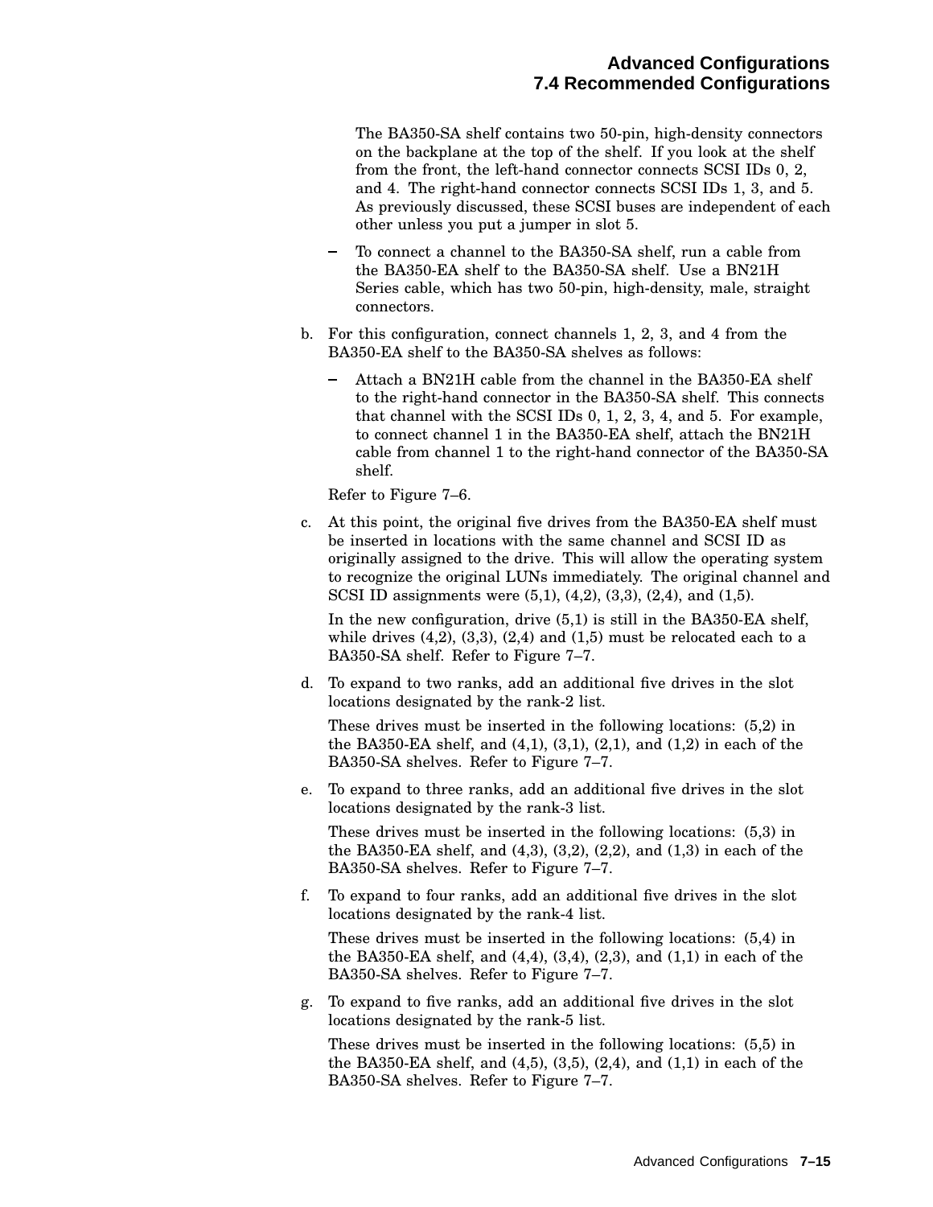The BA350-SA shelf contains two 50-pin, high-density connectors on the backplane at the top of the shelf. If you look at the shelf from the front, the left-hand connector connects SCSI IDs 0, 2, and 4. The right-hand connector connects SCSI IDs 1, 3, and 5. As previously discussed, these SCSI buses are independent of each other unless you put a jumper in slot 5.

- To connect a channel to the BA350-SA shelf, run a cable from the BA350-EA shelf to the BA350-SA shelf. Use a BN21H Series cable, which has two 50-pin, high-density, male, straight connectors.

b. For this configuration, connect channels 1, 2, 3, and 4 from the BA350-EA shelf to the BA350-SA shelves as follows:

   - Attach a BN21H cable from the channel in the BA350-EA shelf to the right-hand connector in the BA350-SA shelf. This connects that channel with the SCSI IDs 0, 1, 2, 3, 4, and 5. For example, to connect channel 1 in the BA350-EA shelf, attach the BN21H cable from channel 1 to the right-hand connector of the BA350-SA shelf.

   Refer to Figure 7–6.

c. At this point, the original five drives from the BA350-EA shelf must be inserted in locations with the same channel and SCSI ID as originally assigned to the drive. This will allow the operating system to recognize the original LUNs immediately. The original channel and SCSI ID assignments were (5,1), (4,2), (3,3), (2,4), and (1,5).

   In the new configuration, drive (5,1) is still in the BA350-EA shelf, while drives (4,2), (3,3), (2,4) and (1,5) must be relocated each to a BA350-SA shelf. Refer to Figure 7–7.

d. To expand to two ranks, add an additional five drives in the slot locations designated by the rank-2 list.

   These drives must be inserted in the following locations: (5,2) in the BA350-EA shelf, and (4,1), (3,1), (2,1), and (1,2) in each of the BA350-SA shelves. Refer to Figure 7–7.

e. To expand to three ranks, add an additional five drives in the slot locations designated by the rank-3 list.

   These drives must be inserted in the following locations: (5,3) in the BA350-EA shelf, and (4,3), (3,2), (2,2), and (1,3) in each of the BA350-SA shelves. Refer to Figure 7–7.

f. To expand to four ranks, add an additional five drives in the slot locations designated by the rank-4 list.

   These drives must be inserted in the following locations: (5,4) in the BA350-EA shelf, and (4,4), (3,4), (2,3), and (1,1) in each of the BA350-SA shelves. Refer to Figure 7–7.

g. To expand to five ranks, add an additional five drives in the slot locations designated by the rank-5 list.

   These drives must be inserted in the following locations: (5,5) in the BA350-EA shelf, and (4,5), (3,5), (2,4), and (1,1) in each of the BA350-SA shelves. Refer to Figure 7–7.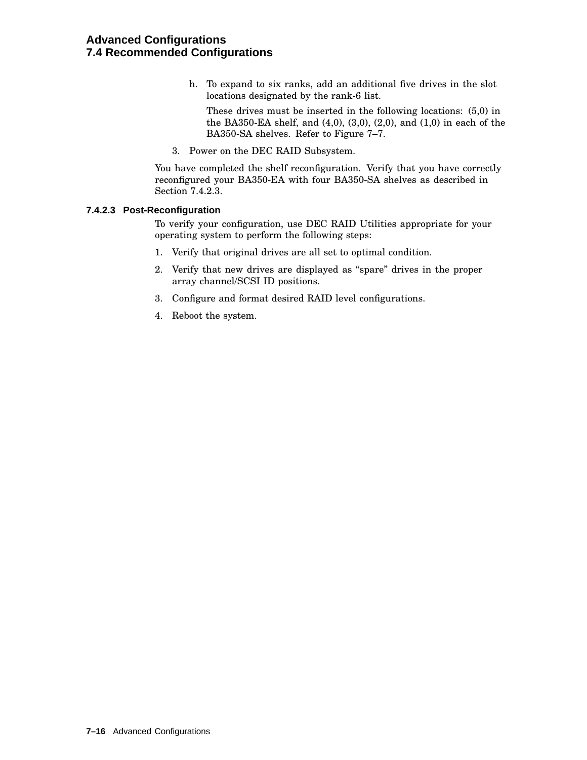h. To expand to six ranks, add an additional five drives in the slot locations designated by the rank-6 list.

   These drives must be inserted in the following locations: (5,0) in the BA350-EA shelf, and (4,0), (3,0), (2,0), and (1,0) in each of the BA350-SA shelves. Refer to Figure 7–7.

3. Power on the DEC RAID Subsystem.

You have completed the shelf reconfiguration. Verify that you have correctly reconfigured your BA350-EA with four BA350-SA shelves as described in Section 7.4.2.3.

#### 7.4.2.3 Post-Reconfiguration

To verify your configuration, use DEC RAID Utilities appropriate for your operating system to perform the following steps:

1. Verify that original drives are all set to optimal condition.
2. Verify that new drives are displayed as “spare” drives in the proper array channel/SCSI ID positions.
3. Configure and format desired RAID level configurations.
4. Reboot the system.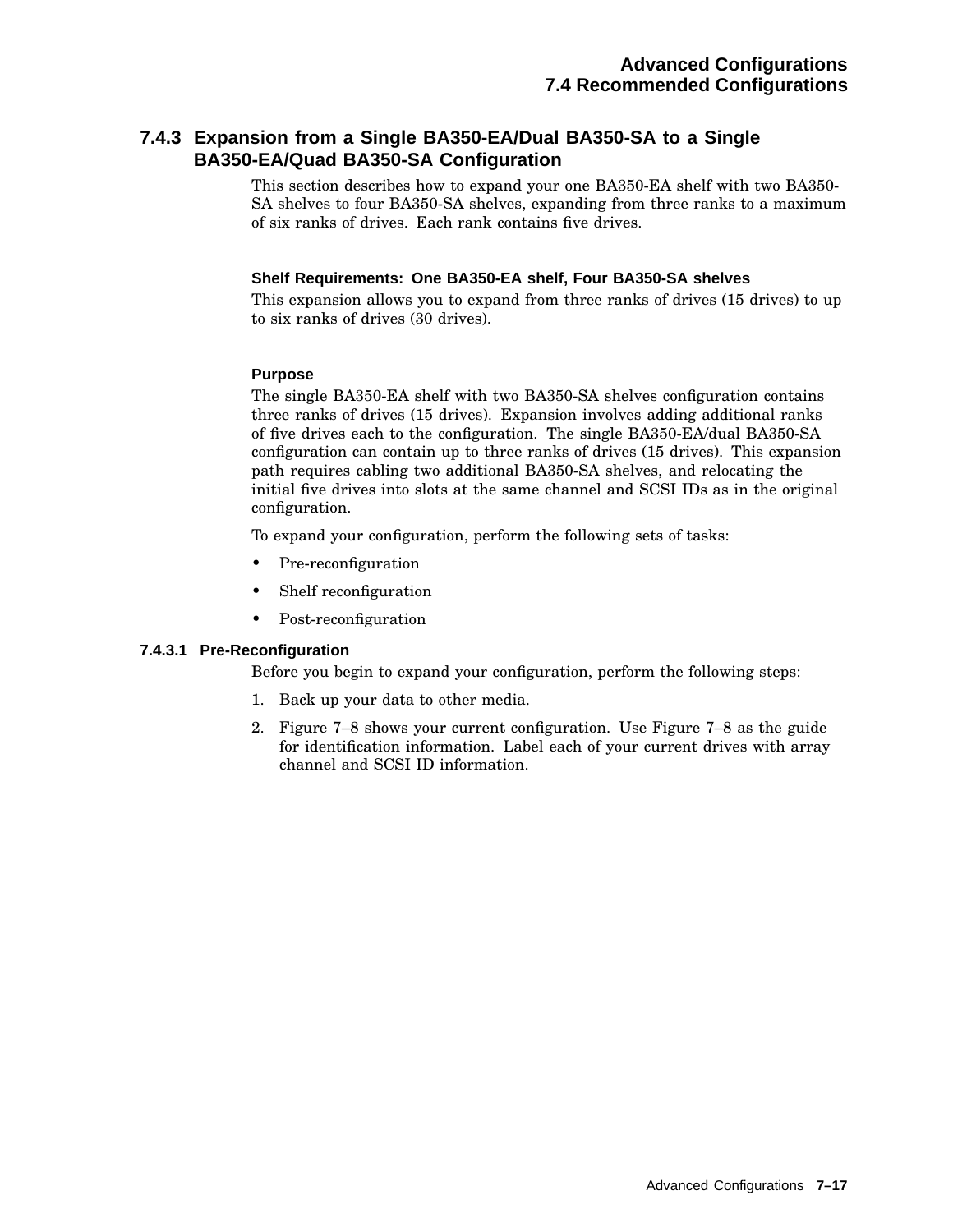### 7.4.3 Expansion from a Single BA350-EA/Dual BA350-SA to a Single BA350-EA/Quad BA350-SA Configuration

This section describes how to expand your one BA350-EA shelf with two BA350-SA shelves to four BA350-SA shelves, expanding from three ranks to a maximum of six ranks of drives. Each rank contains five drives.

**Shelf Requirements: One BA350-EA shelf, Four BA350-SA shelves**

This expansion allows you to expand from three ranks of drives (15 drives) to up to six ranks of drives (30 drives).

**Purpose**

The single BA350-EA shelf with two BA350-SA shelves configuration contains three ranks of drives (15 drives). Expansion involves adding additional ranks of five drives each to the configuration. The single BA350-EA/dual BA350-SA configuration can contain up to three ranks of drives (15 drives). This expansion path requires cabling two additional BA350-SA shelves, and relocating the initial five drives into slots at the same channel and SCSI IDs as in the original configuration.

To expand your configuration, perform the following sets of tasks:

- Pre-reconfiguration
- Shelf reconfiguration
- Post-reconfiguration

#### 7.4.3.1 Pre-Reconfiguration

Before you begin to expand your configuration, perform the following steps:

1. Back up your data to other media.
2. Figure 7–8 shows your current configuration. Use Figure 7–8 as the guide for identification information. Label each of your current drives with array channel and SCSI ID information.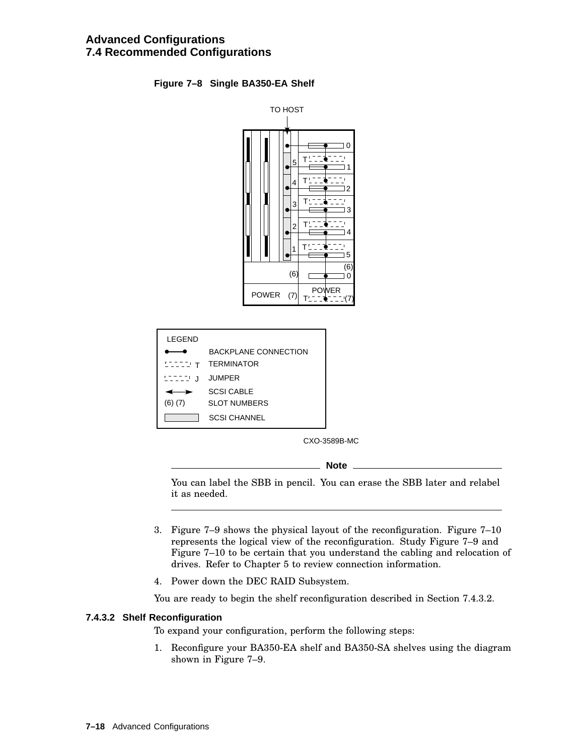**Figure 7–8 Single BA350-EA Shelf**

CXO-3589B-MC

---

**Note**

You can label the SBB in pencil. You can erase the SBB later and relabel it as needed.

---

3. Figure 7–9 shows the physical layout of the reconfiguration. Figure 7–10 represents the logical view of the reconfiguration. Study Figure 7–9 and Figure 7–10 to be certain that you understand the cabling and relocation of drives. Refer to Chapter 5 to review connection information.
4. Power down the DEC RAID Subsystem.

You are ready to begin the shelf reconfiguration described in Section 7.4.3.2.

#### 7.4.3.2 Shelf Reconfiguration

To expand your configuration, perform the following steps:

1. Reconfigure your BA350-EA shelf and BA350-SA shelves using the diagram shown in Figure 7–9.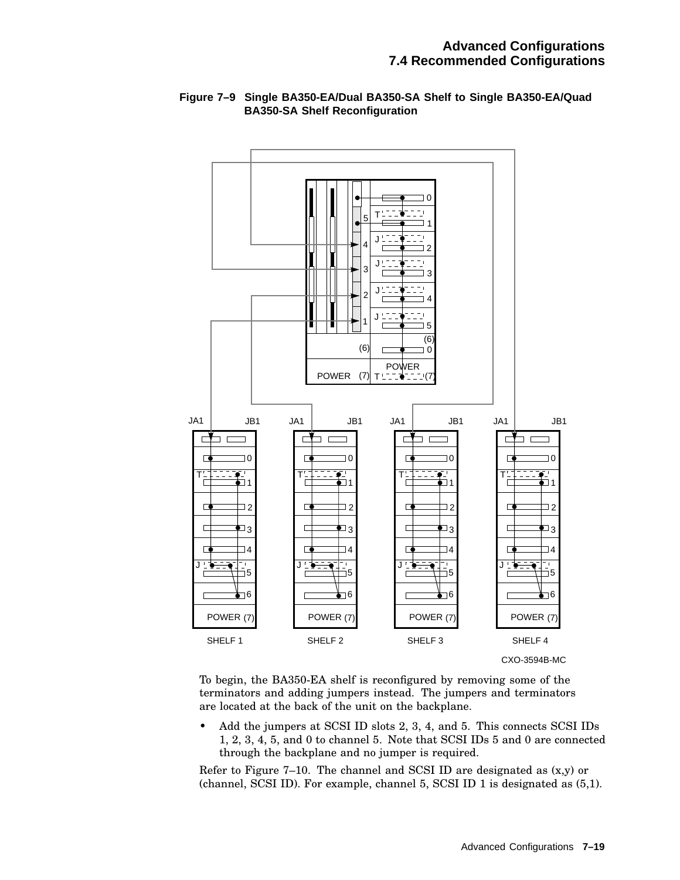**Figure 7–9 Single BA350-EA/Dual BA350-SA Shelf to Single BA350-EA/Quad BA350-SA Shelf Reconfiguration**

To begin, the BA350-EA shelf is reconfigured by removing some of the terminators and adding jumpers instead. The jumpers and terminators are located at the back of the unit on the backplane.

- Add the jumpers at SCSI ID slots 2, 3, 4, and 5. This connects SCSI IDs 1, 2, 3, 4, 5, and 0 to channel 5. Note that SCSI IDs 5 and 0 are connected through the backplane and no jumper is required.

Refer to Figure 7–10. The channel and SCSI ID are designated as (x,y) or (channel, SCSI ID). For example, channel 5, SCSI ID 1 is designated as (5,1).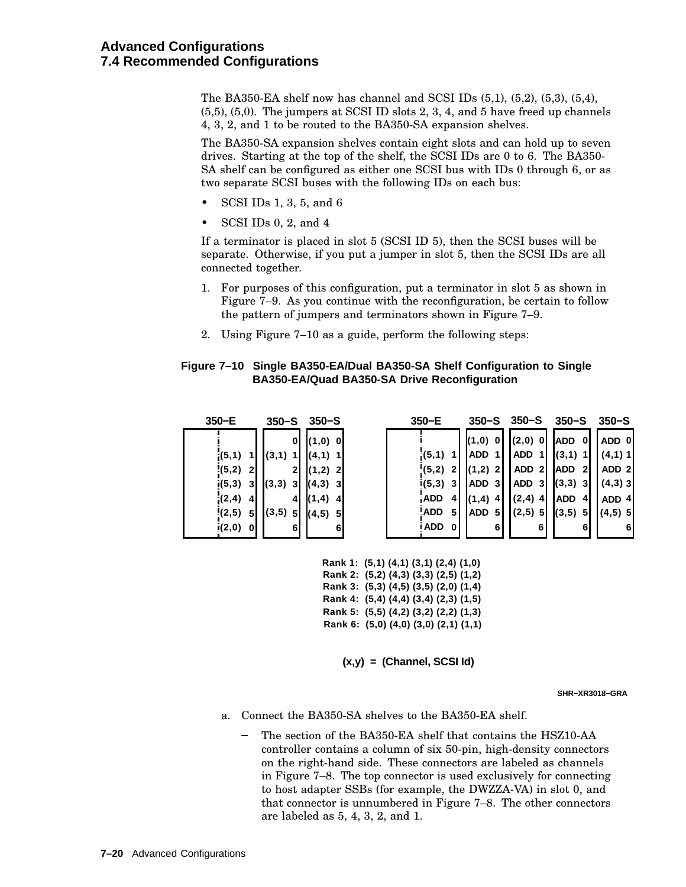The BA350-EA shelf now has channel and SCSI IDs (5,1), (5,2), (5,3), (5,4), (5,5), (5,0). The jumpers at SCSI ID slots 2, 3, 4, and 5 have freed up channels 4, 3, 2, and 1 to be routed to the BA350-SA expansion shelves.

The BA350-SA expansion shelves contain eight slots and can hold up to seven drives. Starting at the top of the shelf, the SCSI IDs are 0 to 6. The BA350-SA shelf can be configured as either one SCSI bus with IDs 0 through 6, or as two separate SCSI buses with the following IDs on each bus:

- SCSI IDs 1, 3, 5, and 6
- SCSI IDs 0, 2, and 4

If a terminator is placed in slot 5 (SCSI ID 5), then the SCSI buses will be separate. Otherwise, if you put a jumper in slot 5, then the SCSI IDs are all connected together.

1. For purposes of this configuration, put a terminator in slot 5 as shown in Figure 7–9. As you continue with the reconfiguration, be certain to follow the pattern of jumpers and terminators shown in Figure 7–9.
2. Using Figure 7–10 as a guide, perform the following steps:

**Figure 7–10 Single BA350-EA/Dual BA350-SA Shelf Configuration to Single BA350-EA/Quad BA350-SA Drive Reconfiguration**

Original configuration:

| 350–E | 350–S | 350–S |
|---|---|---|
| | 0 | (1,0) 0 |
| (5,1) 1 | (3,1) 1 | (4,1) 1 |
| (5,2) 2 | 2 | (1,2) 2 |
| (5,3) 3 | (3,3) 3 | (4,3) 3 |
| (2,4) 4 | 4 | (1,4) 4 |
| (2,5) 5 | (3,5) 5 | (4,5) 5 |
| (2,0) 0 | 6 | 6 |

Reconfiguration:

| 350–E | 350–S | 350–S | 350–S | 350–S |
|---|---|---|---|---|
| | (1,0) 0 | (2,0) 0 | ADD 0 | ADD 0 |
| (5,1) 1 | ADD 1 | ADD 1 | (3,1) 1 | (4,1) 1 |
| (5,2) 2 | (1,2) 2 | ADD 2 | ADD 2 | ADD 2 |
| (5,3) 3 | ADD 3 | ADD 3 | (3,3) 3 | (4,3) 3 |
| ADD 4 | (1,4) 4 | (2,4) 4 | ADD 4 | ADD 4 |
| ADD 5 | ADD 5 | (2,5) 5 | (3,5) 5 | (4,5) 5 |
| ADD 0 | 6 | 6 | 6 | 6 |

Rank 1: (5,1) (4,1) (3,1) (2,4) (1,0)
Rank 2: (5,2) (4,3) (3,3) (2,5) (1,2)
Rank 3: (5,3) (4,5) (3,5) (2,0) (1,4)
Rank 4: (5,4) (4,4) (3,4) (2,3) (1,5)
Rank 5: (5,5) (4,2) (3,2) (2,2) (1,3)
Rank 6: (5,0) (4,0) (3,0) (2,1) (1,1)

(x,y) = (Channel, SCSI Id)

SHR–XR3018–GRA

a. Connect the BA350-SA shelves to the BA350-EA shelf.
   - The section of the BA350-EA shelf that contains the HSZ10-AA controller contains a column of six 50-pin, high-density connectors on the right-hand side. These connectors are labeled as channels in Figure 7–8. The top connector is used exclusively for connecting to host adapter SSBs (for example, the DWZZA-VA) in slot 0, and that connector is unnumbered in Figure 7–8. The other connectors are labeled as 5, 4, 3, 2, and 1.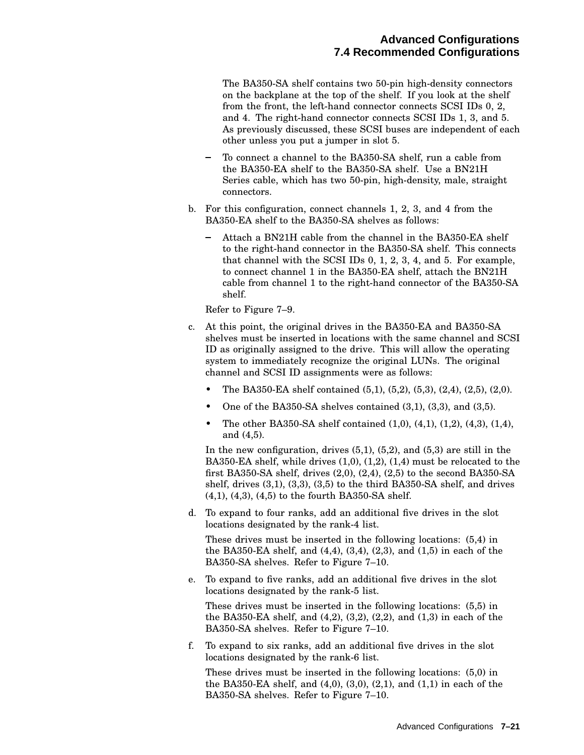The BA350-SA shelf contains two 50-pin high-density connectors on the backplane at the top of the shelf. If you look at the shelf from the front, the left-hand connector connects SCSI IDs 0, 2, and 4. The right-hand connector connects SCSI IDs 1, 3, and 5. As previously discussed, these SCSI buses are independent of each other unless you put a jumper in slot 5.

- To connect a channel to the BA350-SA shelf, run a cable from the BA350-EA shelf to the BA350-SA shelf. Use a BN21H Series cable, which has two 50-pin, high-density, male, straight connectors.

b. For this configuration, connect channels 1, 2, 3, and 4 from the BA350-EA shelf to the BA350-SA shelves as follows:

   - Attach a BN21H cable from the channel in the BA350-EA shelf to the right-hand connector in the BA350-SA shelf. This connects that channel with the SCSI IDs 0, 1, 2, 3, 4, and 5. For example, to connect channel 1 in the BA350-EA shelf, attach the BN21H cable from channel 1 to the right-hand connector of the BA350-SA shelf.

   Refer to Figure 7–9.

c. At this point, the original drives in the BA350-EA and BA350-SA shelves must be inserted in locations with the same channel and SCSI ID as originally assigned to the drive. This will allow the operating system to immediately recognize the original LUNs. The original channel and SCSI ID assignments were as follows:

   - The BA350-EA shelf contained (5,1), (5,2), (5,3), (2,4), (2,5), (2,0).
   - One of the BA350-SA shelves contained (3,1), (3,3), and (3,5).
   - The other BA350-SA shelf contained (1,0), (4,1), (1,2), (4,3), (1,4), and (4,5).

   In the new configuration, drives (5,1), (5,2), and (5,3) are still in the BA350-EA shelf, while drives (1,0), (1,2), (1,4) must be relocated to the first BA350-SA shelf, drives (2,0), (2,4), (2,5) to the second BA350-SA shelf, drives (3,1), (3,3), (3,5) to the third BA350-SA shelf, and drives (4,1), (4,3), (4,5) to the fourth BA350-SA shelf.

d. To expand to four ranks, add an additional five drives in the slot locations designated by the rank-4 list.

   These drives must be inserted in the following locations: (5,4) in the BA350-EA shelf, and (4,4), (3,4), (2,3), and (1,5) in each of the BA350-SA shelves. Refer to Figure 7–10.

e. To expand to five ranks, add an additional five drives in the slot locations designated by the rank-5 list.

   These drives must be inserted in the following locations: (5,5) in the BA350-EA shelf, and (4,2), (3,2), (2,2), and (1,3) in each of the BA350-SA shelves. Refer to Figure 7–10.

f. To expand to six ranks, add an additional five drives in the slot locations designated by the rank-6 list.

   These drives must be inserted in the following locations: (5,0) in the BA350-EA shelf, and (4,0), (3,0), (2,1), and (1,1) in each of the BA350-SA shelves. Refer to Figure 7–10.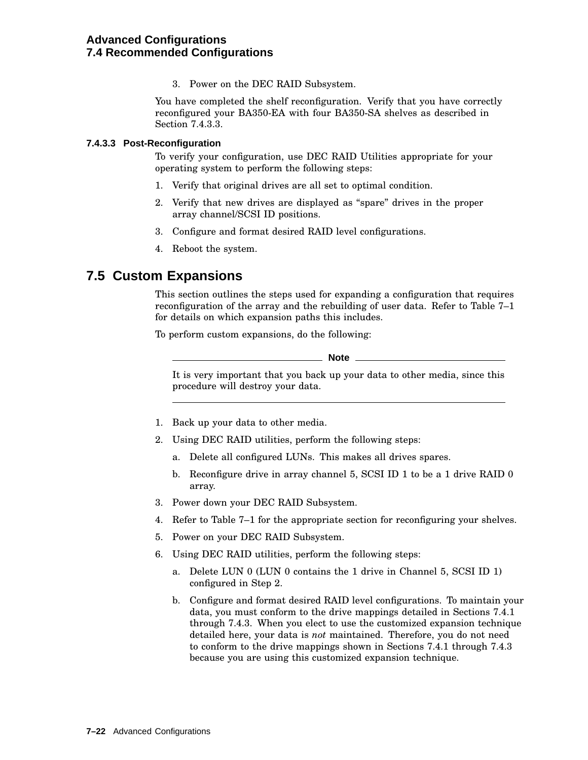3. Power on the DEC RAID Subsystem.

You have completed the shelf reconfiguration. Verify that you have correctly reconfigured your BA350-EA with four BA350-SA shelves as described in Section 7.4.3.3.

#### 7.4.3.3 Post-Reconfiguration

To verify your configuration, use DEC RAID Utilities appropriate for your operating system to perform the following steps:

1. Verify that original drives are all set to optimal condition.
2. Verify that new drives are displayed as “spare” drives in the proper array channel/SCSI ID positions.
3. Configure and format desired RAID level configurations.
4. Reboot the system.

## 7.5 Custom Expansions

This section outlines the steps used for expanding a configuration that requires reconfiguration of the array and the rebuilding of user data. Refer to Table 7–1 for details on which expansion paths this includes.

To perform custom expansions, do the following:

---

**Note**

It is very important that you back up your data to other media, since this procedure will destroy your data.

---

1. Back up your data to other media.
2. Using DEC RAID utilities, perform the following steps:
   a. Delete all configured LUNs. This makes all drives spares.
   b. Reconfigure drive in array channel 5, SCSI ID 1 to be a 1 drive RAID 0 array.
3. Power down your DEC RAID Subsystem.
4. Refer to Table 7–1 for the appropriate section for reconfiguring your shelves.
5. Power on your DEC RAID Subsystem.
6. Using DEC RAID utilities, perform the following steps:
   a. Delete LUN 0 (LUN 0 contains the 1 drive in Channel 5, SCSI ID 1) configured in Step 2.
   b. Configure and format desired RAID level configurations. To maintain your data, you must conform to the drive mappings detailed in Sections 7.4.1 through 7.4.3. When you elect to use the customized expansion technique detailed here, your data is *not* maintained. Therefore, you do not need to conform to the drive mappings shown in Sections 7.4.1 through 7.4.3 because you are using this customized expansion technique.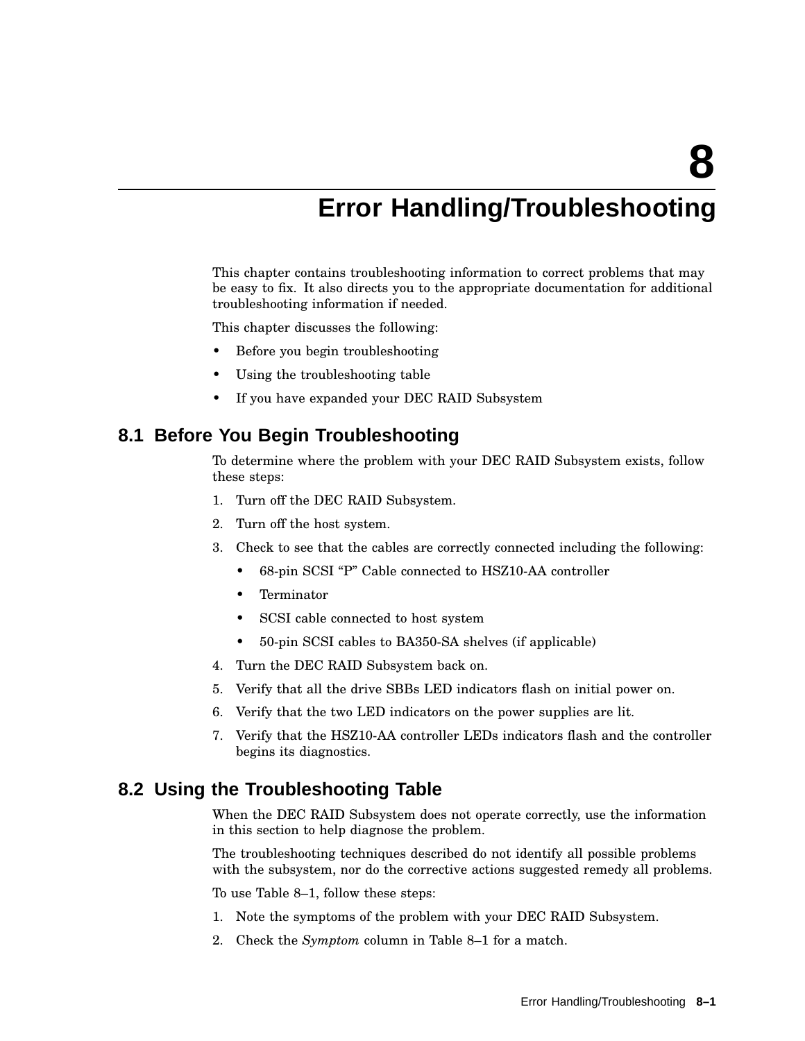# 8 Error Handling/Troubleshooting

This chapter contains troubleshooting information to correct problems that may be easy to fix. It also directs you to the appropriate documentation for additional troubleshooting information if needed.

This chapter discusses the following:

- Before you begin troubleshooting
- Using the troubleshooting table
- If you have expanded your DEC RAID Subsystem

## 8.1 Before You Begin Troubleshooting

To determine where the problem with your DEC RAID Subsystem exists, follow these steps:

1. Turn off the DEC RAID Subsystem.
2. Turn off the host system.
3. Check to see that the cables are correctly connected including the following:
   - 68-pin SCSI "P" Cable connected to HSZ10-AA controller
   - Terminator
   - SCSI cable connected to host system
   - 50-pin SCSI cables to BA350-SA shelves (if applicable)
4. Turn the DEC RAID Subsystem back on.
5. Verify that all the drive SBBs LED indicators flash on initial power on.
6. Verify that the two LED indicators on the power supplies are lit.
7. Verify that the HSZ10-AA controller LEDs indicators flash and the controller begins its diagnostics.

## 8.2 Using the Troubleshooting Table

When the DEC RAID Subsystem does not operate correctly, use the information in this section to help diagnose the problem.

The troubleshooting techniques described do not identify all possible problems with the subsystem, nor do the corrective actions suggested remedy all problems.

To use Table 8–1, follow these steps:

1. Note the symptoms of the problem with your DEC RAID Subsystem.
2. Check the *Symptom* column in Table 8–1 for a match.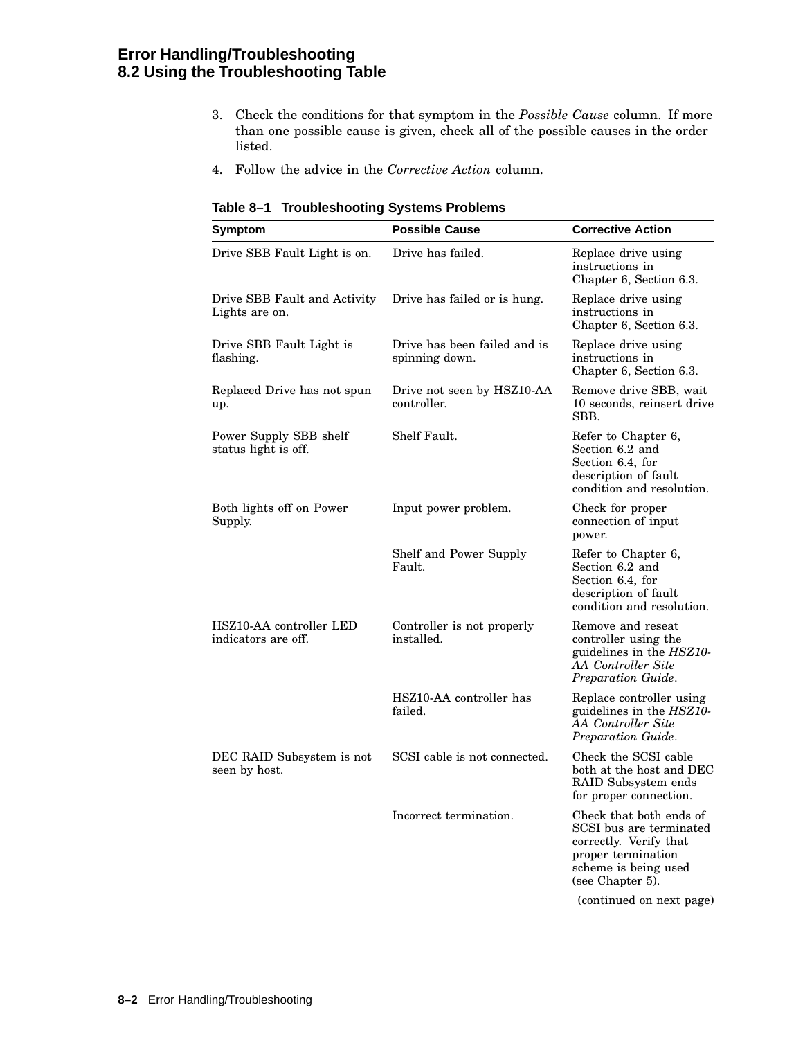3. Check the conditions for that symptom in the *Possible Cause* column. If more than one possible cause is given, check all of the possible causes in the order listed.
4. Follow the advice in the *Corrective Action* column.

**Table 8–1 Troubleshooting Systems Problems**

| Symptom | Possible Cause | Corrective Action |
|---|---|---|
| Drive SBB Fault Light is on. | Drive has failed. | Replace drive using instructions in Chapter 6, Section 6.3. |
| Drive SBB Fault and Activity Lights are on. | Drive has failed or is hung. | Replace drive using instructions in Chapter 6, Section 6.3. |
| Drive SBB Fault Light is flashing. | Drive has been failed and is spinning down. | Replace drive using instructions in Chapter 6, Section 6.3. |
| Replaced Drive has not spun up. | Drive not seen by HSZ10-AA controller. | Remove drive SBB, wait 10 seconds, reinsert drive SBB. |
| Power Supply SBB shelf status light is off. | Shelf Fault. | Refer to Chapter 6, Section 6.2 and Section 6.4, for description of fault condition and resolution. |
| Both lights off on Power Supply. | Input power problem. | Check for proper connection of input power. |
| | Shelf and Power Supply Fault. | Refer to Chapter 6, Section 6.2 and Section 6.4, for description of fault condition and resolution. |
| HSZ10-AA controller LED indicators are off. | Controller is not properly installed. | Remove and reseat controller using the guidelines in the *HSZ10-AA Controller Site Preparation Guide*. |
| | HSZ10-AA controller has failed. | Replace controller using guidelines in the *HSZ10-AA Controller Site Preparation Guide*. |
| DEC RAID Subsystem is not seen by host. | SCSI cable is not connected. | Check the SCSI cable both at the host and DEC RAID Subsystem ends for proper connection. |
| | Incorrect termination. | Check that both ends of SCSI bus are terminated correctly. Verify that proper termination scheme is being used (see Chapter 5). |

(continued on next page)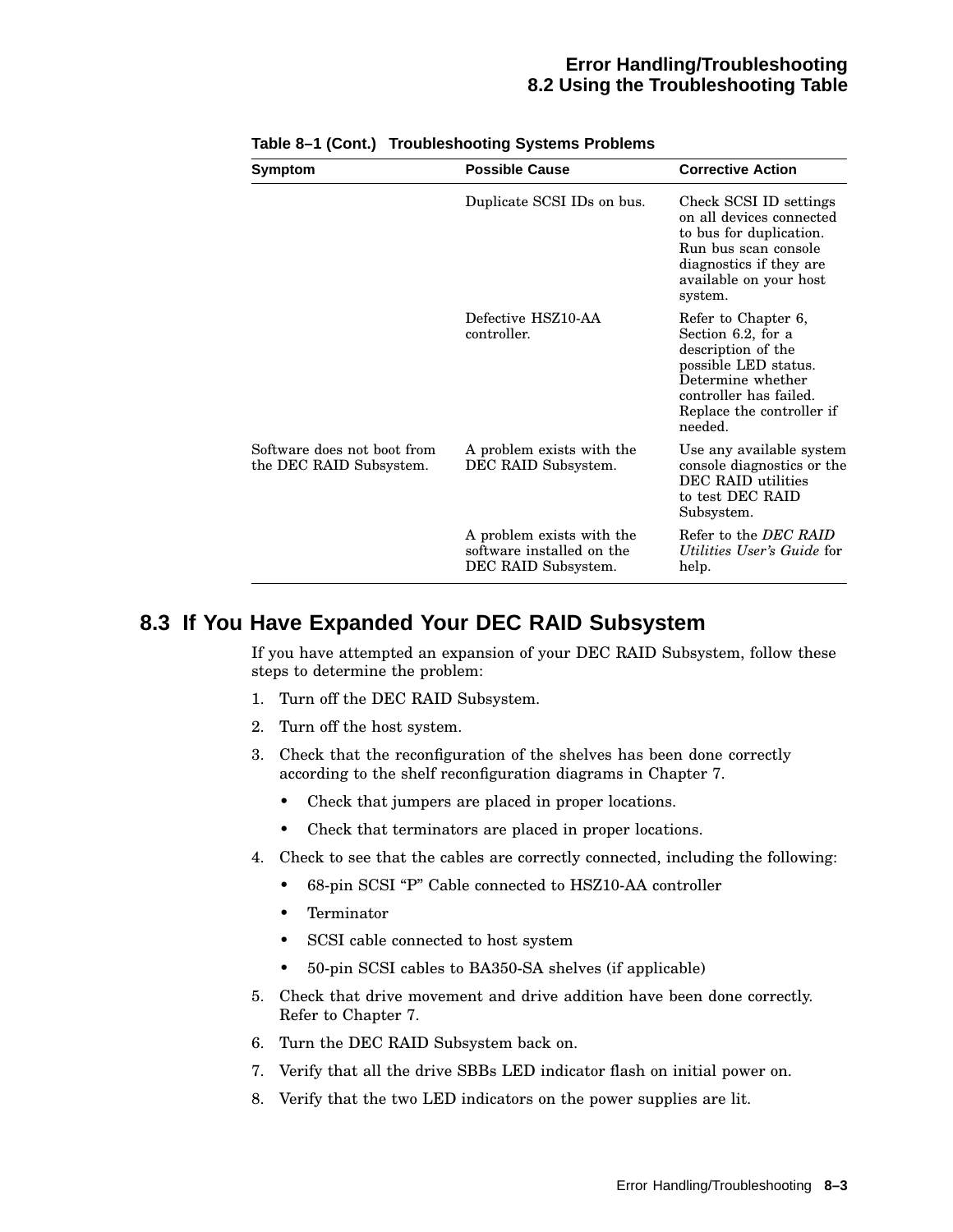**Table 8–1 (Cont.) Troubleshooting Systems Problems**

| Symptom | Possible Cause | Corrective Action |
|---|---|---|
| | Duplicate SCSI IDs on bus. | Check SCSI ID settings on all devices connected to bus for duplication. Run bus scan console diagnostics if they are available on your host system. |
| | Defective HSZ10-AA controller. | Refer to Chapter 6, Section 6.2, for a description of the possible LED status. Determine whether controller has failed. Replace the controller if needed. |
| Software does not boot from the DEC RAID Subsystem. | A problem exists with the DEC RAID Subsystem. | Use any available system console diagnostics or the DEC RAID utilities to test DEC RAID Subsystem. |
| | A problem exists with the software installed on the DEC RAID Subsystem. | Refer to the *DEC RAID Utilities User's Guide* for help. |

## 8.3 If You Have Expanded Your DEC RAID Subsystem

If you have attempted an expansion of your DEC RAID Subsystem, follow these steps to determine the problem:

1. Turn off the DEC RAID Subsystem.
2. Turn off the host system.
3. Check that the reconfiguration of the shelves has been done correctly according to the shelf reconfiguration diagrams in Chapter 7.
   - Check that jumpers are placed in proper locations.
   - Check that terminators are placed in proper locations.
4. Check to see that the cables are correctly connected, including the following:
   - 68-pin SCSI "P" Cable connected to HSZ10-AA controller
   - Terminator
   - SCSI cable connected to host system
   - 50-pin SCSI cables to BA350-SA shelves (if applicable)
5. Check that drive movement and drive addition have been done correctly. Refer to Chapter 7.
6. Turn the DEC RAID Subsystem back on.
7. Verify that all the drive SBBs LED indicator flash on initial power on.
8. Verify that the two LED indicators on the power supplies are lit.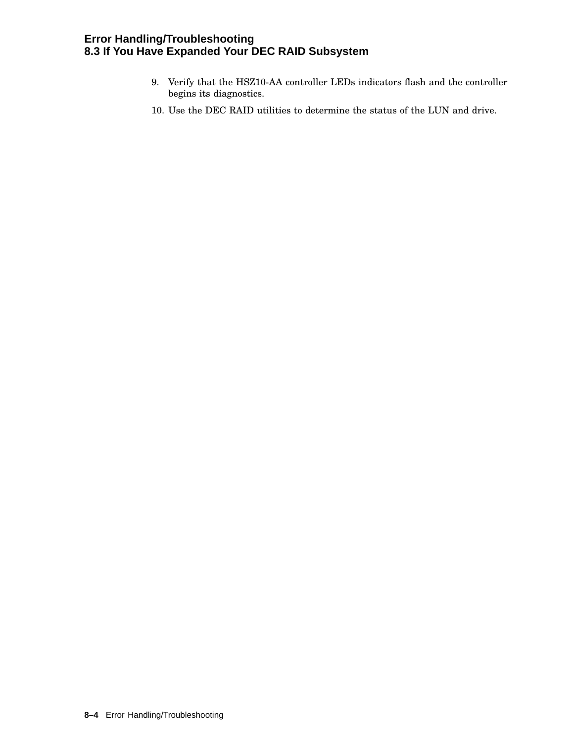9. Verify that the HSZ10-AA controller LEDs indicators flash and the controller begins its diagnostics.
10. Use the DEC RAID utilities to determine the status of the LUN and drive.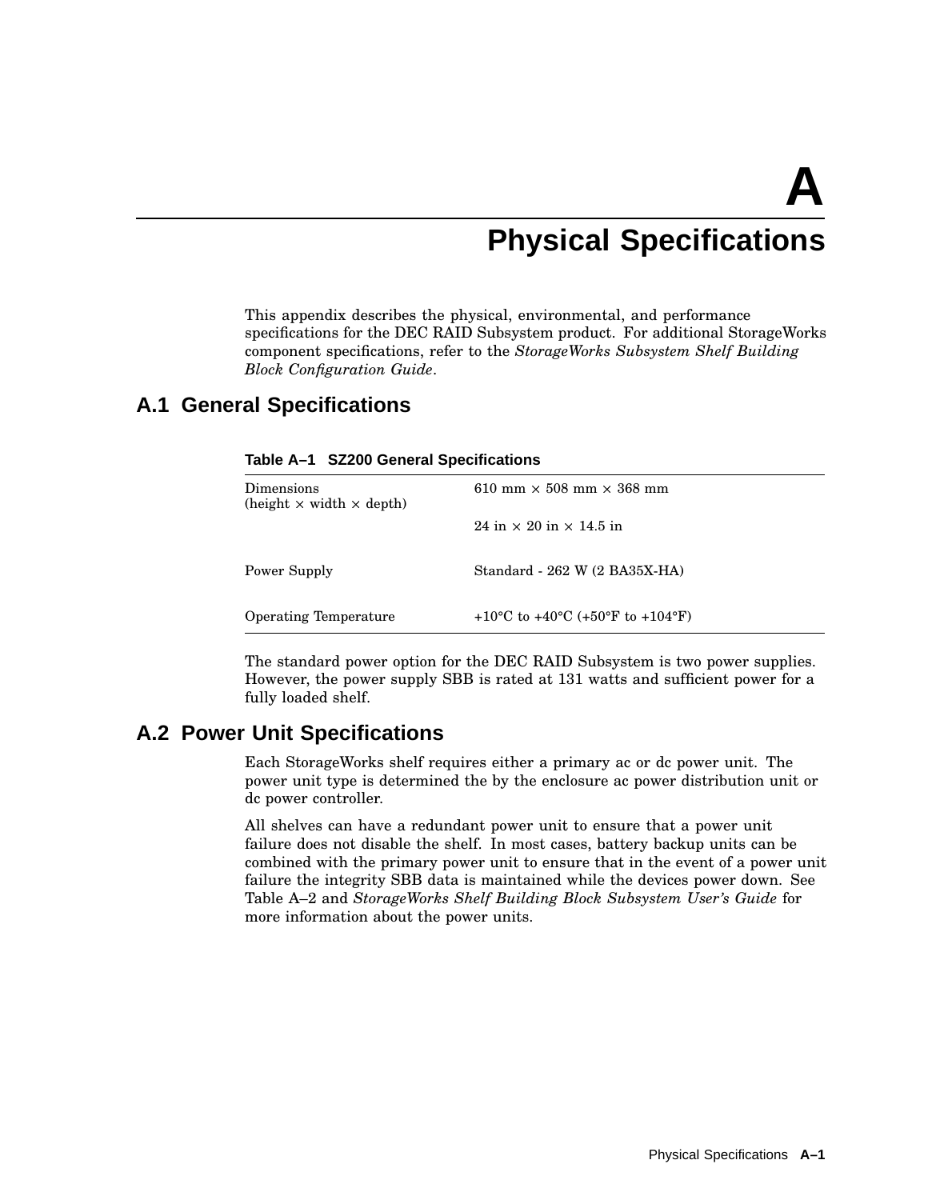# A Physical Specifications

This appendix describes the physical, environmental, and performance specifications for the DEC RAID Subsystem product. For additional StorageWorks component specifications, refer to the *StorageWorks Subsystem Shelf Building Block Configuration Guide*.

## A.1 General Specifications

**Table A–1 SZ200 General Specifications**

| | |
|---|---|
| Dimensions (height × width × depth) | 610 mm × 508 mm × 368 mm |
| | 24 in × 20 in × 14.5 in |
| Power Supply | Standard - 262 W (2 BA35X-HA) |
| Operating Temperature | +10°C to +40°C (+50°F to +104°F) |

The standard power option for the DEC RAID Subsystem is two power supplies. However, the power supply SBB is rated at 131 watts and sufficient power for a fully loaded shelf.

## A.2 Power Unit Specifications

Each StorageWorks shelf requires either a primary ac or dc power unit. The power unit type is determined the by the enclosure ac power distribution unit or dc power controller.

All shelves can have a redundant power unit to ensure that a power unit failure does not disable the shelf. In most cases, battery backup units can be combined with the primary power unit to ensure that in the event of a power unit failure the integrity SBB data is maintained while the devices power down. See Table A–2 and *StorageWorks Shelf Building Block Subsystem User's Guide* for more information about the power units.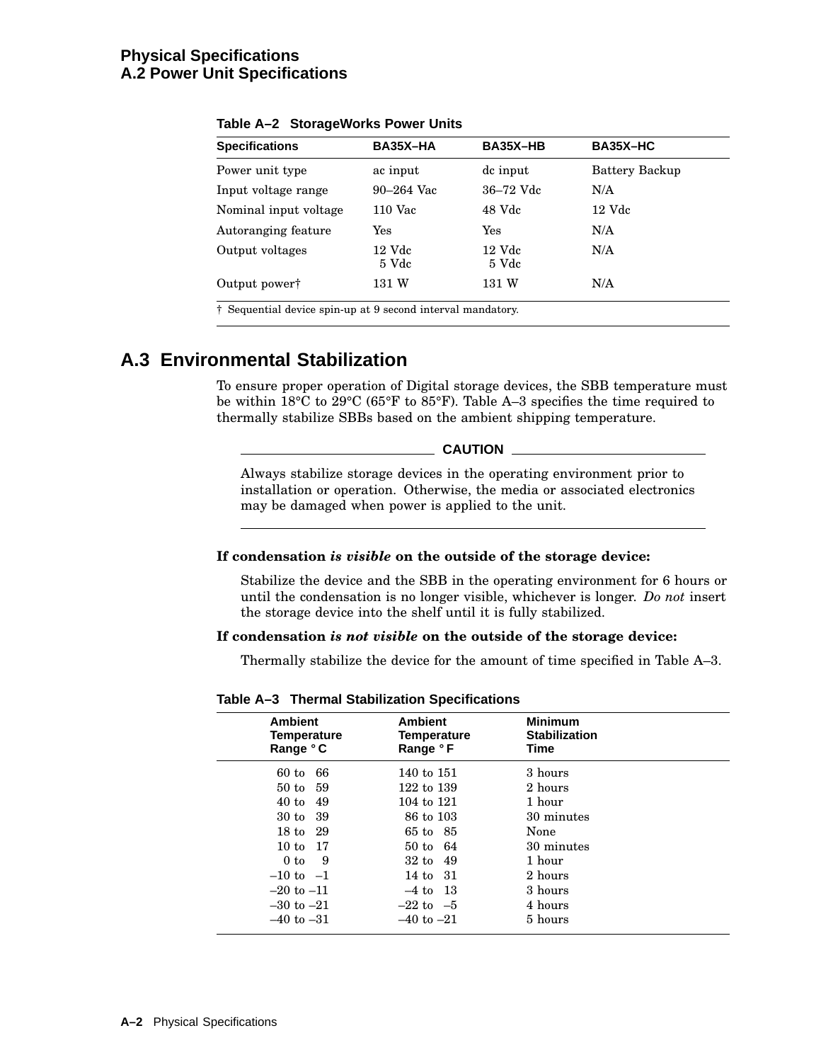**Table A–2 StorageWorks Power Units**

| Specifications | BA35X–HA | BA35X–HB | BA35X–HC |
|---|---|---|---|
| Power unit type | ac input | dc input | Battery Backup |
| Input voltage range | 90–264 Vac | 36–72 Vdc | N/A |
| Nominal input voltage | 110 Vac | 48 Vdc | 12 Vdc |
| Autoranging feature | Yes | Yes | N/A |
| Output voltages | 12 Vdc<br>5 Vdc | 12 Vdc<br>5 Vdc | N/A |
| Output power† | 131 W | 131 W | N/A |

† Sequential device spin-up at 9 second interval mandatory.

## A.3 Environmental Stabilization

To ensure proper operation of Digital storage devices, the SBB temperature must be within 18°C to 29°C (65°F to 85°F). Table A–3 specifies the time required to thermally stabilize SBBs based on the ambient shipping temperature.

**CAUTION**

Always stabilize storage devices in the operating environment prior to installation or operation. Otherwise, the media or associated electronics may be damaged when power is applied to the unit.

**If condensation *is visible* on the outside of the storage device:**

Stabilize the device and the SBB in the operating environment for 6 hours or until the condensation is no longer visible, whichever is longer. *Do not* insert the storage device into the shelf until it is fully stabilized.

**If condensation *is not visible* on the outside of the storage device:**

Thermally stabilize the device for the amount of time specified in Table A–3.

**Table A–3 Thermal Stabilization Specifications**

| Ambient Temperature Range °C | Ambient Temperature Range °F | Minimum Stabilization Time |
|---|---|---|
| 60 to 66 | 140 to 151 | 3 hours |
| 50 to 59 | 122 to 139 | 2 hours |
| 40 to 49 | 104 to 121 | 1 hour |
| 30 to 39 | 86 to 103 | 30 minutes |
| 18 to 29 | 65 to 85 | None |
| 10 to 17 | 50 to 64 | 30 minutes |
| 0 to 9 | 32 to 49 | 1 hour |
| –10 to –1 | 14 to 31 | 2 hours |
| –20 to –11 | –4 to 13 | 3 hours |
| –30 to –21 | –22 to –5 | 4 hours |
| –40 to –31 | –40 to –21 | 5 hours |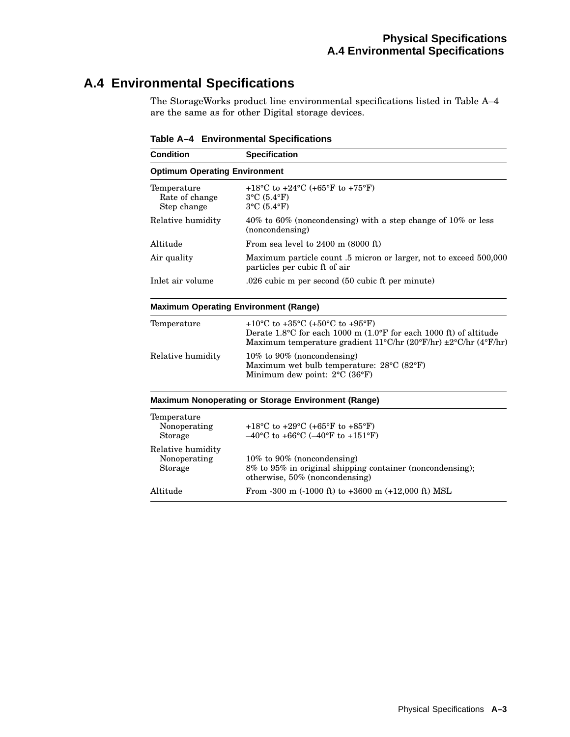## A.4 Environmental Specifications

The StorageWorks product line environmental specifications listed in Table A–4 are the same as for other Digital storage devices.

**Table A–4 Environmental Specifications**

| Condition | Specification |
| --- | --- |
| **Optimum Operating Environment** | |
| Temperature | +18°C to +24°C (+65°F to +75°F) |
| Rate of change | 3°C (5.4°F) |
| Step change | 3°C (5.4°F) |
| Relative humidity | 40% to 60% (noncondensing) with a step change of 10% or less (noncondensing) |
| Altitude | From sea level to 2400 m (8000 ft) |
| Air quality | Maximum particle count .5 micron or larger, not to exceed 500,000 particles per cubic ft of air |
| Inlet air volume | .026 cubic m per second (50 cubic ft per minute) |
| **Maximum Operating Environment (Range)** | |
| Temperature | +10°C to +35°C (+50°C to +95°F)<br>Derate 1.8°C for each 1000 m (1.0°F for each 1000 ft) of altitude<br>Maximum temperature gradient 11°C/hr (20°F/hr) ±2°C/hr (4°F/hr) |
| Relative humidity | 10% to 90% (noncondensing)<br>Maximum wet bulb temperature: 28°C (82°F)<br>Minimum dew point: 2°C (36°F) |
| **Maximum Nonoperating or Storage Environment (Range)** | |
| Temperature | |
| Nonoperating | +18°C to +29°C (+65°F to +85°F) |
| Storage | –40°C to +66°C (–40°F to +151°F) |
| Relative humidity | |
| Nonoperating | 10% to 90% (noncondensing) |
| Storage | 8% to 95% in original shipping container (noncondensing); otherwise, 50% (noncondensing) |
| Altitude | From -300 m (-1000 ft) to +3600 m (+12,000 ft) MSL |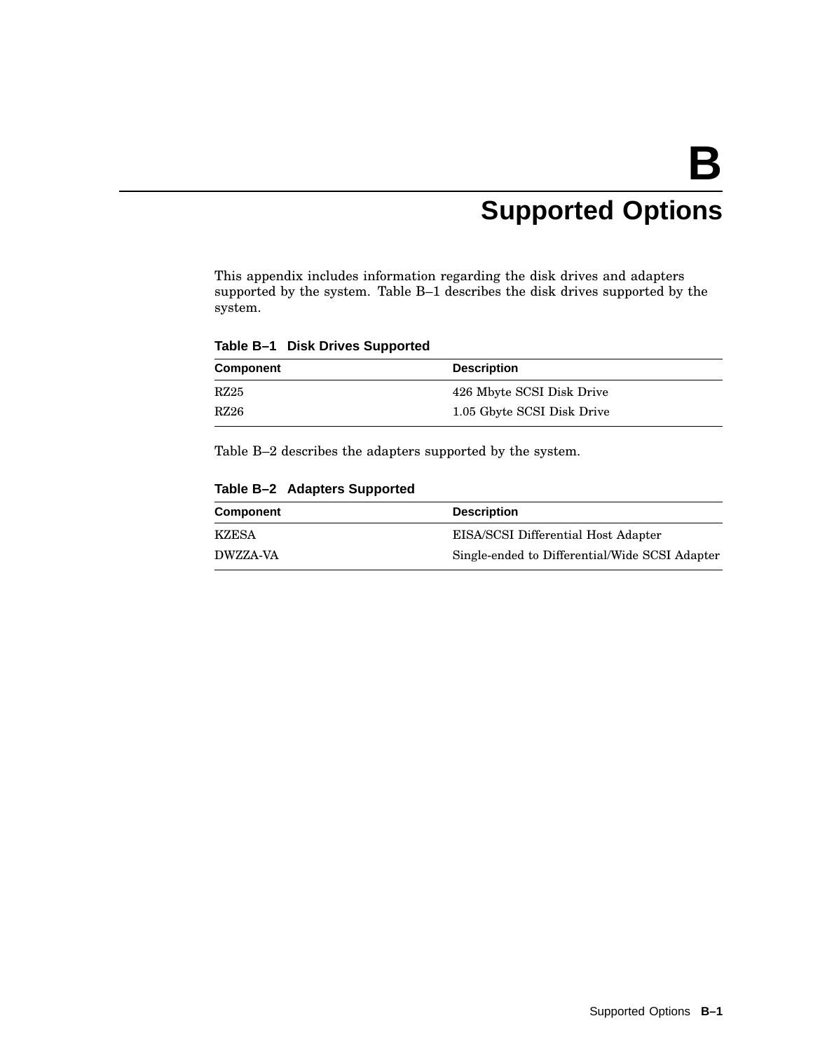# B Supported Options

This appendix includes information regarding the disk drives and adapters supported by the system. Table B–1 describes the disk drives supported by the system.

**Table B–1 Disk Drives Supported**

| Component | Description |
|---|---|
| RZ25 | 426 Mbyte SCSI Disk Drive |
| RZ26 | 1.05 Gbyte SCSI Disk Drive |

Table B–2 describes the adapters supported by the system.

**Table B–2 Adapters Supported**

| Component | Description |
|---|---|
| KZESA | EISA/SCSI Differential Host Adapter |
| DWZZA-VA | Single-ended to Differential/Wide SCSI Adapter |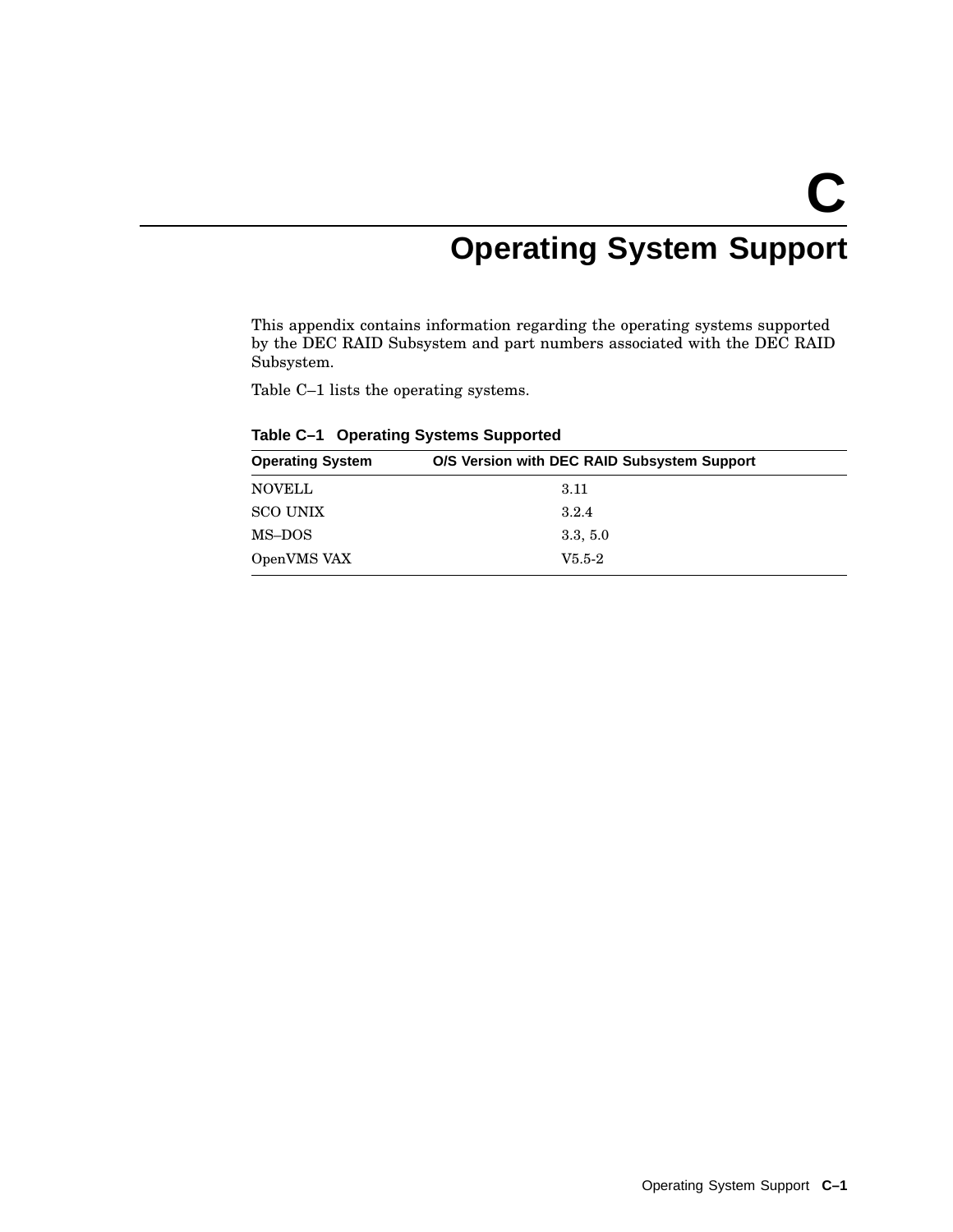# C Operating System Support

This appendix contains information regarding the operating systems supported by the DEC RAID Subsystem and part numbers associated with the DEC RAID Subsystem.

Table C–1 lists the operating systems.

**Table C–1 Operating Systems Supported**

| Operating System | O/S Version with DEC RAID Subsystem Support |
|---|---|
| NOVELL | 3.11 |
| SCO UNIX | 3.2.4 |
| MS–DOS | 3.3, 5.0 |
| OpenVMS VAX | V5.5-2 |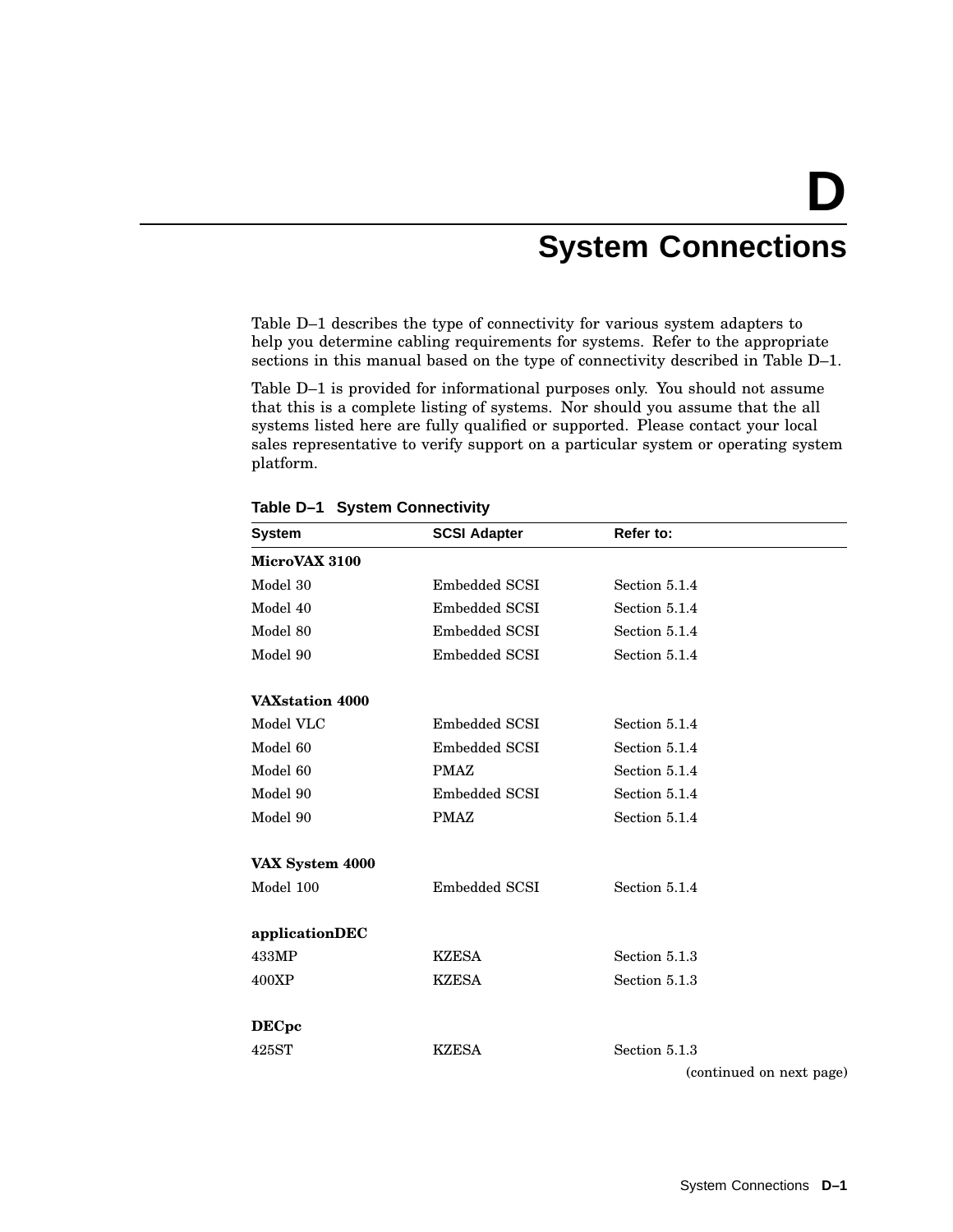# D
# System Connections

Table D–1 describes the type of connectivity for various system adapters to help you determine cabling requirements for systems. Refer to the appropriate sections in this manual based on the type of connectivity described in Table D–1.

Table D–1 is provided for informational purposes only. You should not assume that this is a complete listing of systems. Nor should you assume that the all systems listed here are fully qualified or supported. Please contact your local sales representative to verify support on a particular system or operating system platform.

**Table D–1 System Connectivity**

| System | SCSI Adapter | Refer to: |
|---|---|---|
| **MicroVAX 3100** | | |
| Model 30 | Embedded SCSI | Section 5.1.4 |
| Model 40 | Embedded SCSI | Section 5.1.4 |
| Model 80 | Embedded SCSI | Section 5.1.4 |
| Model 90 | Embedded SCSI | Section 5.1.4 |
| **VAXstation 4000** | | |
| Model VLC | Embedded SCSI | Section 5.1.4 |
| Model 60 | Embedded SCSI | Section 5.1.4 |
| Model 60 | PMAZ | Section 5.1.4 |
| Model 90 | Embedded SCSI | Section 5.1.4 |
| Model 90 | PMAZ | Section 5.1.4 |
| **VAX System 4000** | | |
| Model 100 | Embedded SCSI | Section 5.1.4 |
| **applicationDEC** | | |
| 433MP | KZESA | Section 5.1.3 |
| 400XP | KZESA | Section 5.1.3 |
| **DECpc** | | |
| 425ST | KZESA | Section 5.1.3 |

(continued on next page)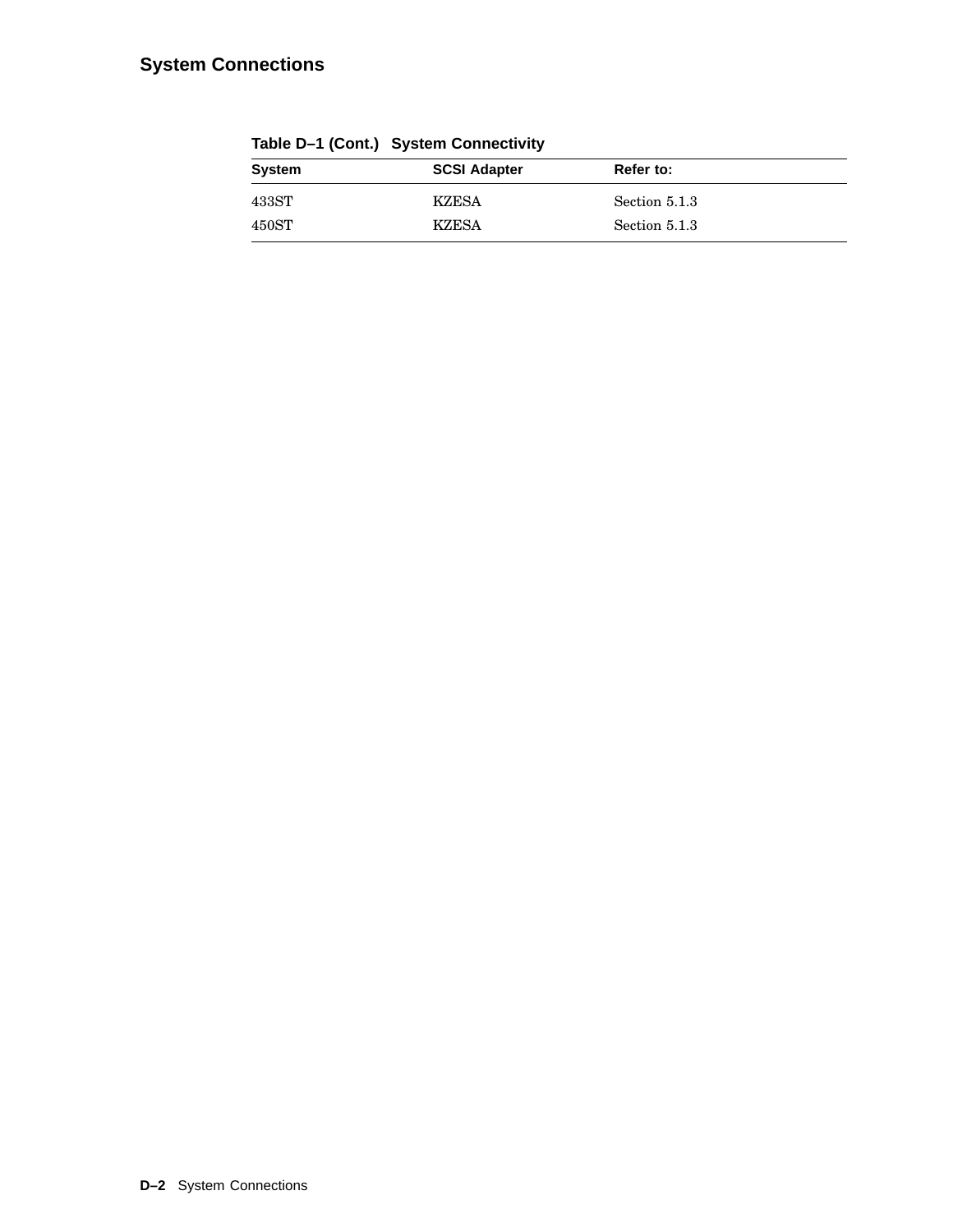**Table D–1 (Cont.) System Connectivity**

| System | SCSI Adapter | Refer to: |
|---|---|---|
| 433ST | KZESA | Section 5.1.3 |
| 450ST | KZESA | Section 5.1.3 |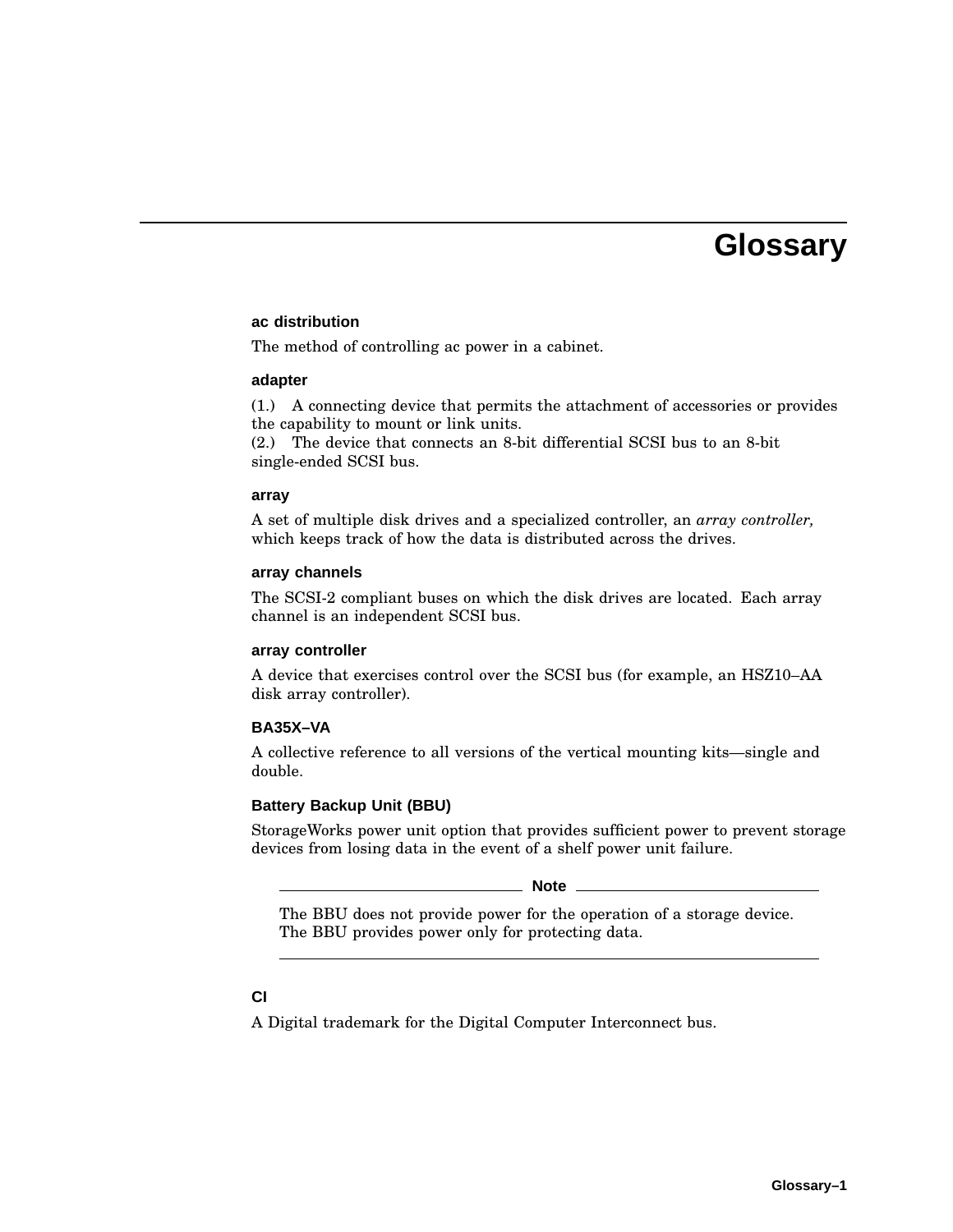# Glossary

### ac distribution

The method of controlling ac power in a cabinet.

### adapter

(1.) A connecting device that permits the attachment of accessories or provides the capability to mount or link units.
(2.) The device that connects an 8-bit differential SCSI bus to an 8-bit single-ended SCSI bus.

### array

A set of multiple disk drives and a specialized controller, an *array controller,* which keeps track of how the data is distributed across the drives.

### array channels

The SCSI-2 compliant buses on which the disk drives are located. Each array channel is an independent SCSI bus.

### array controller

A device that exercises control over the SCSI bus (for example, an HSZ10–AA disk array controller).

### BA35X–VA

A collective reference to all versions of the vertical mounting kits—single and double.

### Battery Backup Unit (BBU)

StorageWorks power unit option that provides sufficient power to prevent storage devices from losing data in the event of a shelf power unit failure.

---

**Note**

The BBU does not provide power for the operation of a storage device. The BBU provides power only for protecting data.

---

### CI

A Digital trademark for the Digital Computer Interconnect bus.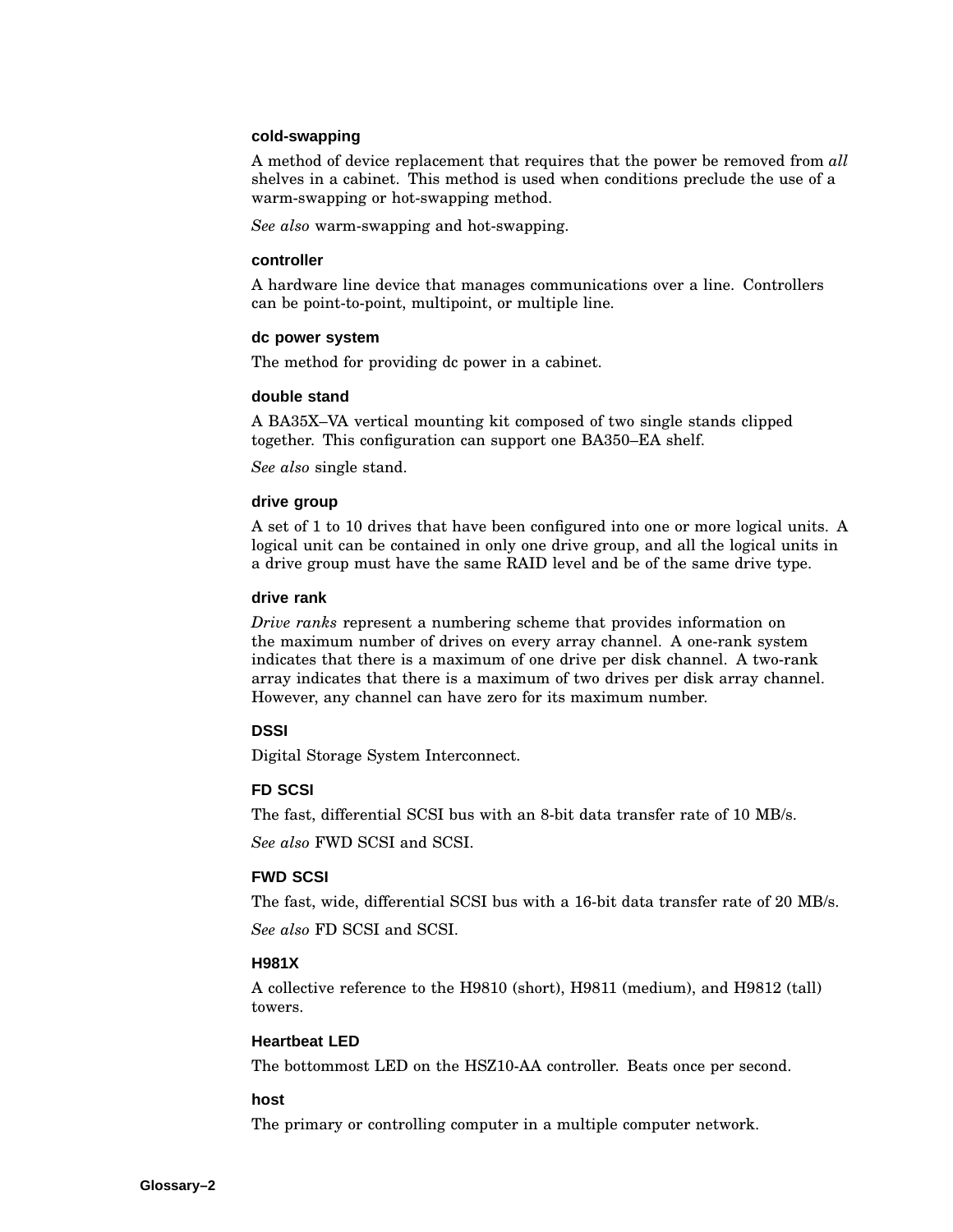**cold-swapping**

A method of device replacement that requires that the power be removed from *all* shelves in a cabinet. This method is used when conditions preclude the use of a warm-swapping or hot-swapping method.

*See also* warm-swapping and hot-swapping.

**controller**

A hardware line device that manages communications over a line. Controllers can be point-to-point, multipoint, or multiple line.

**dc power system**

The method for providing dc power in a cabinet.

**double stand**

A BA35X–VA vertical mounting kit composed of two single stands clipped together. This configuration can support one BA350–EA shelf.

*See also* single stand.

**drive group**

A set of 1 to 10 drives that have been configured into one or more logical units. A logical unit can be contained in only one drive group, and all the logical units in a drive group must have the same RAID level and be of the same drive type.

**drive rank**

*Drive ranks* represent a numbering scheme that provides information on the maximum number of drives on every array channel. A one-rank system indicates that there is a maximum of one drive per disk channel. A two-rank array indicates that there is a maximum of two drives per disk array channel. However, any channel can have zero for its maximum number.

**DSSI**

Digital Storage System Interconnect.

**FD SCSI**

The fast, differential SCSI bus with an 8-bit data transfer rate of 10 MB/s.

*See also* FWD SCSI and SCSI.

**FWD SCSI**

The fast, wide, differential SCSI bus with a 16-bit data transfer rate of 20 MB/s.

*See also* FD SCSI and SCSI.

**H981X**

A collective reference to the H9810 (short), H9811 (medium), and H9812 (tall) towers.

**Heartbeat LED**

The bottommost LED on the HSZ10-AA controller. Beats once per second.

**host**

The primary or controlling computer in a multiple computer network.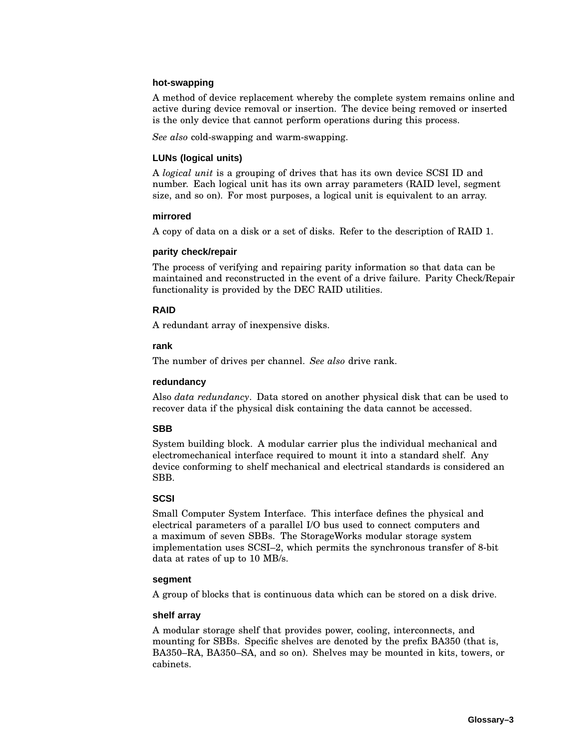### hot-swapping

A method of device replacement whereby the complete system remains online and active during device removal or insertion. The device being removed or inserted is the only device that cannot perform operations during this process.

*See also* cold-swapping and warm-swapping.

### LUNs (logical units)

A *logical unit* is a grouping of drives that has its own device SCSI ID and number. Each logical unit has its own array parameters (RAID level, segment size, and so on). For most purposes, a logical unit is equivalent to an array.

### mirrored

A copy of data on a disk or a set of disks. Refer to the description of RAID 1.

### parity check/repair

The process of verifying and repairing parity information so that data can be maintained and reconstructed in the event of a drive failure. Parity Check/Repair functionality is provided by the DEC RAID utilities.

### RAID

A redundant array of inexpensive disks.

### rank

The number of drives per channel. *See also* drive rank.

### redundancy

Also *data redundancy*. Data stored on another physical disk that can be used to recover data if the physical disk containing the data cannot be accessed.

### SBB

System building block. A modular carrier plus the individual mechanical and electromechanical interface required to mount it into a standard shelf. Any device conforming to shelf mechanical and electrical standards is considered an SBB.

### SCSI

Small Computer System Interface. This interface defines the physical and electrical parameters of a parallel I/O bus used to connect computers and a maximum of seven SBBs. The StorageWorks modular storage system implementation uses SCSI–2, which permits the synchronous transfer of 8-bit data at rates of up to 10 MB/s.

### segment

A group of blocks that is continuous data which can be stored on a disk drive.

### shelf array

A modular storage shelf that provides power, cooling, interconnects, and mounting for SBBs. Specific shelves are denoted by the prefix BA350 (that is, BA350–RA, BA350–SA, and so on). Shelves may be mounted in kits, towers, or cabinets.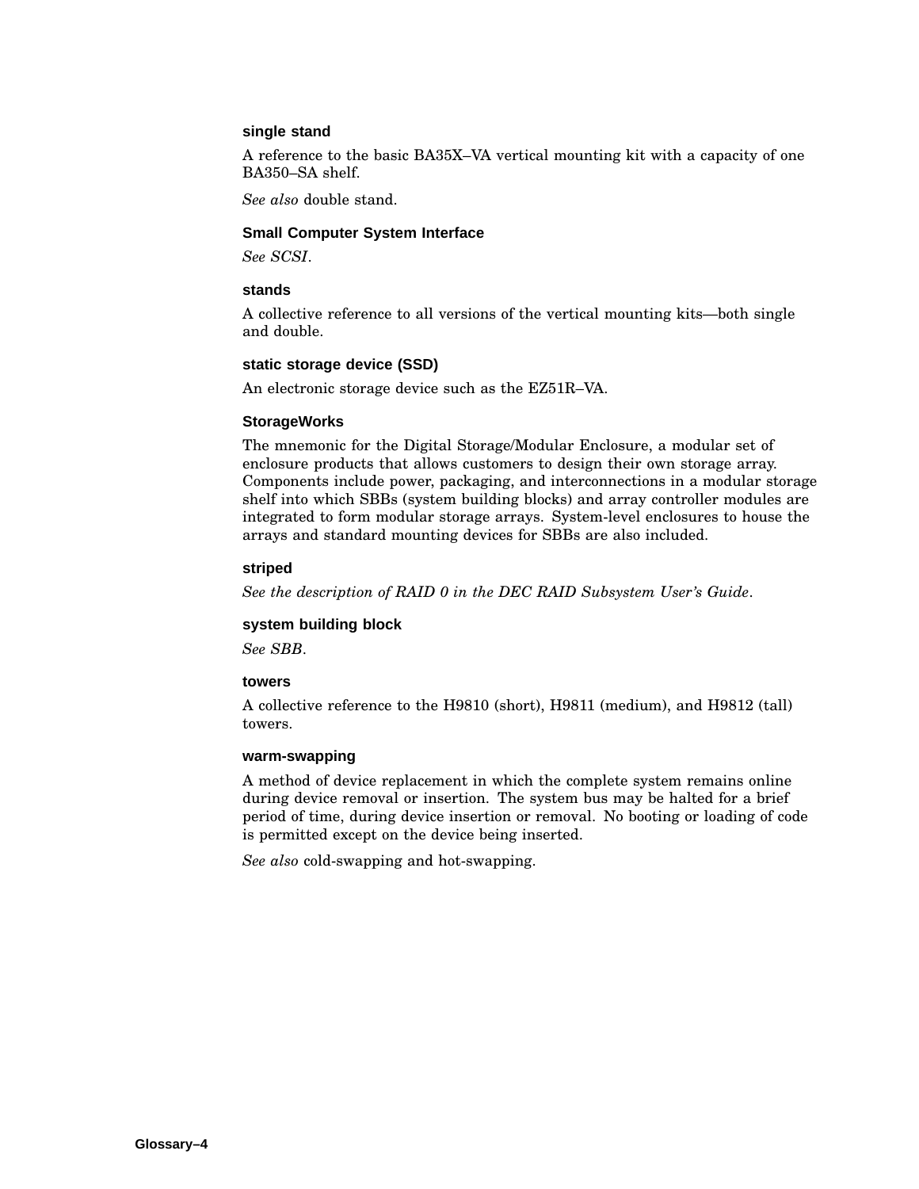**single stand**

A reference to the basic BA35X–VA vertical mounting kit with a capacity of one BA350–SA shelf.

*See also* double stand.

**Small Computer System Interface**

*See SCSI*.

**stands**

A collective reference to all versions of the vertical mounting kits—both single and double.

**static storage device (SSD)**

An electronic storage device such as the EZ51R–VA.

**StorageWorks**

The mnemonic for the Digital Storage/Modular Enclosure, a modular set of enclosure products that allows customers to design their own storage array. Components include power, packaging, and interconnections in a modular storage shelf into which SBBs (system building blocks) and array controller modules are integrated to form modular storage arrays. System-level enclosures to house the arrays and standard mounting devices for SBBs are also included.

**striped**

*See the description of RAID 0 in the DEC RAID Subsystem User's Guide*.

**system building block**

*See SBB*.

**towers**

A collective reference to the H9810 (short), H9811 (medium), and H9812 (tall) towers.

**warm-swapping**

A method of device replacement in which the complete system remains online during device removal or insertion. The system bus may be halted for a brief period of time, during device insertion or removal. No booting or loading of code is permitted except on the device being inserted.

*See also* cold-swapping and hot-swapping.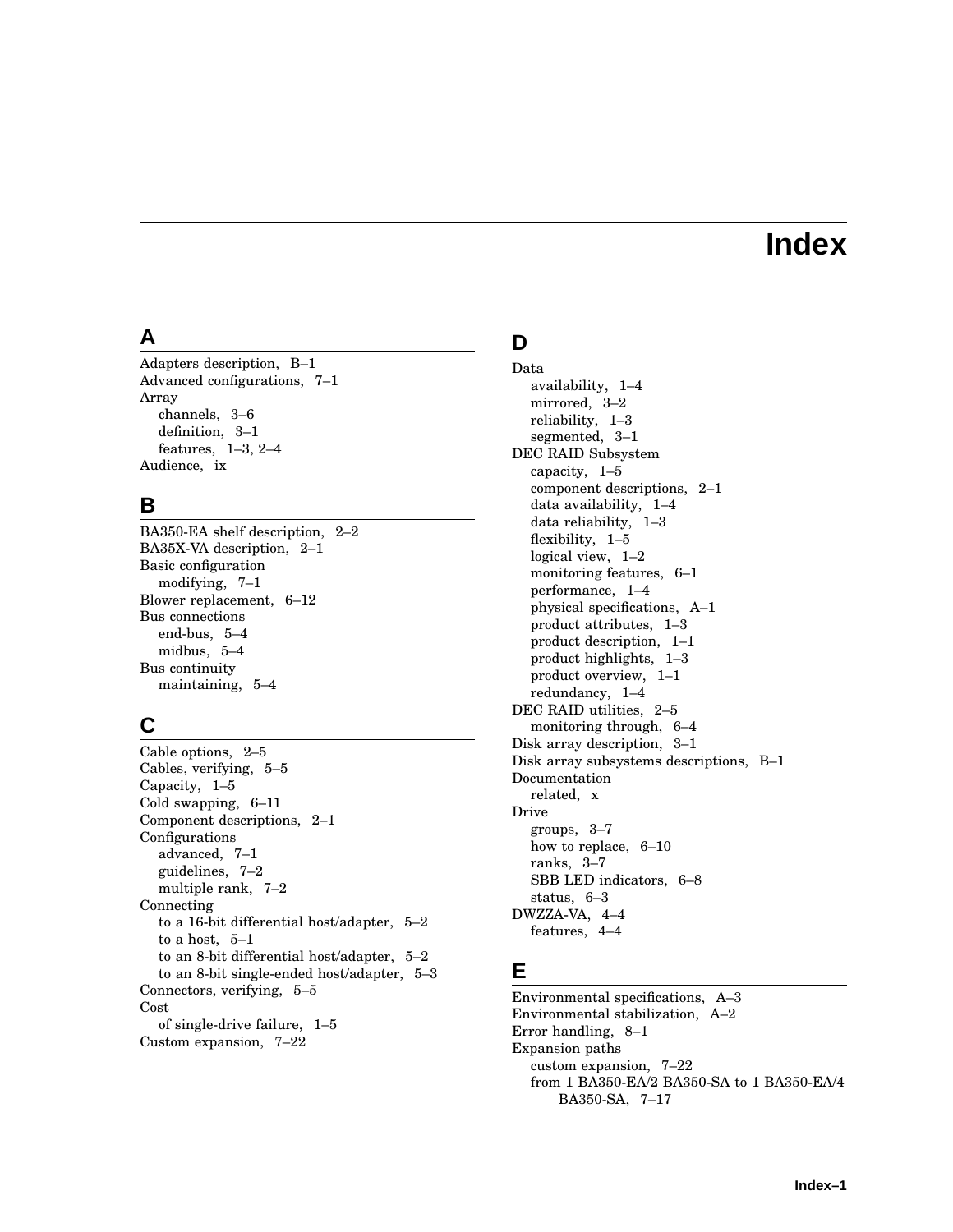# Index

## A

Adapters description, B–1
Advanced configurations, 7–1
Array
- channels, 3–6
- definition, 3–1
- features, 1–3, 2–4

Audience, ix

## B

BA350-EA shelf description, 2–2
BA35X-VA description, 2–1
Basic configuration
- modifying, 7–1

Blower replacement, 6–12
Bus connections
- end-bus, 5–4
- midbus, 5–4

Bus continuity
- maintaining, 5–4

## C

Cable options, 2–5
Cables, verifying, 5–5
Capacity, 1–5
Cold swapping, 6–11
Component descriptions, 2–1
Configurations
- advanced, 7–1
- guidelines, 7–2
- multiple rank, 7–2

Connecting
- to a 16-bit differential host/adapter, 5–2
- to a host, 5–1
- to an 8-bit differential host/adapter, 5–2
- to an 8-bit single-ended host/adapter, 5–3

Connectors, verifying, 5–5
Cost
- of single-drive failure, 1–5

Custom expansion, 7–22

## D

Data
- availability, 1–4
- mirrored, 3–2
- reliability, 1–3
- segmented, 3–1

DEC RAID Subsystem
- capacity, 1–5
- component descriptions, 2–1
- data availability, 1–4
- data reliability, 1–3
- flexibility, 1–5
- logical view, 1–2
- monitoring features, 6–1
- performance, 1–4
- physical specifications, A–1
- product attributes, 1–3
- product description, 1–1
- product highlights, 1–3
- product overview, 1–1
- redundancy, 1–4

DEC RAID utilities, 2–5
- monitoring through, 6–4

Disk array description, 3–1
Disk array subsystems descriptions, B–1
Documentation
- related, x

Drive
- groups, 3–7
- how to replace, 6–10
- ranks, 3–7
- SBB LED indicators, 6–8
- status, 6–3

DWZZA-VA, 4–4
- features, 4–4

## E

Environmental specifications, A–3
Environmental stabilization, A–2
Error handling, 8–1
Expansion paths
- custom expansion, 7–22
- from 1 BA350-EA/2 BA350-SA to 1 BA350-EA/4 BA350-SA, 7–17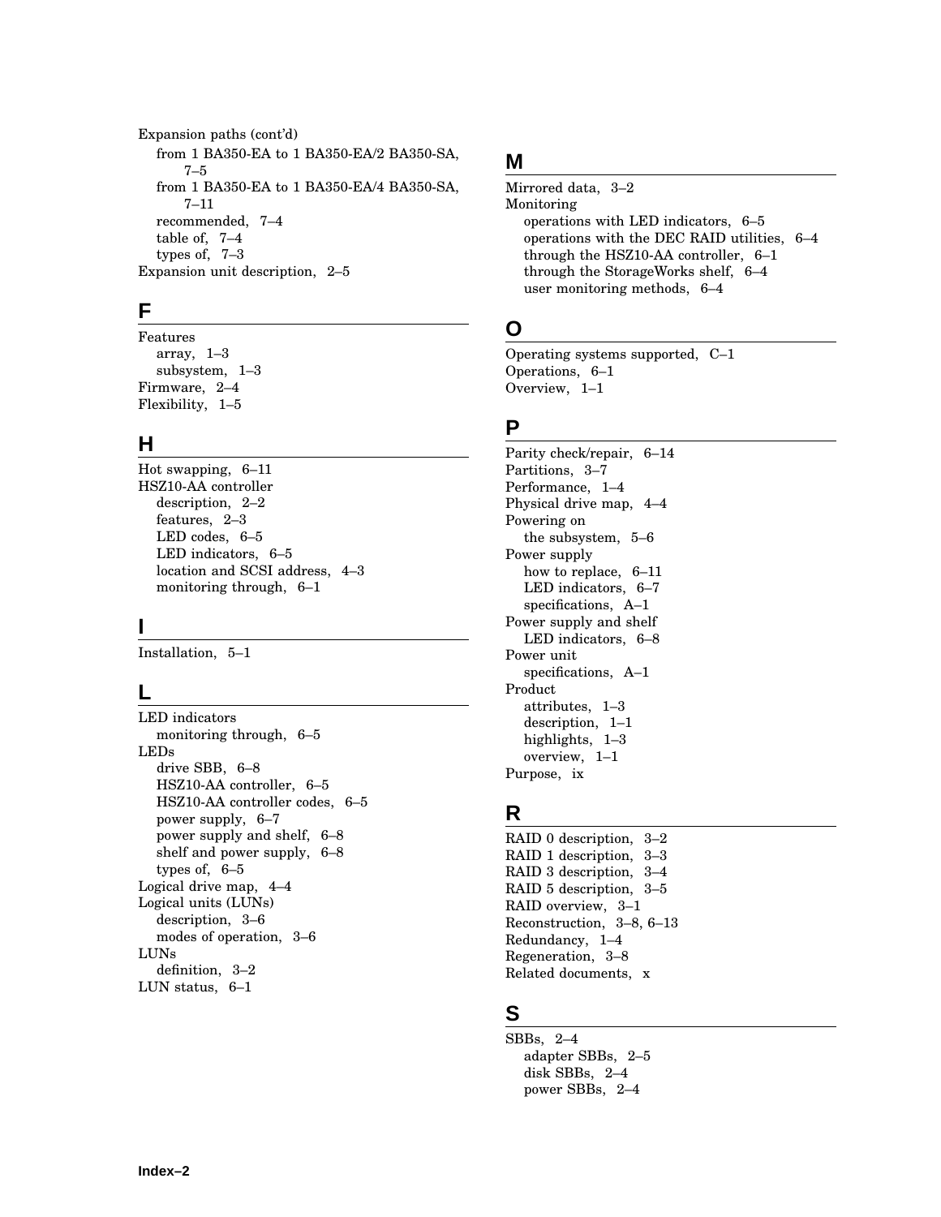Expansion paths (cont'd)
- from 1 BA350-EA to 1 BA350-EA/2 BA350-SA, 7–5
- from 1 BA350-EA to 1 BA350-EA/4 BA350-SA, 7–11
- recommended, 7–4
- table of, 7–4
- types of, 7–3

Expansion unit description, 2–5

## F

Features
- array, 1–3
- subsystem, 1–3

Firmware, 2–4
Flexibility, 1–5

## H

Hot swapping, 6–11
HSZ10-AA controller
- description, 2–2
- features, 2–3
- LED codes, 6–5
- LED indicators, 6–5
- location and SCSI address, 4–3
- monitoring through, 6–1

## I

Installation, 5–1

## L

LED indicators
- monitoring through, 6–5

LEDs
- drive SBB, 6–8
- HSZ10-AA controller, 6–5
- HSZ10-AA controller codes, 6–5
- power supply, 6–7
- power supply and shelf, 6–8
- shelf and power supply, 6–8
- types of, 6–5

Logical drive map, 4–4
Logical units (LUNs)
- description, 3–6
- modes of operation, 3–6

LUNs
- definition, 3–2

LUN status, 6–1

## M

Mirrored data, 3–2
Monitoring
- operations with LED indicators, 6–5
- operations with the DEC RAID utilities, 6–4
- through the HSZ10-AA controller, 6–1
- through the StorageWorks shelf, 6–4
- user monitoring methods, 6–4

## O

Operating systems supported, C–1
Operations, 6–1
Overview, 1–1

## P

Parity check/repair, 6–14
Partitions, 3–7
Performance, 1–4
Physical drive map, 4–4
Powering on
- the subsystem, 5–6

Power supply
- how to replace, 6–11
- LED indicators, 6–7
- specifications, A–1

Power supply and shelf
- LED indicators, 6–8

Power unit
- specifications, A–1

Product
- attributes, 1–3
- description, 1–1
- highlights, 1–3
- overview, 1–1

Purpose, ix

## R

RAID 0 description, 3–2
RAID 1 description, 3–3
RAID 3 description, 3–4
RAID 5 description, 3–5
RAID overview, 3–1
Reconstruction, 3–8, 6–13
Redundancy, 1–4
Regeneration, 3–8
Related documents, x

## S

SBBs, 2–4
- adapter SBBs, 2–5
- disk SBBs, 2–4
- power SBBs, 2–4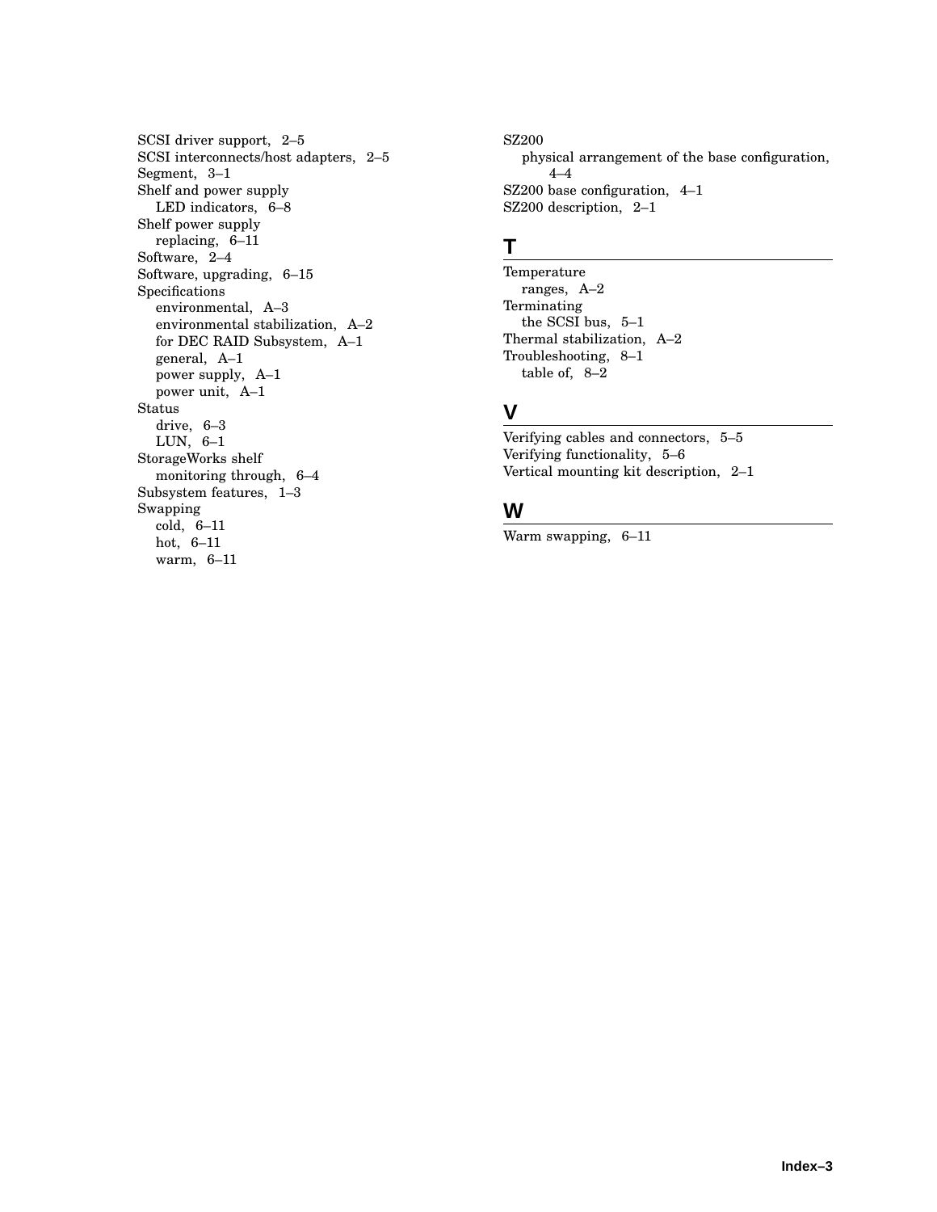SCSI driver support, 2–5
SCSI interconnects/host adapters, 2–5
Segment, 3–1
Shelf and power supply
  LED indicators, 6–8
Shelf power supply
  replacing, 6–11
Software, 2–4
Software, upgrading, 6–15
Specifications
  environmental, A–3
  environmental stabilization, A–2
  for DEC RAID Subsystem, A–1
  general, A–1
  power supply, A–1
  power unit, A–1
Status
  drive, 6–3
  LUN, 6–1
StorageWorks shelf
  monitoring through, 6–4
Subsystem features, 1–3
Swapping
  cold, 6–11
  hot, 6–11
  warm, 6–11
SZ200
  physical arrangement of the base configuration, 4–4
SZ200 base configuration, 4–1
SZ200 description, 2–1

## T

Temperature
  ranges, A–2
Terminating
  the SCSI bus, 5–1
Thermal stabilization, A–2
Troubleshooting, 8–1
  table of, 8–2

## V

Verifying cables and connectors, 5–5
Verifying functionality, 5–6
Vertical mounting kit description, 2–1

## W

Warm swapping, 6–11